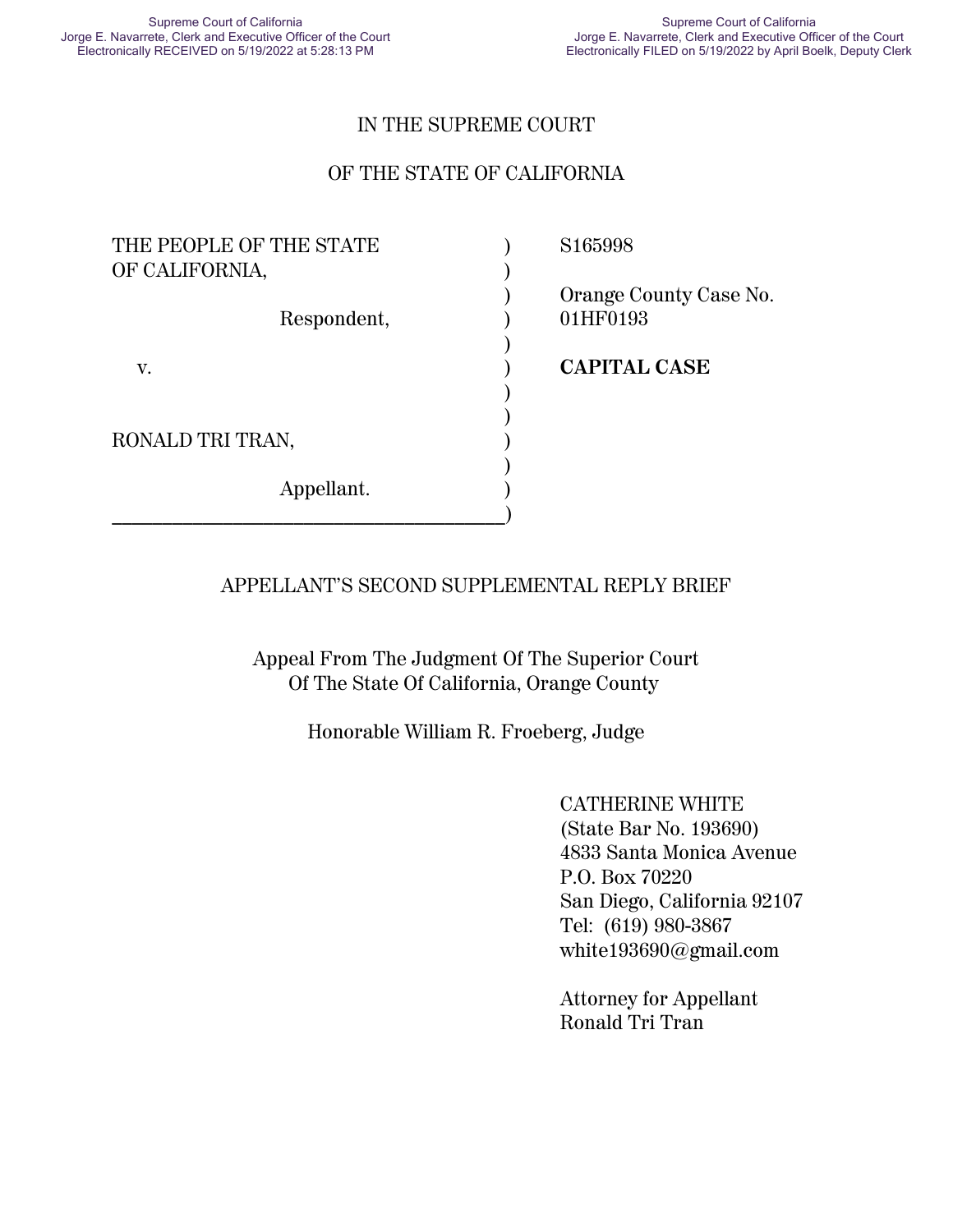Supreme Court of California
Jorge E. Navarrete, Clerk and Executive Officer of the Court
Electronically RECEIVED on 5/19/2022 at 5:28:13 PM

Supreme Court of California
Jorge E. Navarrete, Clerk and Executive Officer of the Court
Electronically FILED on 5/19/2022 by April Boelk, Deputy Clerk

IN THE SUPREME COURT

OF THE STATE OF CALIFORNIA

| | | |
|---|---|---|
| THE PEOPLE OF THE STATE OF CALIFORNIA, | ) | S165998 |
| Respondent, | ) | Orange County Case No. 01HF0193 |
| v. | ) | **CAPITAL CASE** |
| RONALD TRI TRAN, | ) | |
| Appellant. | ) | |

APPELLANT'S SECOND SUPPLEMENTAL REPLY BRIEF

Appeal From The Judgment Of The Superior Court
Of The State Of California, Orange County

Honorable William R. Froeberg, Judge

CATHERINE WHITE
(State Bar No. 193690)
4833 Santa Monica Avenue
P.O. Box 70220
San Diego, California 92107
Tel: (619) 980-3867
white193690@gmail.com

Attorney for Appellant
Ronald Tri Tran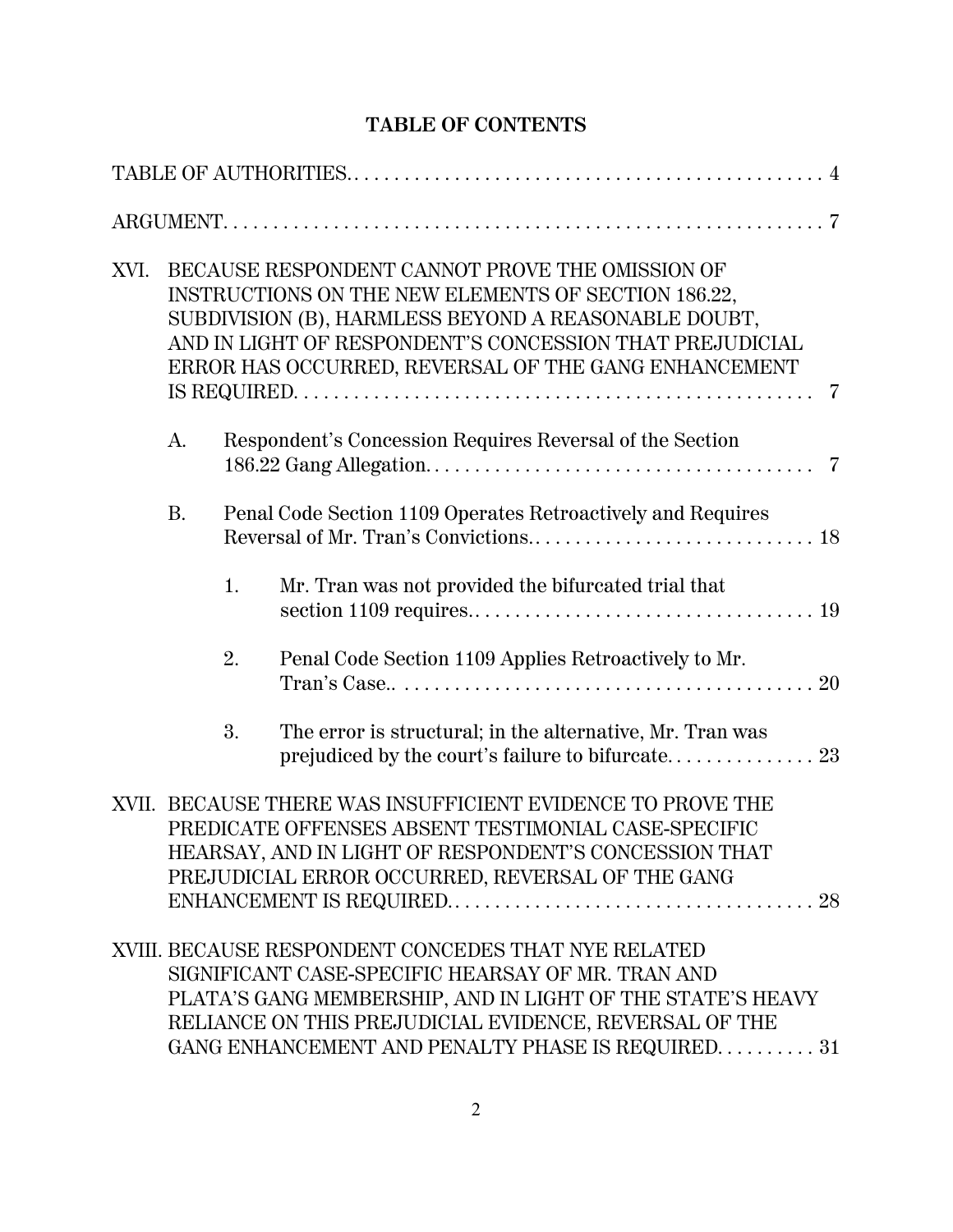# TABLE OF CONTENTS

TABLE OF AUTHORITIES. . . . . . . . . . . . . . . . . . . . . . . . . . . . . . . . . . . . . . . . . . . . . . . . 4

ARGUMENT. . . . . . . . . . . . . . . . . . . . . . . . . . . . . . . . . . . . . . . . . . . . . . . . . . . . . . . . . . . 7

XVI. BECAUSE RESPONDENT CANNOT PROVE THE OMISSION OF INSTRUCTIONS ON THE NEW ELEMENTS OF SECTION 186.22, SUBDIVISION (B), HARMLESS BEYOND A REASONABLE DOUBT, AND IN LIGHT OF RESPONDENT'S CONCESSION THAT PREJUDICIAL ERROR HAS OCCURRED, REVERSAL OF THE GANG ENHANCEMENT IS REQUIRED. . . . . . . . . . . . . . . . . . . . . . . . . . . . . . . . . . . . . . . . . . . . . . . . . 7

- A. Respondent's Concession Requires Reversal of the Section 186.22 Gang Allegation. . . . . . . . . . . . . . . . . . . . . . . . . . . . . . . . . . . . . . 7
- B. Penal Code Section 1109 Operates Retroactively and Requires Reversal of Mr. Tran's Convictions.. . . . . . . . . . . . . . . . . . . . . . . . . . . . . 18
  - 1. Mr. Tran was not provided the bifurcated trial that section 1109 requires.. . . . . . . . . . . . . . . . . . . . . . . . . . . . . . . . . . . 19
  - 2. Penal Code Section 1109 Applies Retroactively to Mr. Tran's Case.. . . . . . . . . . . . . . . . . . . . . . . . . . . . . . . . . . . . . . . . . . 20
  - 3. The error is structural; in the alternative, Mr. Tran was prejudiced by the court's failure to bifurcate. . . . . . . . . . . . . . . 23

XVII. BECAUSE THERE WAS INSUFFICIENT EVIDENCE TO PROVE THE PREDICATE OFFENSES ABSENT TESTIMONIAL CASE-SPECIFIC HEARSAY, AND IN LIGHT OF RESPONDENT'S CONCESSION THAT PREJUDICIAL ERROR OCCURRED, REVERSAL OF THE GANG ENHANCEMENT IS REQUIRED. . . . . . . . . . . . . . . . . . . . . . . . . . . . . . . . . . . . 28

XVIII. BECAUSE RESPONDENT CONCEDES THAT NYE RELATED SIGNIFICANT CASE-SPECIFIC HEARSAY OF MR. TRAN AND PLATA'S GANG MEMBERSHIP, AND IN LIGHT OF THE STATE'S HEAVY RELIANCE ON THIS PREJUDICIAL EVIDENCE, REVERSAL OF THE GANG ENHANCEMENT AND PENALTY PHASE IS REQUIRED. . . . . . . . . . 31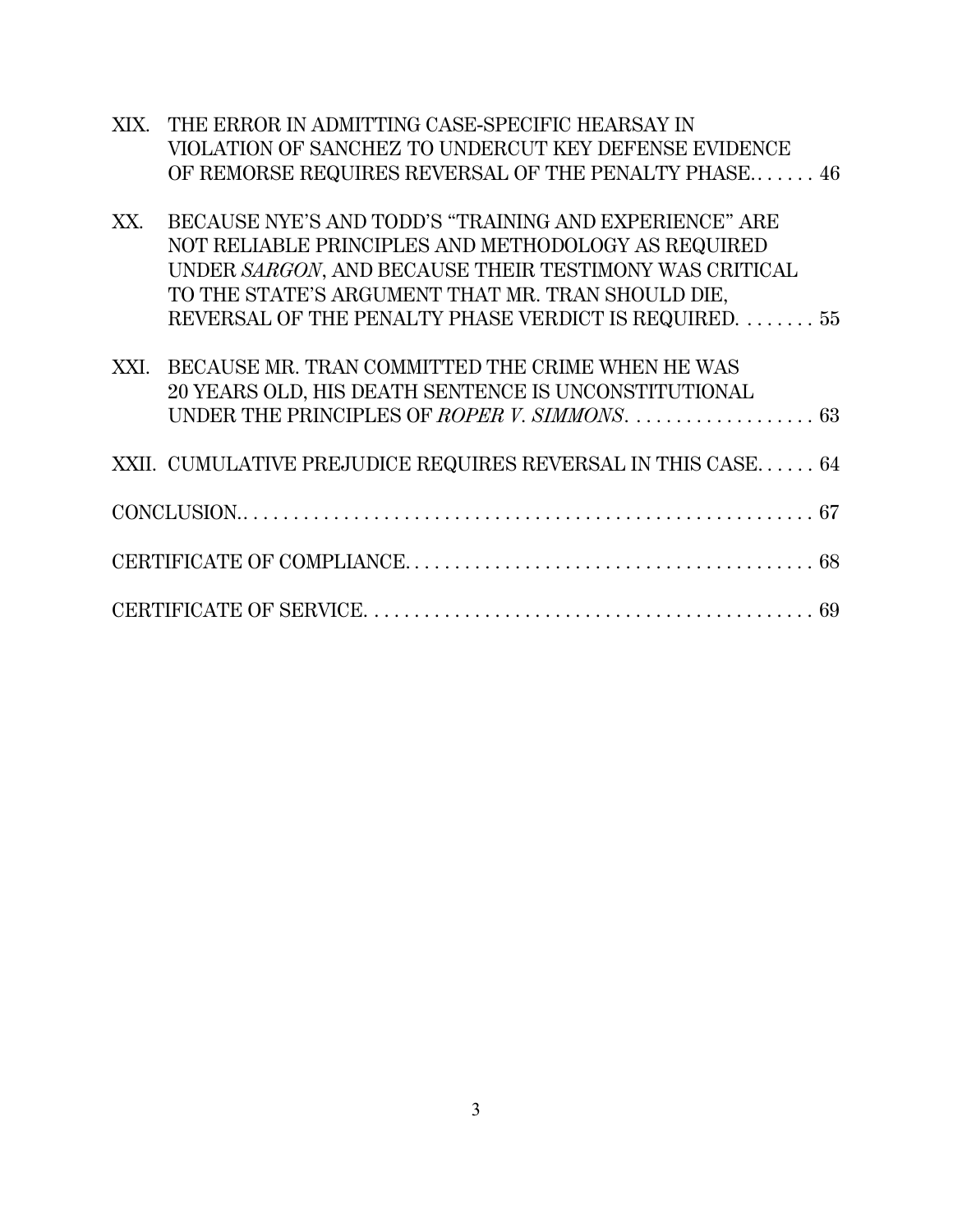XIX. THE ERROR IN ADMITTING CASE-SPECIFIC HEARSAY IN VIOLATION OF SANCHEZ TO UNDERCUT KEY DEFENSE EVIDENCE OF REMORSE REQUIRES REVERSAL OF THE PENALTY PHASE. . . . . . . 46

XX. BECAUSE NYE'S AND TODD'S "TRAINING AND EXPERIENCE" ARE NOT RELIABLE PRINCIPLES AND METHODOLOGY AS REQUIRED UNDER *SARGON*, AND BECAUSE THEIR TESTIMONY WAS CRITICAL TO THE STATE'S ARGUMENT THAT MR. TRAN SHOULD DIE, REVERSAL OF THE PENALTY PHASE VERDICT IS REQUIRED. . . . . . . . 55

XXI. BECAUSE MR. TRAN COMMITTED THE CRIME WHEN HE WAS 20 YEARS OLD, HIS DEATH SENTENCE IS UNCONSTITUTIONAL UNDER THE PRINCIPLES OF *ROPER V. SIMMONS*. . . . . . . . . . . . . . . . . . . 63

XXII. CUMULATIVE PREJUDICE REQUIRES REVERSAL IN THIS CASE. . . . . . 64

CONCLUSION. . . . . . . . . . . . . . . . . . . . . . . . . . . . . . . . . . . . . . . . . . . . . . . . . . . . . . . . . 67

CERTIFICATE OF COMPLIANCE. . . . . . . . . . . . . . . . . . . . . . . . . . . . . . . . . . . . . . . . 68

CERTIFICATE OF SERVICE. . . . . . . . . . . . . . . . . . . . . . . . . . . . . . . . . . . . . . . . . . . . 69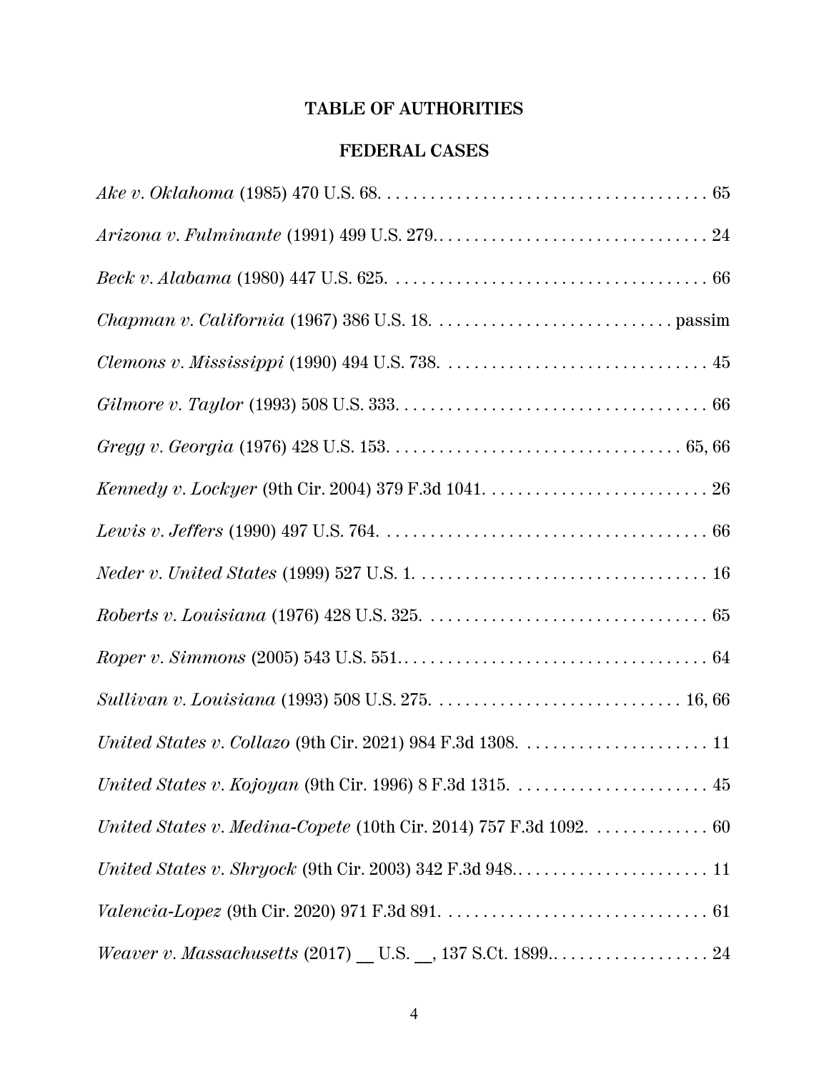# TABLE OF AUTHORITIES

## FEDERAL CASES

*Ake v. Oklahoma* (1985) 470 U.S. 68. . . . . . . . . . . . . . . . . . . . . . . . . . . . . . . . . . . . . . 65

*Arizona v. Fulminante* (1991) 499 U.S. 279.. . . . . . . . . . . . . . . . . . . . . . . . . . . . . . . 24

*Beck v. Alabama* (1980) 447 U.S. 625. . . . . . . . . . . . . . . . . . . . . . . . . . . . . . . . . . . . . 66

*Chapman v. California* (1967) 386 U.S. 18. . . . . . . . . . . . . . . . . . . . . . . . . . . . passim

*Clemons v. Mississippi* (1990) 494 U.S. 738. . . . . . . . . . . . . . . . . . . . . . . . . . . . . . . 45

*Gilmore v. Taylor* (1993) 508 U.S. 333. . . . . . . . . . . . . . . . . . . . . . . . . . . . . . . . . . . . 66

*Gregg v. Georgia* (1976) 428 U.S. 153. . . . . . . . . . . . . . . . . . . . . . . . . . . . . . . . . 65, 66

*Kennedy v. Lockyer* (9th Cir. 2004) 379 F.3d 1041. . . . . . . . . . . . . . . . . . . . . . . . . . 26

*Lewis v. Jeffers* (1990) 497 U.S. 764. . . . . . . . . . . . . . . . . . . . . . . . . . . . . . . . . . . . . . 66

*Neder v. United States* (1999) 527 U.S. 1. . . . . . . . . . . . . . . . . . . . . . . . . . . . . . . . . . 16

*Roberts v. Louisiana* (1976) 428 U.S. 325. . . . . . . . . . . . . . . . . . . . . . . . . . . . . . . . . 65

*Roper v. Simmons* (2005) 543 U.S. 551.. . . . . . . . . . . . . . . . . . . . . . . . . . . . . . . . . . . 64

*Sullivan v. Louisiana* (1993) 508 U.S. 275. . . . . . . . . . . . . . . . . . . . . . . . . . . . . 16, 66

*United States v. Collazo* (9th Cir. 2021) 984 F.3d 1308. . . . . . . . . . . . . . . . . . . . . . 11

*United States v. Kojoyan* (9th Cir. 1996) 8 F.3d 1315. . . . . . . . . . . . . . . . . . . . . . . 45

*United States v. Medina-Copete* (10th Cir. 2014) 757 F.3d 1092. . . . . . . . . . . . . 60

*United States v. Shryock* (9th Cir. 2003) 342 F.3d 948.. . . . . . . . . . . . . . . . . . . . . . 11

*Valencia-Lopez* (9th Cir. 2020) 971 F.3d 891. . . . . . . . . . . . . . . . . . . . . . . . . . . . . . . 61

*Weaver v. Massachusetts* (2017) __ U.S. __, 137 S.Ct. 1899.. . . . . . . . . . . . . . . . . . 24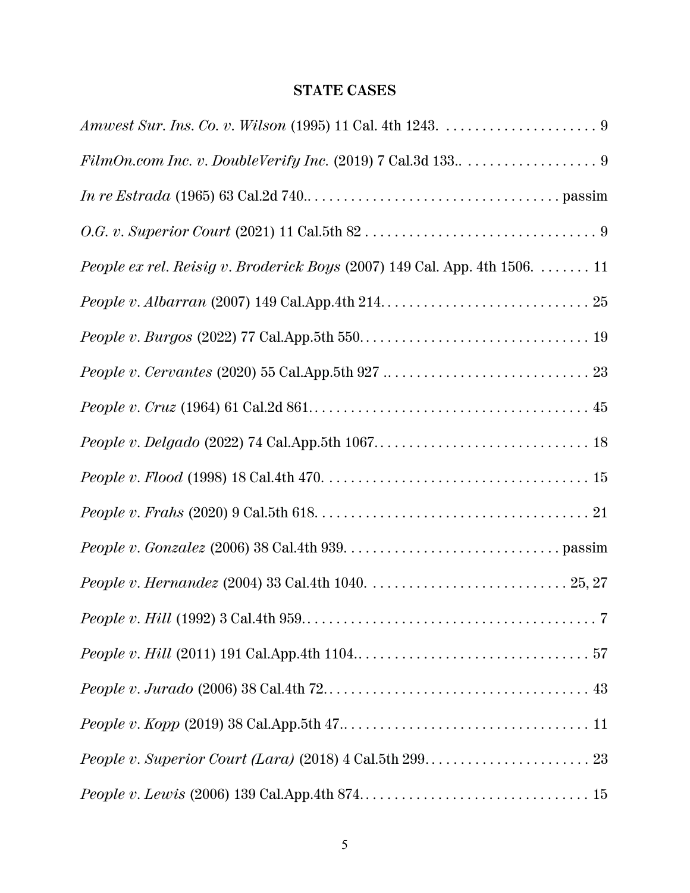## STATE CASES

*Amwest Sur. Ins. Co. v. Wilson* (1995) 11 Cal. 4th 1243. . . . . . . . . . . . . . . . . . . . . . 9

*FilmOn.com Inc. v. DoubleVerify Inc.* (2019) 7 Cal.3d 133.. . . . . . . . . . . . . . . . . . . 9

*In re Estrada* (1965) 63 Cal.2d 740.. . . . . . . . . . . . . . . . . . . . . . . . . . . . . . . . . . . passim

*O.G. v. Superior Court* (2021) 11 Cal.5th 82 . . . . . . . . . . . . . . . . . . . . . . . . . . . . . . . . 9

*People ex rel. Reisig v. Broderick Boys* (2007) 149 Cal. App. 4th 1506. . . . . . . . 11

*People v. Albarran* (2007) 149 Cal.App.4th 214. . . . . . . . . . . . . . . . . . . . . . . . . . . . . 25

*People v. Burgos* (2022) 77 Cal.App.5th 550. . . . . . . . . . . . . . . . . . . . . . . . . . . . . . . . 19

*People v. Cervantes* (2020) 55 Cal.App.5th 927 .. . . . . . . . . . . . . . . . . . . . . . . . . . . . 23

*People v. Cruz* (1964) 61 Cal.2d 861. . . . . . . . . . . . . . . . . . . . . . . . . . . . . . . . . . . . . . . 45

*People v. Delgado* (2022) 74 Cal.App.5th 1067. . . . . . . . . . . . . . . . . . . . . . . . . . . . . . 18

*People v. Flood* (1998) 18 Cal.4th 470. . . . . . . . . . . . . . . . . . . . . . . . . . . . . . . . . . . . . 15

*People v. Frahs* (2020) 9 Cal.5th 618. . . . . . . . . . . . . . . . . . . . . . . . . . . . . . . . . . . . . . 21

*People v. Gonzalez* (2006) 38 Cal.4th 939. . . . . . . . . . . . . . . . . . . . . . . . . . . . . . passim

*People v. Hernandez* (2004) 33 Cal.4th 1040. . . . . . . . . . . . . . . . . . . . . . . . . . . . 25, 27

*People v. Hill* (1992) 3 Cal.4th 959. . . . . . . . . . . . . . . . . . . . . . . . . . . . . . . . . . . . . . . . . 7

*People v. Hill* (2011) 191 Cal.App.4th 1104.. . . . . . . . . . . . . . . . . . . . . . . . . . . . . . . . 57

*People v. Jurado* (2006) 38 Cal.4th 72. . . . . . . . . . . . . . . . . . . . . . . . . . . . . . . . . . . . . 43

*People v. Kopp* (2019) 38 Cal.App.5th 47.. . . . . . . . . . . . . . . . . . . . . . . . . . . . . . . . . . 11

*People v. Superior Court (Lara)* (2018) 4 Cal.5th 299. . . . . . . . . . . . . . . . . . . . . . . 23

*People v. Lewis* (2006) 139 Cal.App.4th 874. . . . . . . . . . . . . . . . . . . . . . . . . . . . . . . . 15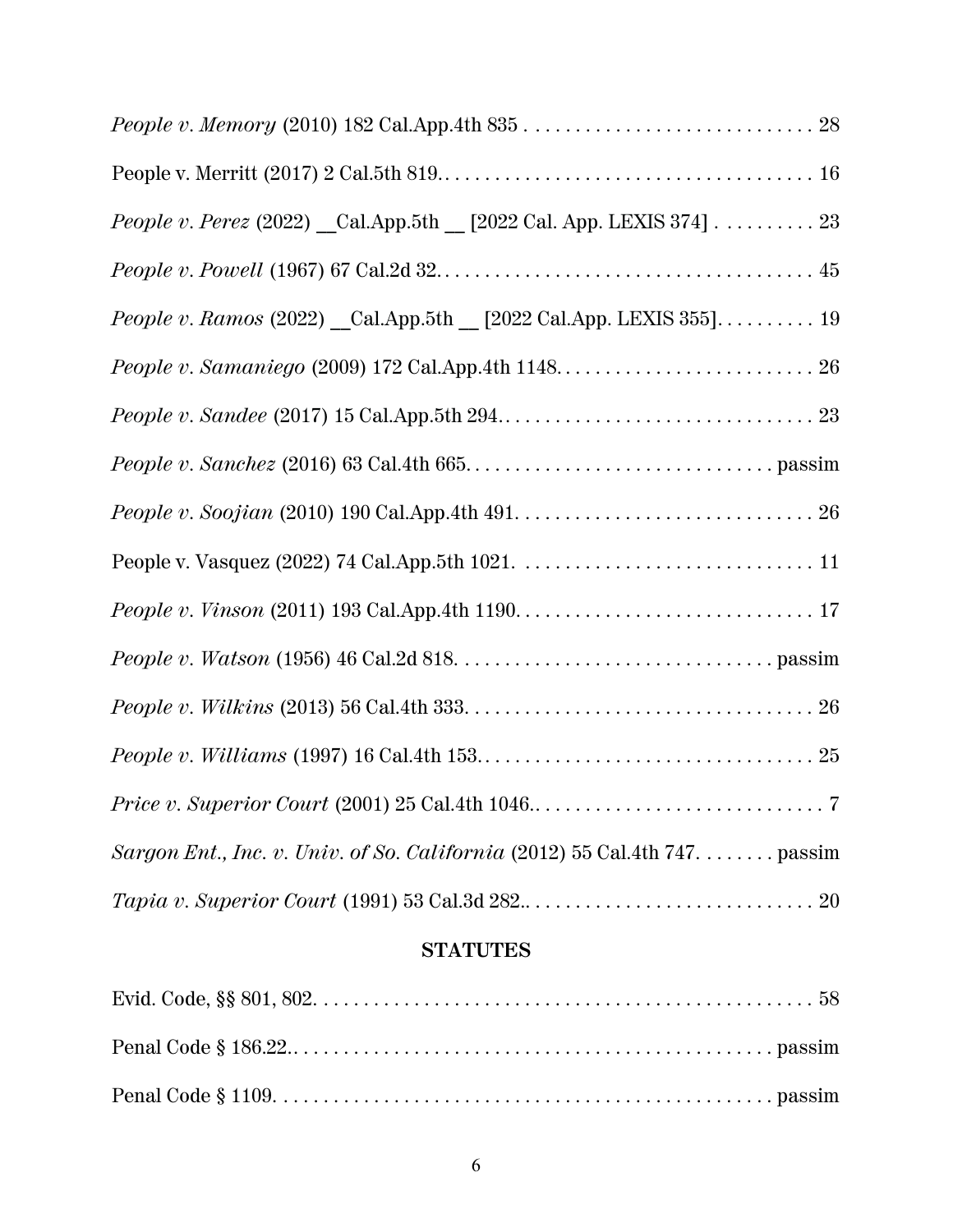*People v. Memory* (2010) 182 Cal.App.4th 835 . . . . . . . . . . . . . . . . . . . . . . . . . . . . . 28

People v. Merritt (2017) 2 Cal.5th 819. . . . . . . . . . . . . . . . . . . . . . . . . . . . . . . . . . . . . . 16

*People v. Perez* (2022) __Cal.App.5th __ [2022 Cal. App. LEXIS 374] . . . . . . . . . . 23

*People v. Powell* (1967) 67 Cal.2d 32. . . . . . . . . . . . . . . . . . . . . . . . . . . . . . . . . . . . . . 45

*People v. Ramos* (2022) __Cal.App.5th __ [2022 Cal.App. LEXIS 355]. . . . . . . . . . 19

*People v. Samaniego* (2009) 172 Cal.App.4th 1148. . . . . . . . . . . . . . . . . . . . . . . . . . 26

*People v. Sandee* (2017) 15 Cal.App.5th 294. . . . . . . . . . . . . . . . . . . . . . . . . . . . . . . . 23

*People v. Sanchez* (2016) 63 Cal.4th 665. . . . . . . . . . . . . . . . . . . . . . . . . . . . . . . passim

*People v. Soojian* (2010) 190 Cal.App.4th 491. . . . . . . . . . . . . . . . . . . . . . . . . . . . . . 26

People v. Vasquez (2022) 74 Cal.App.5th 1021. . . . . . . . . . . . . . . . . . . . . . . . . . . . . . 11

*People v. Vinson* (2011) 193 Cal.App.4th 1190. . . . . . . . . . . . . . . . . . . . . . . . . . . . . . 17

*People v. Watson* (1956) 46 Cal.2d 818. . . . . . . . . . . . . . . . . . . . . . . . . . . . . . . . passim

*People v. Wilkins* (2013) 56 Cal.4th 333. . . . . . . . . . . . . . . . . . . . . . . . . . . . . . . . . . . 26

*People v. Williams* (1997) 16 Cal.4th 153. . . . . . . . . . . . . . . . . . . . . . . . . . . . . . . . . . 25

*Price v. Superior Court* (2001) 25 Cal.4th 1046.. . . . . . . . . . . . . . . . . . . . . . . . . . . . . 7

*Sargon Ent., Inc. v. Univ. of So. California* (2012) 55 Cal.4th 747. . . . . . . . passim

*Tapia v. Superior Court* (1991) 53 Cal.3d 282.. . . . . . . . . . . . . . . . . . . . . . . . . . . . . 20

**STATUTES**

Evid. Code, §§ 801, 802. . . . . . . . . . . . . . . . . . . . . . . . . . . . . . . . . . . . . . . . . . . . . . . . . 58

Penal Code § 186.22.. . . . . . . . . . . . . . . . . . . . . . . . . . . . . . . . . . . . . . . . . . . . . . . passim

Penal Code § 1109. . . . . . . . . . . . . . . . . . . . . . . . . . . . . . . . . . . . . . . . . . . . . . . . . passim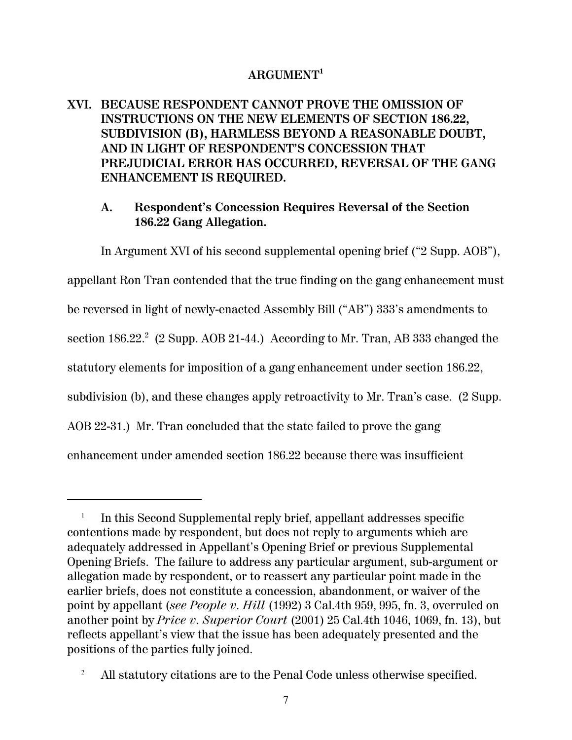# ARGUMENT[1]

## XVI. BECAUSE RESPONDENT CANNOT PROVE THE OMISSION OF INSTRUCTIONS ON THE NEW ELEMENTS OF SECTION 186.22, SUBDIVISION (B), HARMLESS BEYOND A REASONABLE DOUBT, AND IN LIGHT OF RESPONDENT'S CONCESSION THAT PREJUDICIAL ERROR HAS OCCURRED, REVERSAL OF THE GANG ENHANCEMENT IS REQUIRED.

### A. Respondent's Concession Requires Reversal of the Section 186.22 Gang Allegation.

In Argument XVI of his second supplemental opening brief ("2 Supp. AOB"), appellant Ron Tran contended that the true finding on the gang enhancement must be reversed in light of newly-enacted Assembly Bill ("AB") 333's amendments to section 186.22.[2] (2 Supp. AOB 21-44.) According to Mr. Tran, AB 333 changed the statutory elements for imposition of a gang enhancement under section 186.22, subdivision (b), and these changes apply retroactivity to Mr. Tran's case. (2 Supp. AOB 22-31.) Mr. Tran concluded that the state failed to prove the gang enhancement under amended section 186.22 because there was insufficient

---

[1] In this Second Supplemental reply brief, appellant addresses specific contentions made by respondent, but does not reply to arguments which are adequately addressed in Appellant's Opening Brief or previous Supplemental Opening Briefs. The failure to address any particular argument, sub-argument or allegation made by respondent, or to reassert any particular point made in the earlier briefs, does not constitute a concession, abandonment, or waiver of the point by appellant (*see People v. Hill* (1992) 3 Cal.4th 959, 995, fn. 3, overruled on another point by *Price v. Superior Court* (2001) 25 Cal.4th 1046, 1069, fn. 13), but reflects appellant's view that the issue has been adequately presented and the positions of the parties fully joined.

[2] All statutory citations are to the Penal Code unless otherwise specified.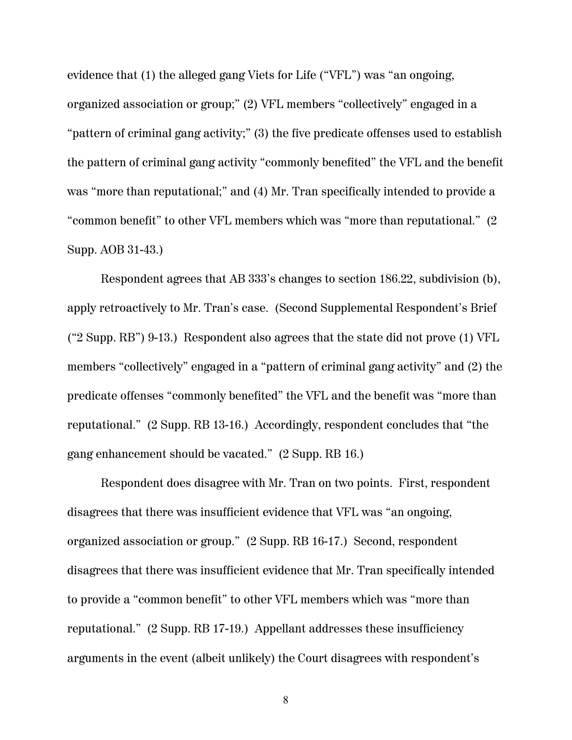evidence that (1) the alleged gang Viets for Life ("VFL") was "an ongoing, organized association or group;" (2) VFL members "collectively" engaged in a "pattern of criminal gang activity;" (3) the five predicate offenses used to establish the pattern of criminal gang activity "commonly benefited" the VFL and the benefit was "more than reputational;" and (4) Mr. Tran specifically intended to provide a "common benefit" to other VFL members which was "more than reputational." (2 Supp. AOB 31-43.)

Respondent agrees that AB 333's changes to section 186.22, subdivision (b), apply retroactively to Mr. Tran's case. (Second Supplemental Respondent's Brief ("2 Supp. RB") 9-13.) Respondent also agrees that the state did not prove (1) VFL members "collectively" engaged in a "pattern of criminal gang activity" and (2) the predicate offenses "commonly benefited" the VFL and the benefit was "more than reputational." (2 Supp. RB 13-16.) Accordingly, respondent concludes that "the gang enhancement should be vacated." (2 Supp. RB 16.)

Respondent does disagree with Mr. Tran on two points. First, respondent disagrees that there was insufficient evidence that VFL was "an ongoing, organized association or group." (2 Supp. RB 16-17.) Second, respondent disagrees that there was insufficient evidence that Mr. Tran specifically intended to provide a "common benefit" to other VFL members which was "more than reputational." (2 Supp. RB 17-19.) Appellant addresses these insufficiency arguments in the event (albeit unlikely) the Court disagrees with respondent's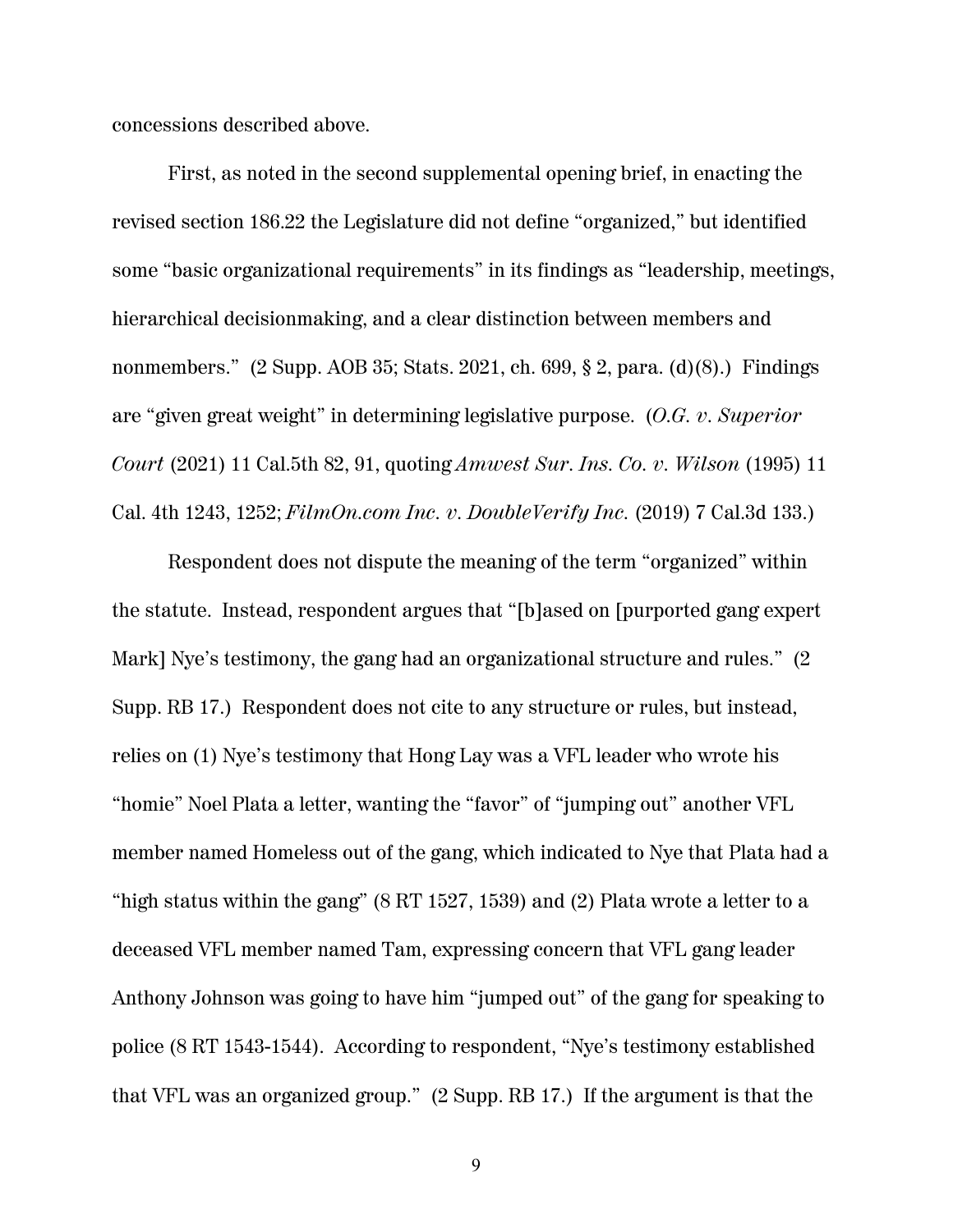concessions described above.

First, as noted in the second supplemental opening brief, in enacting the revised section 186.22 the Legislature did not define "organized," but identified some "basic organizational requirements" in its findings as "leadership, meetings, hierarchical decisionmaking, and a clear distinction between members and nonmembers." (2 Supp. AOB 35; Stats. 2021, ch. 699, § 2, para. (d)(8).) Findings are "given great weight" in determining legislative purpose. (*O.G. v. Superior Court* (2021) 11 Cal.5th 82, 91, quoting *Amwest Sur. Ins. Co. v. Wilson* (1995) 11 Cal. 4th 1243, 1252; *FilmOn.com Inc. v. DoubleVerify Inc.* (2019) 7 Cal.3d 133.)

Respondent does not dispute the meaning of the term "organized" within the statute. Instead, respondent argues that "[b]ased on [purported gang expert Mark] Nye's testimony, the gang had an organizational structure and rules." (2 Supp. RB 17.) Respondent does not cite to any structure or rules, but instead, relies on (1) Nye's testimony that Hong Lay was a VFL leader who wrote his "homie" Noel Plata a letter, wanting the "favor" of "jumping out" another VFL member named Homeless out of the gang, which indicated to Nye that Plata had a "high status within the gang" (8 RT 1527, 1539) and (2) Plata wrote a letter to a deceased VFL member named Tam, expressing concern that VFL gang leader Anthony Johnson was going to have him "jumped out" of the gang for speaking to police (8 RT 1543-1544). According to respondent, "Nye's testimony established that VFL was an organized group." (2 Supp. RB 17.) If the argument is that the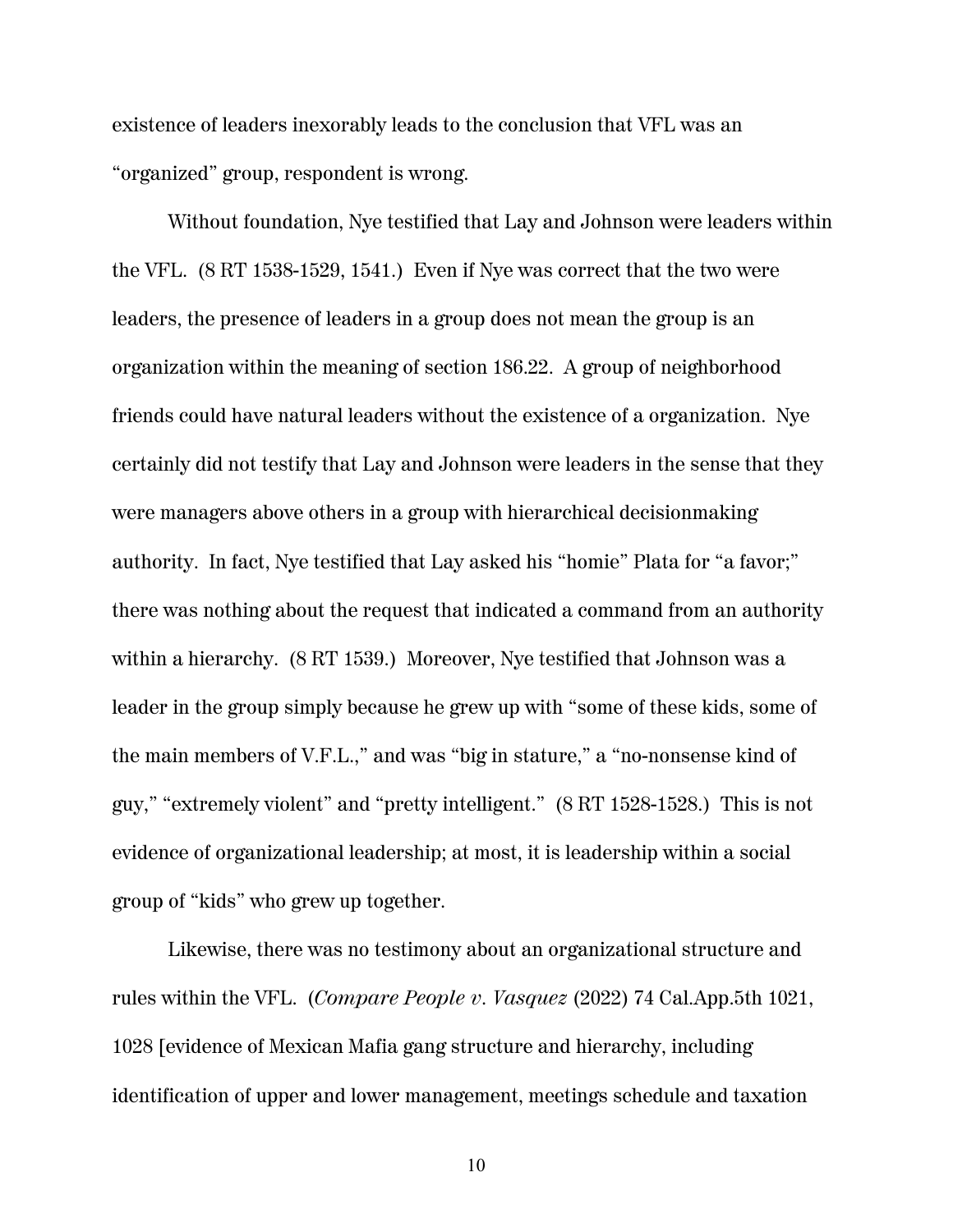existence of leaders inexorably leads to the conclusion that VFL was an "organized" group, respondent is wrong.

Without foundation, Nye testified that Lay and Johnson were leaders within the VFL. (8 RT 1538-1529, 1541.) Even if Nye was correct that the two were leaders, the presence of leaders in a group does not mean the group is an organization within the meaning of section 186.22. A group of neighborhood friends could have natural leaders without the existence of a organization. Nye certainly did not testify that Lay and Johnson were leaders in the sense that they were managers above others in a group with hierarchical decisionmaking authority. In fact, Nye testified that Lay asked his "homie" Plata for "a favor;" there was nothing about the request that indicated a command from an authority within a hierarchy. (8 RT 1539.) Moreover, Nye testified that Johnson was a leader in the group simply because he grew up with "some of these kids, some of the main members of V.F.L.," and was "big in stature," a "no-nonsense kind of guy," "extremely violent" and "pretty intelligent." (8 RT 1528-1528.) This is not evidence of organizational leadership; at most, it is leadership within a social group of "kids" who grew up together.

Likewise, there was no testimony about an organizational structure and rules within the VFL. (*Compare People v. Vasquez* (2022) 74 Cal.App.5th 1021, 1028 [evidence of Mexican Mafia gang structure and hierarchy, including identification of upper and lower management, meetings schedule and taxation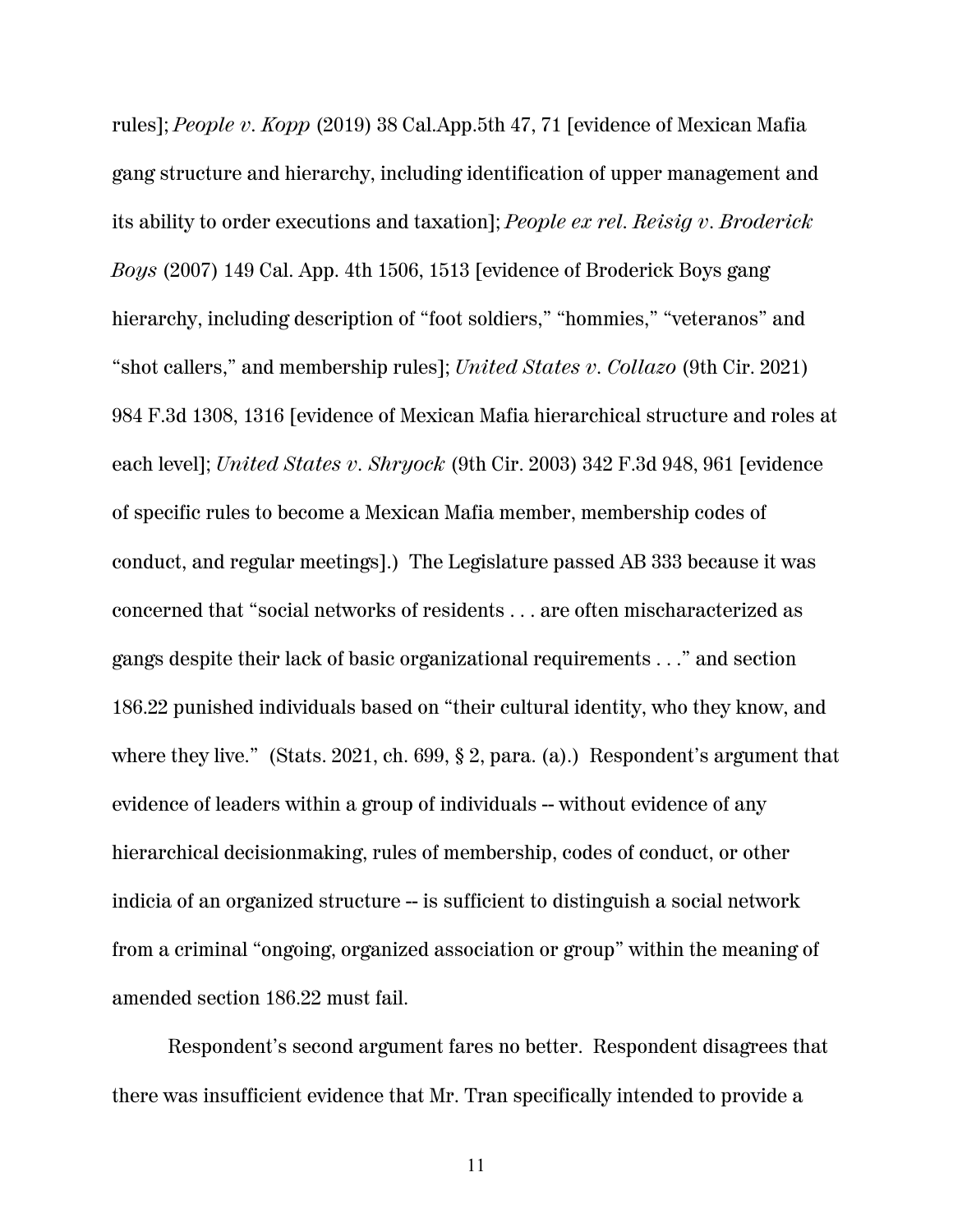rules]; *People v. Kopp* (2019) 38 Cal.App.5th 47, 71 [evidence of Mexican Mafia gang structure and hierarchy, including identification of upper management and its ability to order executions and taxation]; *People ex rel. Reisig v. Broderick Boys* (2007) 149 Cal. App. 4th 1506, 1513 [evidence of Broderick Boys gang hierarchy, including description of "foot soldiers," "hommies," "veteranos" and "shot callers," and membership rules]; *United States v. Collazo* (9th Cir. 2021) 984 F.3d 1308, 1316 [evidence of Mexican Mafia hierarchical structure and roles at each level]; *United States v. Shryock* (9th Cir. 2003) 342 F.3d 948, 961 [evidence of specific rules to become a Mexican Mafia member, membership codes of conduct, and regular meetings].) The Legislature passed AB 333 because it was concerned that "social networks of residents . . . are often mischaracterized as gangs despite their lack of basic organizational requirements . . ." and section 186.22 punished individuals based on "their cultural identity, who they know, and where they live." (Stats. 2021, ch. 699, § 2, para. (a).) Respondent's argument that evidence of leaders within a group of individuals -- without evidence of any hierarchical decisionmaking, rules of membership, codes of conduct, or other indicia of an organized structure -- is sufficient to distinguish a social network from a criminal "ongoing, organized association or group" within the meaning of amended section 186.22 must fail.

Respondent's second argument fares no better. Respondent disagrees that there was insufficient evidence that Mr. Tran specifically intended to provide a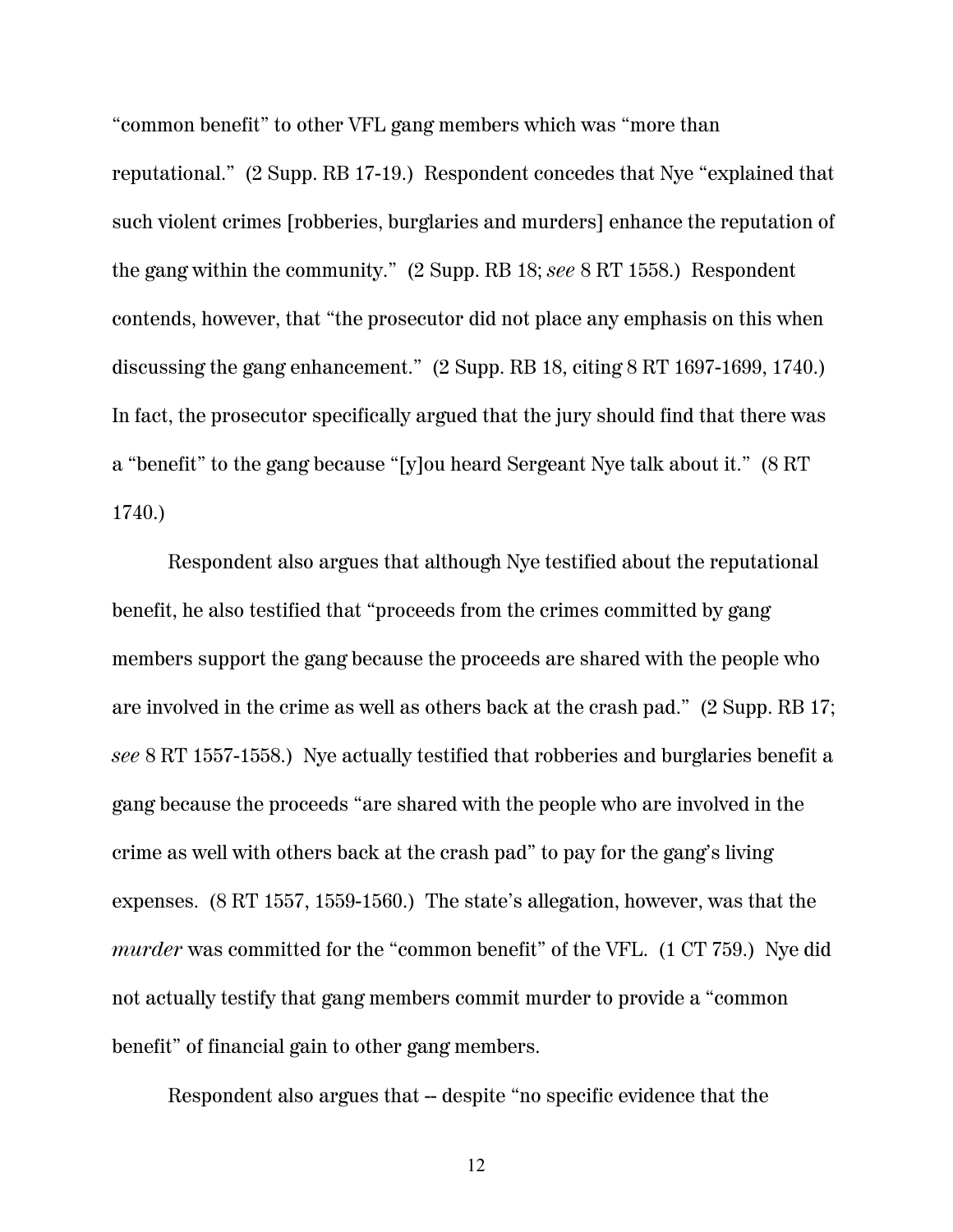"common benefit" to other VFL gang members which was "more than reputational." (2 Supp. RB 17-19.) Respondent concedes that Nye "explained that such violent crimes [robberies, burglaries and murders] enhance the reputation of the gang within the community." (2 Supp. RB 18; *see* 8 RT 1558.) Respondent contends, however, that "the prosecutor did not place any emphasis on this when discussing the gang enhancement." (2 Supp. RB 18, citing 8 RT 1697-1699, 1740.) In fact, the prosecutor specifically argued that the jury should find that there was a "benefit" to the gang because "[y]ou heard Sergeant Nye talk about it." (8 RT 1740.)

Respondent also argues that although Nye testified about the reputational benefit, he also testified that "proceeds from the crimes committed by gang members support the gang because the proceeds are shared with the people who are involved in the crime as well as others back at the crash pad." (2 Supp. RB 17; *see* 8 RT 1557-1558.) Nye actually testified that robberies and burglaries benefit a gang because the proceeds "are shared with the people who are involved in the crime as well with others back at the crash pad" to pay for the gang's living expenses. (8 RT 1557, 1559-1560.) The state's allegation, however, was that the *murder* was committed for the "common benefit" of the VFL. (1 CT 759.) Nye did not actually testify that gang members commit murder to provide a "common benefit" of financial gain to other gang members.

Respondent also argues that -- despite "no specific evidence that the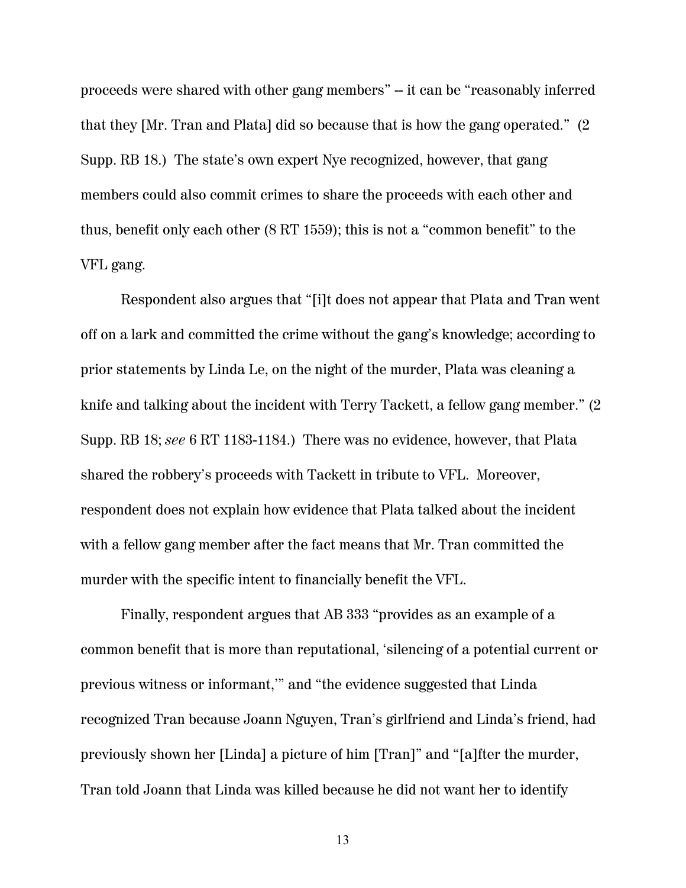proceeds were shared with other gang members" -- it can be "reasonably inferred that they [Mr. Tran and Plata] did so because that is how the gang operated." (2 Supp. RB 18.) The state's own expert Nye recognized, however, that gang members could also commit crimes to share the proceeds with each other and thus, benefit only each other (8 RT 1559); this is not a "common benefit" to the VFL gang.

Respondent also argues that "[i]t does not appear that Plata and Tran went off on a lark and committed the crime without the gang's knowledge; according to prior statements by Linda Le, on the night of the murder, Plata was cleaning a knife and talking about the incident with Terry Tackett, a fellow gang member." (2 Supp. RB 18; *see* 6 RT 1183-1184.) There was no evidence, however, that Plata shared the robbery's proceeds with Tackett in tribute to VFL. Moreover, respondent does not explain how evidence that Plata talked about the incident with a fellow gang member after the fact means that Mr. Tran committed the murder with the specific intent to financially benefit the VFL.

Finally, respondent argues that AB 333 "provides as an example of a common benefit that is more than reputational, 'silencing of a potential current or previous witness or informant,'" and "the evidence suggested that Linda recognized Tran because Joann Nguyen, Tran's girlfriend and Linda's friend, had previously shown her [Linda] a picture of him [Tran]" and "[a]fter the murder, Tran told Joann that Linda was killed because he did not want her to identify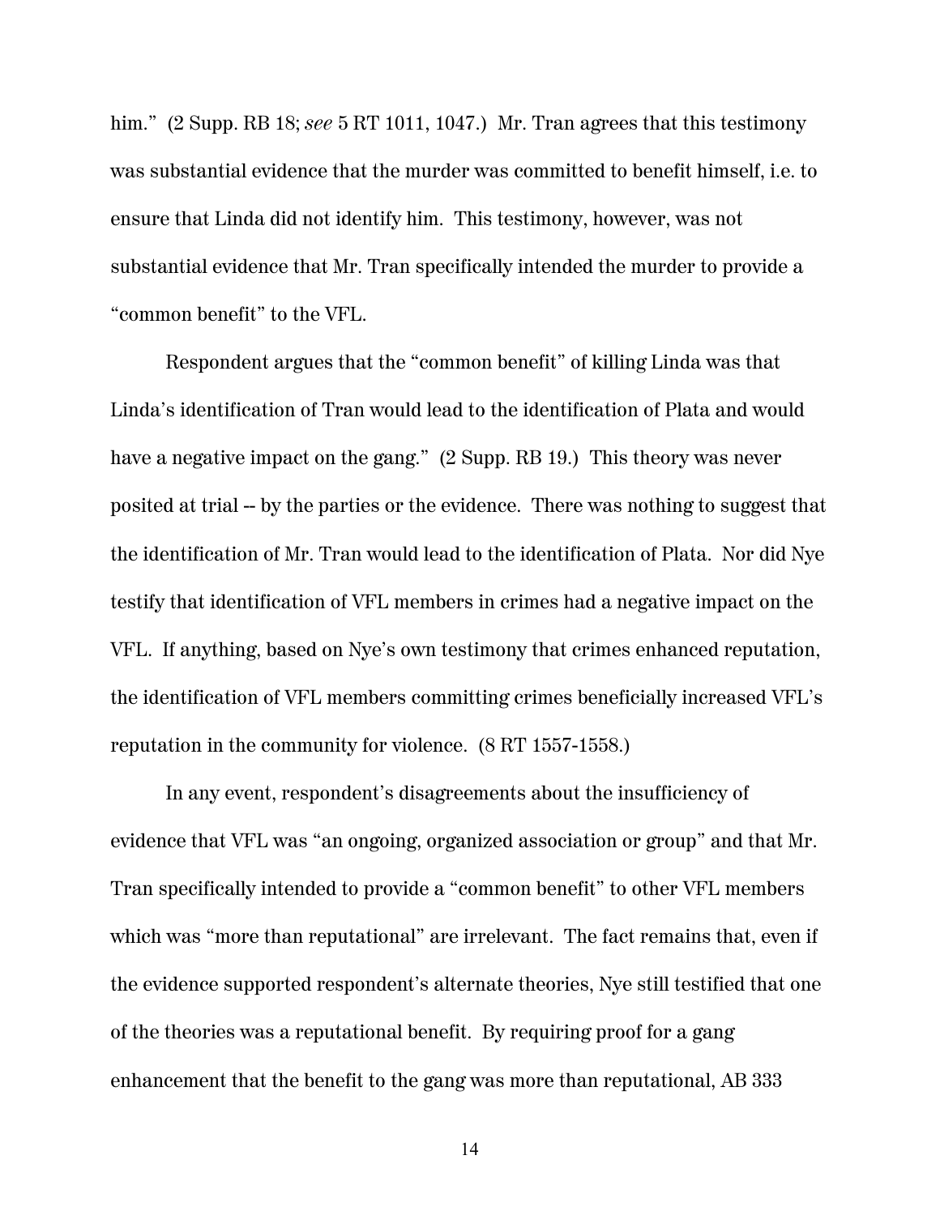him." (2 Supp. RB 18; *see* 5 RT 1011, 1047.) Mr. Tran agrees that this testimony was substantial evidence that the murder was committed to benefit himself, i.e. to ensure that Linda did not identify him. This testimony, however, was not substantial evidence that Mr. Tran specifically intended the murder to provide a "common benefit" to the VFL.

Respondent argues that the "common benefit" of killing Linda was that Linda's identification of Tran would lead to the identification of Plata and would have a negative impact on the gang." (2 Supp. RB 19.) This theory was never posited at trial -- by the parties or the evidence. There was nothing to suggest that the identification of Mr. Tran would lead to the identification of Plata. Nor did Nye testify that identification of VFL members in crimes had a negative impact on the VFL. If anything, based on Nye's own testimony that crimes enhanced reputation, the identification of VFL members committing crimes beneficially increased VFL's reputation in the community for violence. (8 RT 1557-1558.)

In any event, respondent's disagreements about the insufficiency of evidence that VFL was "an ongoing, organized association or group" and that Mr. Tran specifically intended to provide a "common benefit" to other VFL members which was "more than reputational" are irrelevant. The fact remains that, even if the evidence supported respondent's alternate theories, Nye still testified that one of the theories was a reputational benefit. By requiring proof for a gang enhancement that the benefit to the gang was more than reputational, AB 333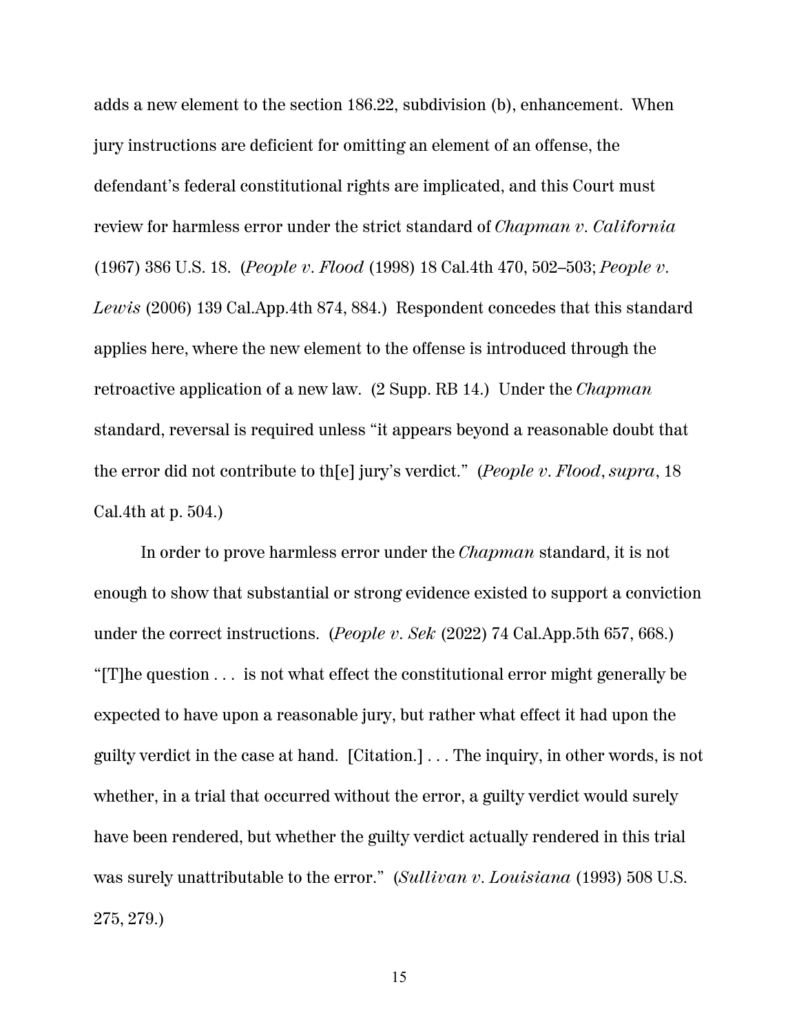adds a new element to the section 186.22, subdivision (b), enhancement. When jury instructions are deficient for omitting an element of an offense, the defendant's federal constitutional rights are implicated, and this Court must review for harmless error under the strict standard of *Chapman v. California* (1967) 386 U.S. 18. (*People v. Flood* (1998) 18 Cal.4th 470, 502–503; *People v. Lewis* (2006) 139 Cal.App.4th 874, 884.) Respondent concedes that this standard applies here, where the new element to the offense is introduced through the retroactive application of a new law. (2 Supp. RB 14.) Under the *Chapman* standard, reversal is required unless "it appears beyond a reasonable doubt that the error did not contribute to th[e] jury's verdict." (*People v. Flood*, *supra*, 18 Cal.4th at p. 504.)

In order to prove harmless error under the *Chapman* standard, it is not enough to show that substantial or strong evidence existed to support a conviction under the correct instructions. (*People v. Sek* (2022) 74 Cal.App.5th 657, 668.) "[T]he question . . . is not what effect the constitutional error might generally be expected to have upon a reasonable jury, but rather what effect it had upon the guilty verdict in the case at hand. [Citation.] . . . The inquiry, in other words, is not whether, in a trial that occurred without the error, a guilty verdict would surely have been rendered, but whether the guilty verdict actually rendered in this trial was surely unattributable to the error." (*Sullivan v. Louisiana* (1993) 508 U.S. 275, 279.)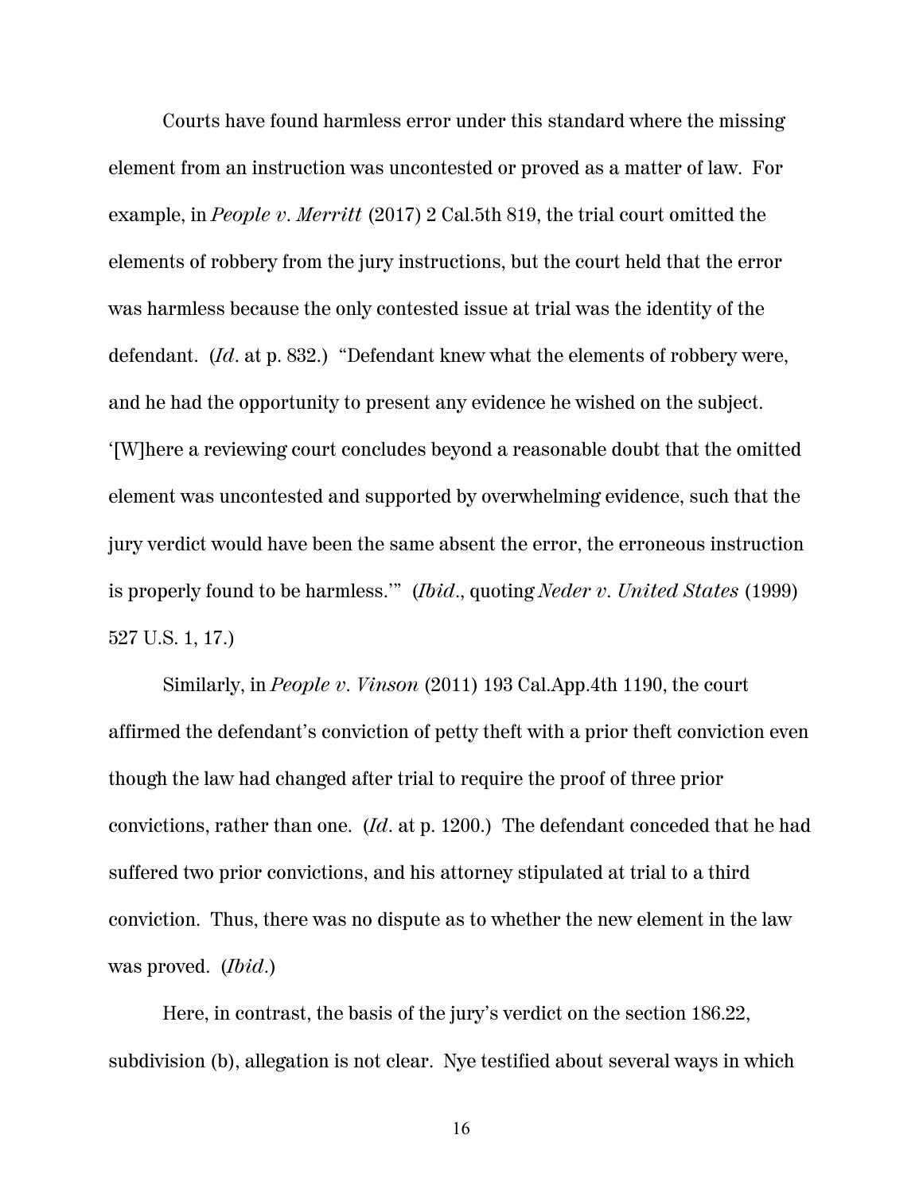Courts have found harmless error under this standard where the missing element from an instruction was uncontested or proved as a matter of law. For example, in *People v. Merritt* (2017) 2 Cal.5th 819, the trial court omitted the elements of robbery from the jury instructions, but the court held that the error was harmless because the only contested issue at trial was the identity of the defendant. (*Id*. at p. 832.) "Defendant knew what the elements of robbery were, and he had the opportunity to present any evidence he wished on the subject. '[W]here a reviewing court concludes beyond a reasonable doubt that the omitted element was uncontested and supported by overwhelming evidence, such that the jury verdict would have been the same absent the error, the erroneous instruction is properly found to be harmless.'" (*Ibid*., quoting *Neder v. United States* (1999) 527 U.S. 1, 17.)

Similarly, in *People v. Vinson* (2011) 193 Cal.App.4th 1190, the court affirmed the defendant's conviction of petty theft with a prior theft conviction even though the law had changed after trial to require the proof of three prior convictions, rather than one. (*Id*. at p. 1200.) The defendant conceded that he had suffered two prior convictions, and his attorney stipulated at trial to a third conviction. Thus, there was no dispute as to whether the new element in the law was proved. (*Ibid*.)

Here, in contrast, the basis of the jury's verdict on the section 186.22, subdivision (b), allegation is not clear. Nye testified about several ways in which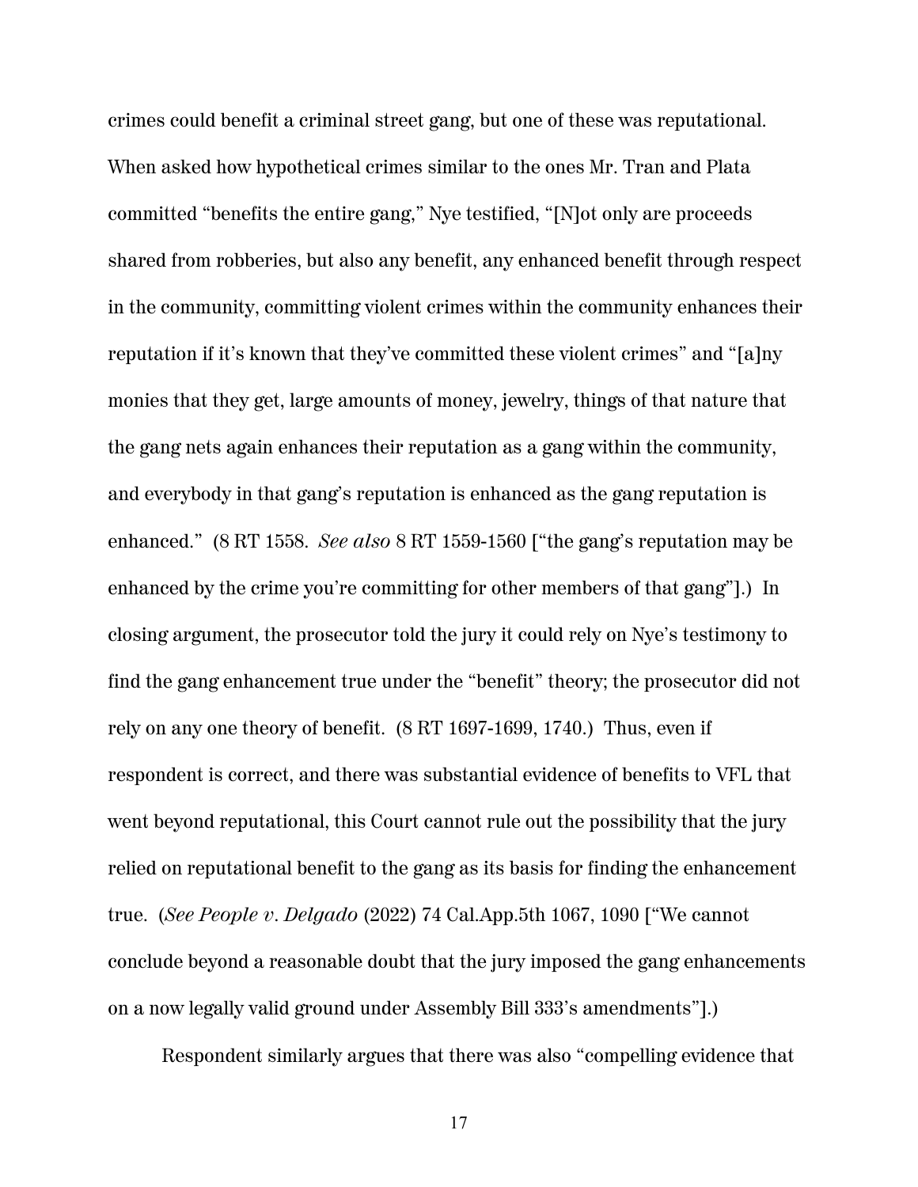crimes could benefit a criminal street gang, but one of these was reputational. When asked how hypothetical crimes similar to the ones Mr. Tran and Plata committed "benefits the entire gang," Nye testified, "[N]ot only are proceeds shared from robberies, but also any benefit, any enhanced benefit through respect in the community, committing violent crimes within the community enhances their reputation if it's known that they've committed these violent crimes" and "[a]ny monies that they get, large amounts of money, jewelry, things of that nature that the gang nets again enhances their reputation as a gang within the community, and everybody in that gang's reputation is enhanced as the gang reputation is enhanced." (8 RT 1558. *See also* 8 RT 1559-1560 ["the gang's reputation may be enhanced by the crime you're committing for other members of that gang"].) In closing argument, the prosecutor told the jury it could rely on Nye's testimony to find the gang enhancement true under the "benefit" theory; the prosecutor did not rely on any one theory of benefit. (8 RT 1697-1699, 1740.) Thus, even if respondent is correct, and there was substantial evidence of benefits to VFL that went beyond reputational, this Court cannot rule out the possibility that the jury relied on reputational benefit to the gang as its basis for finding the enhancement true. (*See People v. Delgado* (2022) 74 Cal.App.5th 1067, 1090 ["We cannot conclude beyond a reasonable doubt that the jury imposed the gang enhancements on a now legally valid ground under Assembly Bill 333's amendments"].)

Respondent similarly argues that there was also "compelling evidence that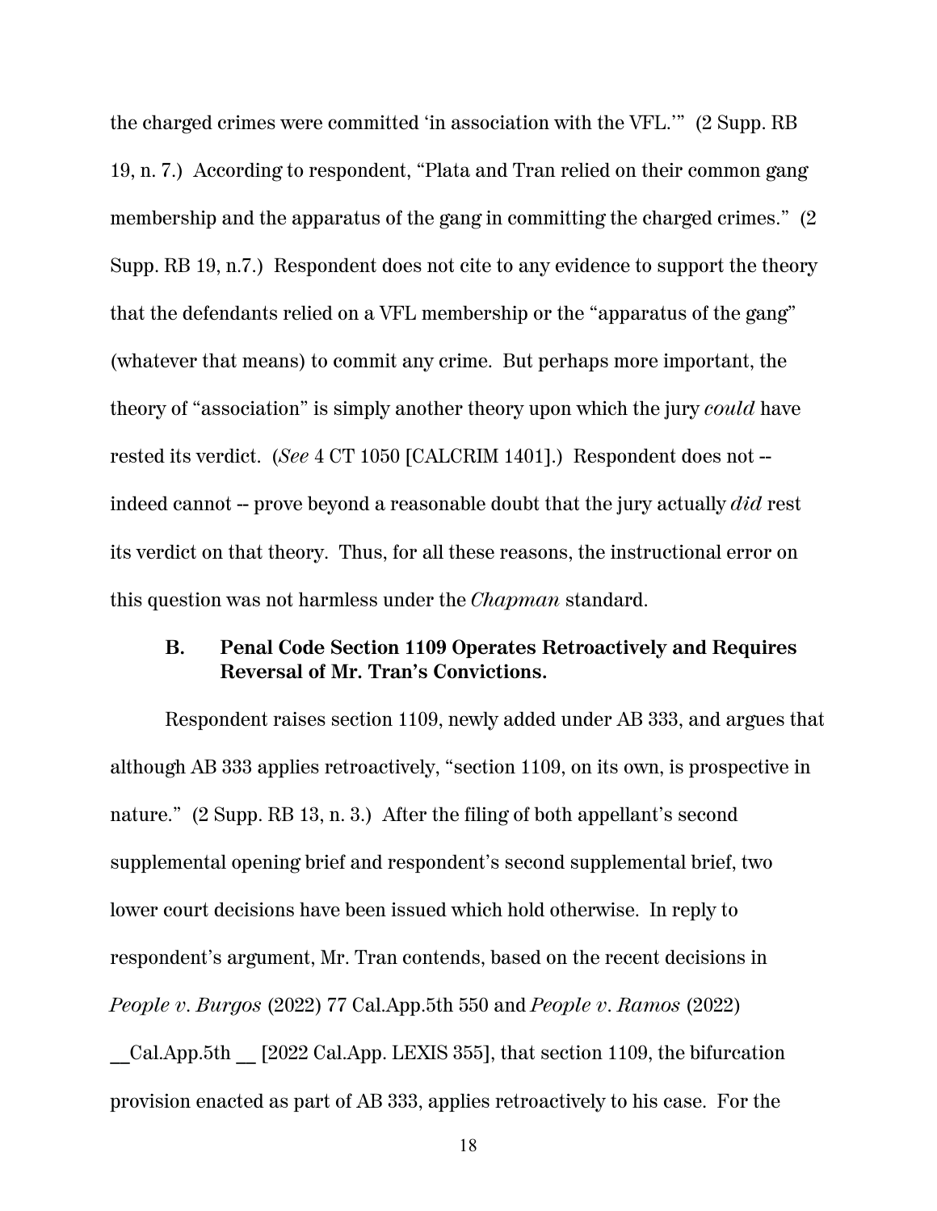the charged crimes were committed 'in association with the VFL.'" (2 Supp. RB 19, n. 7.) According to respondent, "Plata and Tran relied on their common gang membership and the apparatus of the gang in committing the charged crimes." (2 Supp. RB 19, n.7.) Respondent does not cite to any evidence to support the theory that the defendants relied on a VFL membership or the "apparatus of the gang" (whatever that means) to commit any crime. But perhaps more important, the theory of "association" is simply another theory upon which the jury *could* have rested its verdict. (*See* 4 CT 1050 [CALCRIM 1401].) Respondent does not -- indeed cannot -- prove beyond a reasonable doubt that the jury actually *did* rest its verdict on that theory. Thus, for all these reasons, the instructional error on this question was not harmless under the *Chapman* standard.

### B. Penal Code Section 1109 Operates Retroactively and Requires Reversal of Mr. Tran's Convictions.

Respondent raises section 1109, newly added under AB 333, and argues that although AB 333 applies retroactively, "section 1109, on its own, is prospective in nature." (2 Supp. RB 13, n. 3.) After the filing of both appellant's second supplemental opening brief and respondent's second supplemental brief, two lower court decisions have been issued which hold otherwise. In reply to respondent's argument, Mr. Tran contends, based on the recent decisions in *People v. Burgos* (2022) 77 Cal.App.5th 550 and *People v. Ramos* (2022) __Cal.App.5th __ [2022 Cal.App. LEXIS 355], that section 1109, the bifurcation provision enacted as part of AB 333, applies retroactively to his case. For the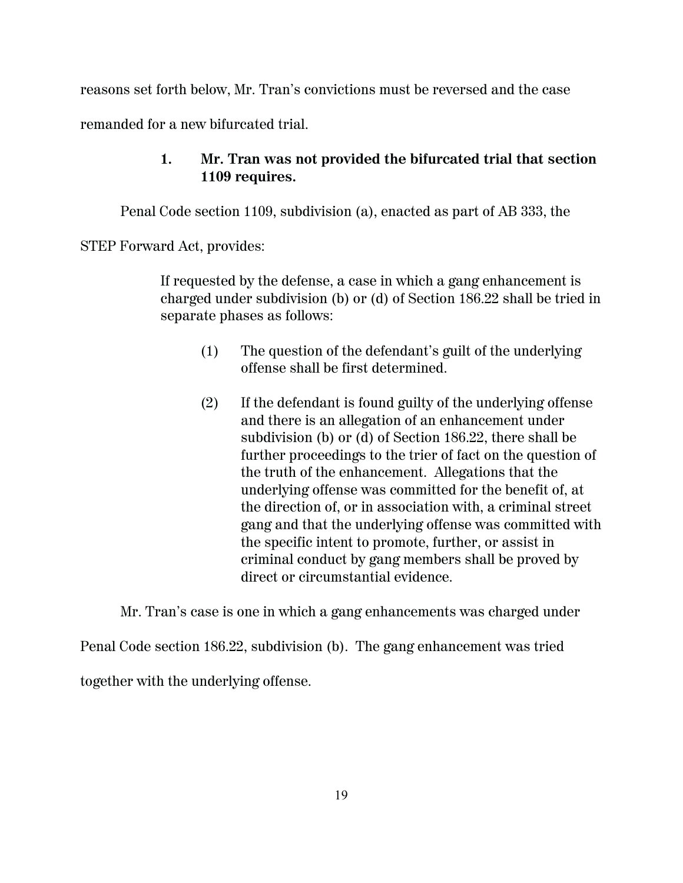reasons set forth below, Mr. Tran's convictions must be reversed and the case remanded for a new bifurcated trial.

### 1. Mr. Tran was not provided the bifurcated trial that section 1109 requires.

Penal Code section 1109, subdivision (a), enacted as part of AB 333, the STEP Forward Act, provides:

> If requested by the defense, a case in which a gang enhancement is charged under subdivision (b) or (d) of Section 186.22 shall be tried in separate phases as follows:
>
> (1) The question of the defendant's guilt of the underlying offense shall be first determined.
>
> (2) If the defendant is found guilty of the underlying offense and there is an allegation of an enhancement under subdivision (b) or (d) of Section 186.22, there shall be further proceedings to the trier of fact on the question of the truth of the enhancement. Allegations that the underlying offense was committed for the benefit of, at the direction of, or in association with, a criminal street gang and that the underlying offense was committed with the specific intent to promote, further, or assist in criminal conduct by gang members shall be proved by direct or circumstantial evidence.

Mr. Tran's case is one in which a gang enhancements was charged under Penal Code section 186.22, subdivision (b). The gang enhancement was tried together with the underlying offense.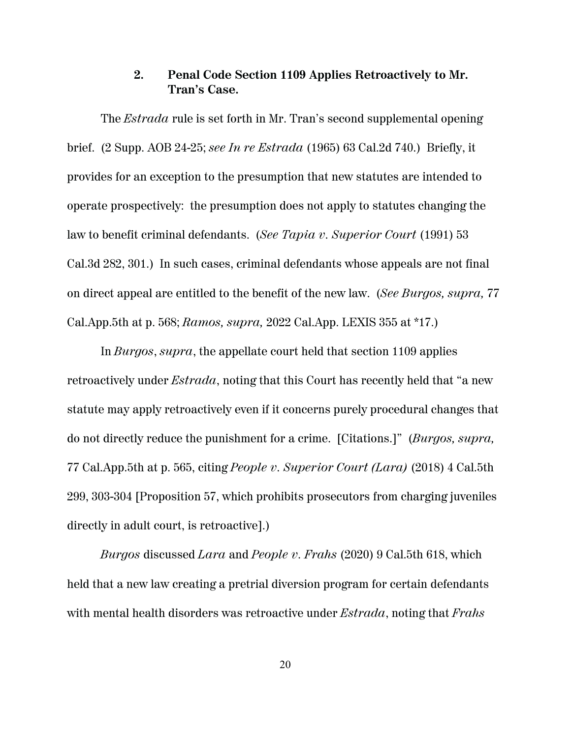### 2. **Penal Code Section 1109 Applies Retroactively to Mr. Tran's Case.**

The *Estrada* rule is set forth in Mr. Tran's second supplemental opening brief. (2 Supp. AOB 24-25; *see In re Estrada* (1965) 63 Cal.2d 740.) Briefly, it provides for an exception to the presumption that new statutes are intended to operate prospectively: the presumption does not apply to statutes changing the law to benefit criminal defendants. (*See Tapia v. Superior Court* (1991) 53 Cal.3d 282, 301.) In such cases, criminal defendants whose appeals are not final on direct appeal are entitled to the benefit of the new law. (*See Burgos, supra,* 77 Cal.App.5th at p. 568; *Ramos, supra,* 2022 Cal.App. LEXIS 355 at *17.)

In *Burgos*, *supra*, the appellate court held that section 1109 applies retroactively under *Estrada*, noting that this Court has recently held that "a new statute may apply retroactively even if it concerns purely procedural changes that do not directly reduce the punishment for a crime. [Citations.]" (*Burgos, supra,* 77 Cal.App.5th at p. 565, citing *People v. Superior Court (Lara)* (2018) 4 Cal.5th 299, 303-304 [Proposition 57, which prohibits prosecutors from charging juveniles directly in adult court, is retroactive].)

*Burgos* discussed *Lara* and *People v. Frahs* (2020) 9 Cal.5th 618, which held that a new law creating a pretrial diversion program for certain defendants with mental health disorders was retroactive under *Estrada*, noting that *Frahs*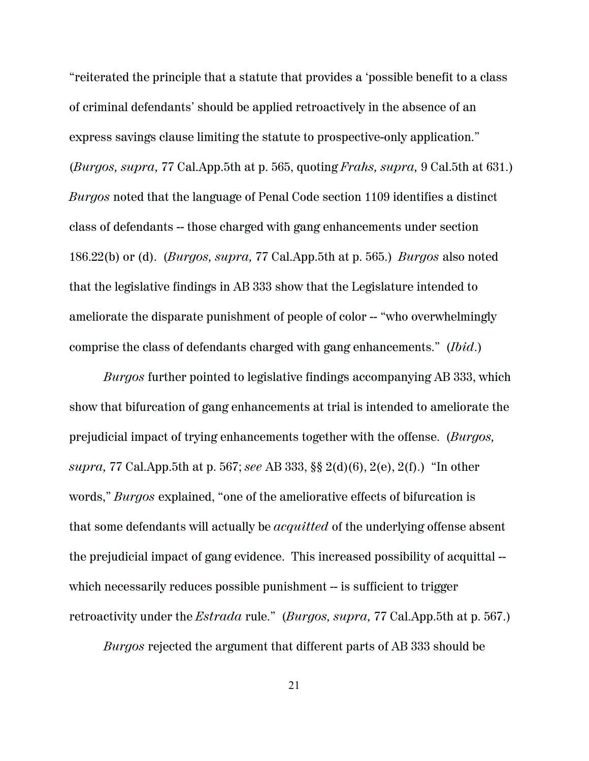"reiterated the principle that a statute that provides a 'possible benefit to a class of criminal defendants' should be applied retroactively in the absence of an express savings clause limiting the statute to prospective-only application." (*Burgos, supra,* 77 Cal.App.5th at p. 565, quoting *Frahs, supra,* 9 Cal.5th at 631.) *Burgos* noted that the language of Penal Code section 1109 identifies a distinct class of defendants -- those charged with gang enhancements under section 186.22(b) or (d). (*Burgos, supra,* 77 Cal.App.5th at p. 565.) *Burgos* also noted that the legislative findings in AB 333 show that the Legislature intended to ameliorate the disparate punishment of people of color -- "who overwhelmingly comprise the class of defendants charged with gang enhancements." (*Ibid*.)

*Burgos* further pointed to legislative findings accompanying AB 333, which show that bifurcation of gang enhancements at trial is intended to ameliorate the prejudicial impact of trying enhancements together with the offense. (*Burgos, supra,* 77 Cal.App.5th at p. 567; *see* AB 333, §§ 2(d)(6), 2(e), 2(f).) "In other words," *Burgos* explained, "one of the ameliorative effects of bifurcation is that some defendants will actually be *acquitted* of the underlying offense absent the prejudicial impact of gang evidence. This increased possibility of acquittal -- which necessarily reduces possible punishment -- is sufficient to trigger retroactivity under the *Estrada* rule." (*Burgos, supra,* 77 Cal.App.5th at p. 567.)

*Burgos* rejected the argument that different parts of AB 333 should be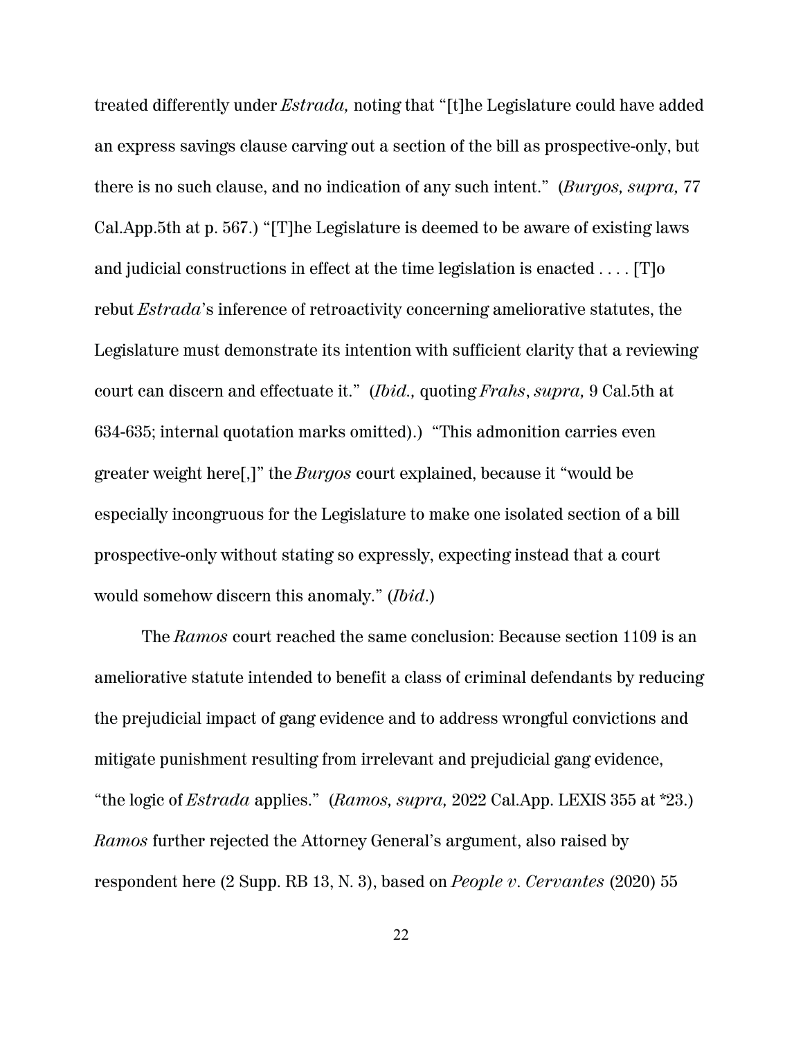treated differently under *Estrada,* noting that "[t]he Legislature could have added an express savings clause carving out a section of the bill as prospective-only, but there is no such clause, and no indication of any such intent." (*Burgos, supra,* 77 Cal.App.5th at p. 567.) "[T]he Legislature is deemed to be aware of existing laws and judicial constructions in effect at the time legislation is enacted . . . . [T]o rebut *Estrada*'s inference of retroactivity concerning ameliorative statutes, the Legislature must demonstrate its intention with sufficient clarity that a reviewing court can discern and effectuate it." (*Ibid.,* quoting *Frahs*, *supra,* 9 Cal.5th at 634-635; internal quotation marks omitted).) "This admonition carries even greater weight here[,]" the *Burgos* court explained, because it "would be especially incongruous for the Legislature to make one isolated section of a bill prospective-only without stating so expressly, expecting instead that a court would somehow discern this anomaly." (*Ibid*.)

The *Ramos* court reached the same conclusion: Because section 1109 is an ameliorative statute intended to benefit a class of criminal defendants by reducing the prejudicial impact of gang evidence and to address wrongful convictions and mitigate punishment resulting from irrelevant and prejudicial gang evidence, "the logic of *Estrada* applies." (*Ramos, supra,* 2022 Cal.App. LEXIS 355 at *23.) *Ramos* further rejected the Attorney General's argument, also raised by respondent here (2 Supp. RB 13, N. 3), based on *People v. Cervantes* (2020) 55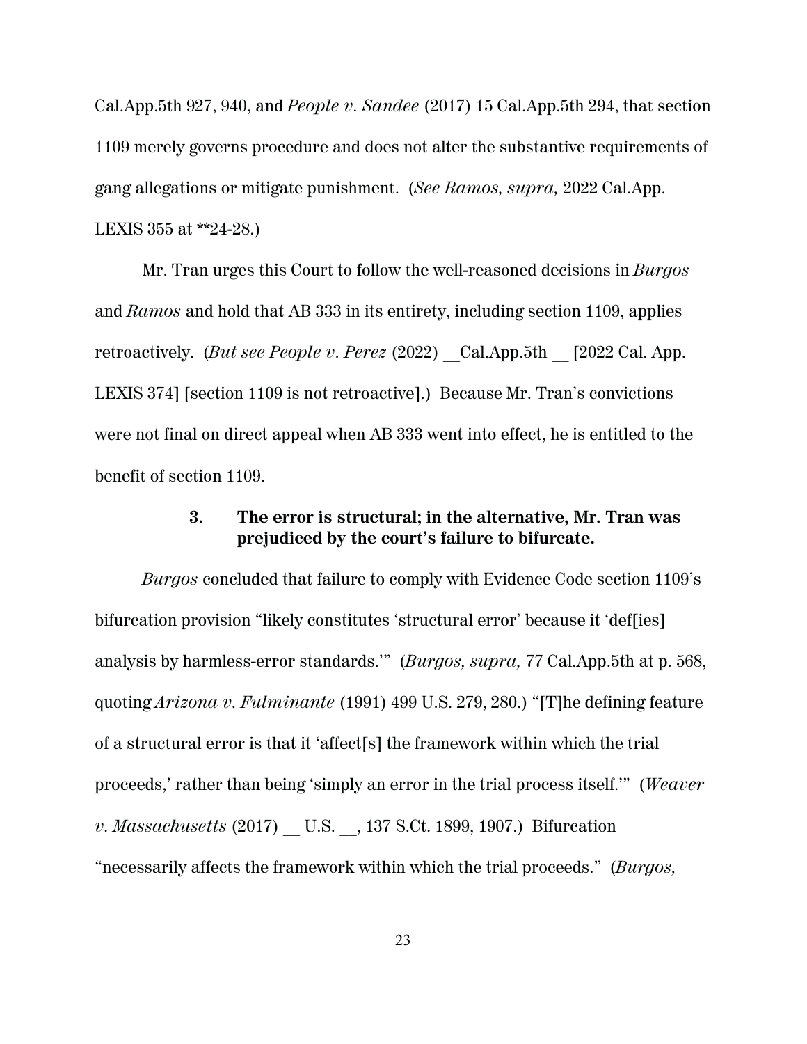Cal.App.5th 927, 940, and *People v. Sandee* (2017) 15 Cal.App.5th 294, that section 1109 merely governs procedure and does not alter the substantive requirements of gang allegations or mitigate punishment. (*See Ramos, supra,* 2022 Cal.App. LEXIS 355 at **24-28.)

Mr. Tran urges this Court to follow the well-reasoned decisions in *Burgos* and *Ramos* and hold that AB 333 in its entirety, including section 1109, applies retroactively. (*But see People v. Perez* (2022) __Cal.App.5th __ [2022 Cal. App. LEXIS 374] [section 1109 is not retroactive].) Because Mr. Tran's convictions were not final on direct appeal when AB 333 went into effect, he is entitled to the benefit of section 1109.

### 3. The error is structural; in the alternative, Mr. Tran was prejudiced by the court's failure to bifurcate.

*Burgos* concluded that failure to comply with Evidence Code section 1109's bifurcation provision "likely constitutes 'structural error' because it 'def[ies] analysis by harmless-error standards.'" (*Burgos, supra,* 77 Cal.App.5th at p. 568, quoting *Arizona v. Fulminante* (1991) 499 U.S. 279, 280.) "[T]he defining feature of a structural error is that it 'affect[s] the framework within which the trial proceeds,' rather than being 'simply an error in the trial process itself.'" (*Weaver v. Massachusetts* (2017) __ U.S. __, 137 S.Ct. 1899, 1907.) Bifurcation "necessarily affects the framework within which the trial proceeds." (*Burgos,*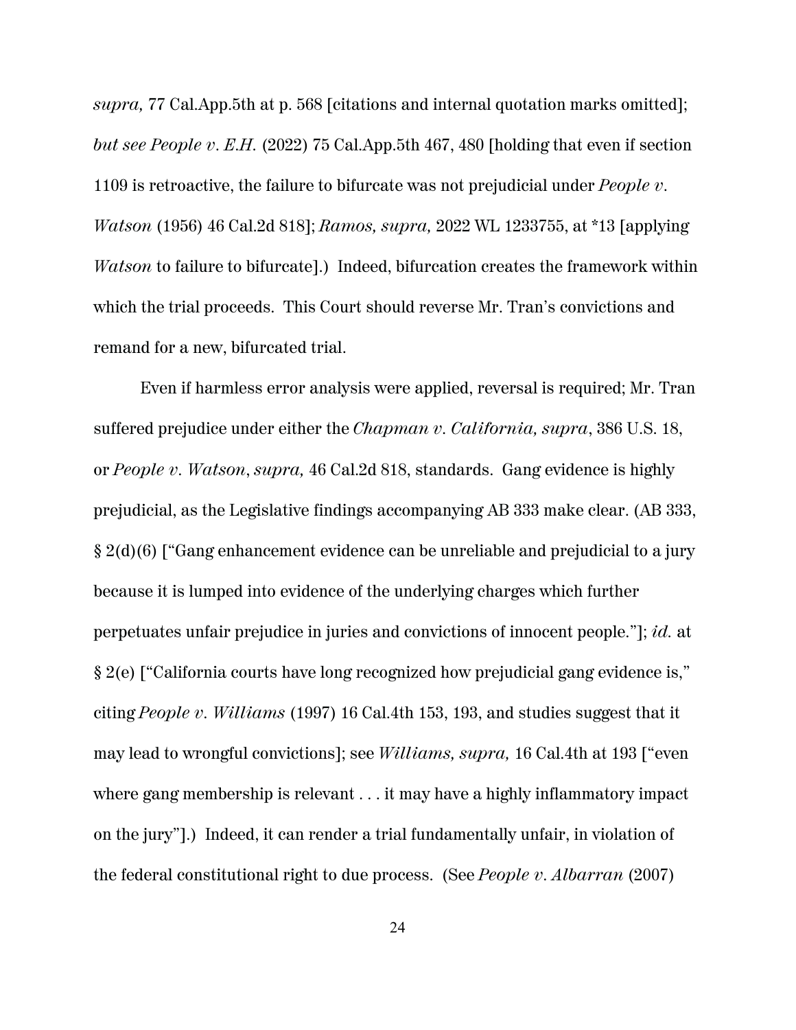*supra,* 77 Cal.App.5th at p. 568 [citations and internal quotation marks omitted]; *but see People v. E.H.* (2022) 75 Cal.App.5th 467, 480 [holding that even if section 1109 is retroactive, the failure to bifurcate was not prejudicial under *People v. Watson* (1956) 46 Cal.2d 818]; *Ramos, supra,* 2022 WL 1233755, at *13 [applying *Watson* to failure to bifurcate].) Indeed, bifurcation creates the framework within which the trial proceeds. This Court should reverse Mr. Tran's convictions and remand for a new, bifurcated trial.

Even if harmless error analysis were applied, reversal is required; Mr. Tran suffered prejudice under either the *Chapman v. California, supra*, 386 U.S. 18, or *People v. Watson*, *supra,* 46 Cal.2d 818, standards. Gang evidence is highly prejudicial, as the Legislative findings accompanying AB 333 make clear. (AB 333, § 2(d)(6) ["Gang enhancement evidence can be unreliable and prejudicial to a jury because it is lumped into evidence of the underlying charges which further perpetuates unfair prejudice in juries and convictions of innocent people."]; *id.* at § 2(e) ["California courts have long recognized how prejudicial gang evidence is," citing *People v. Williams* (1997) 16 Cal.4th 153, 193, and studies suggest that it may lead to wrongful convictions]; see *Williams, supra,* 16 Cal.4th at 193 ["even where gang membership is relevant . . . it may have a highly inflammatory impact on the jury"].) Indeed, it can render a trial fundamentally unfair, in violation of the federal constitutional right to due process. (See *People v. Albarran* (2007)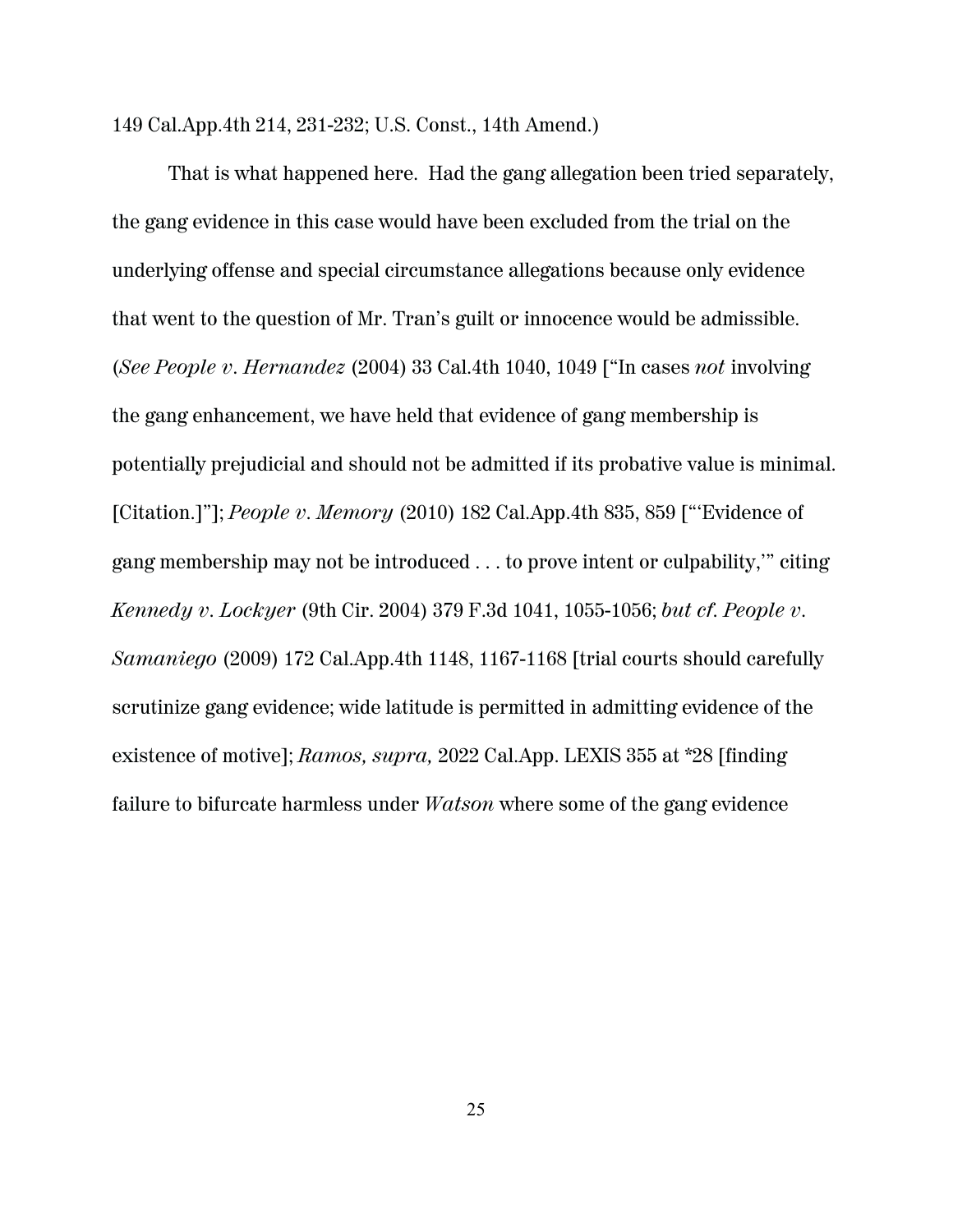149 Cal.App.4th 214, 231-232; U.S. Const., 14th Amend.)

That is what happened here. Had the gang allegation been tried separately, the gang evidence in this case would have been excluded from the trial on the underlying offense and special circumstance allegations because only evidence that went to the question of Mr. Tran's guilt or innocence would be admissible. (*See People v. Hernandez* (2004) 33 Cal.4th 1040, 1049 ["In cases *not* involving the gang enhancement, we have held that evidence of gang membership is potentially prejudicial and should not be admitted if its probative value is minimal. [Citation.]"]; *People v. Memory* (2010) 182 Cal.App.4th 835, 859 ["'Evidence of gang membership may not be introduced . . . to prove intent or culpability,'" citing *Kennedy v. Lockyer* (9th Cir. 2004) 379 F.3d 1041, 1055-1056; *but cf. People v. Samaniego* (2009) 172 Cal.App.4th 1148, 1167-1168 [trial courts should carefully scrutinize gang evidence; wide latitude is permitted in admitting evidence of the existence of motive]; *Ramos, supra,* 2022 Cal.App. LEXIS 355 at *28 [finding failure to bifurcate harmless under *Watson* where some of the gang evidence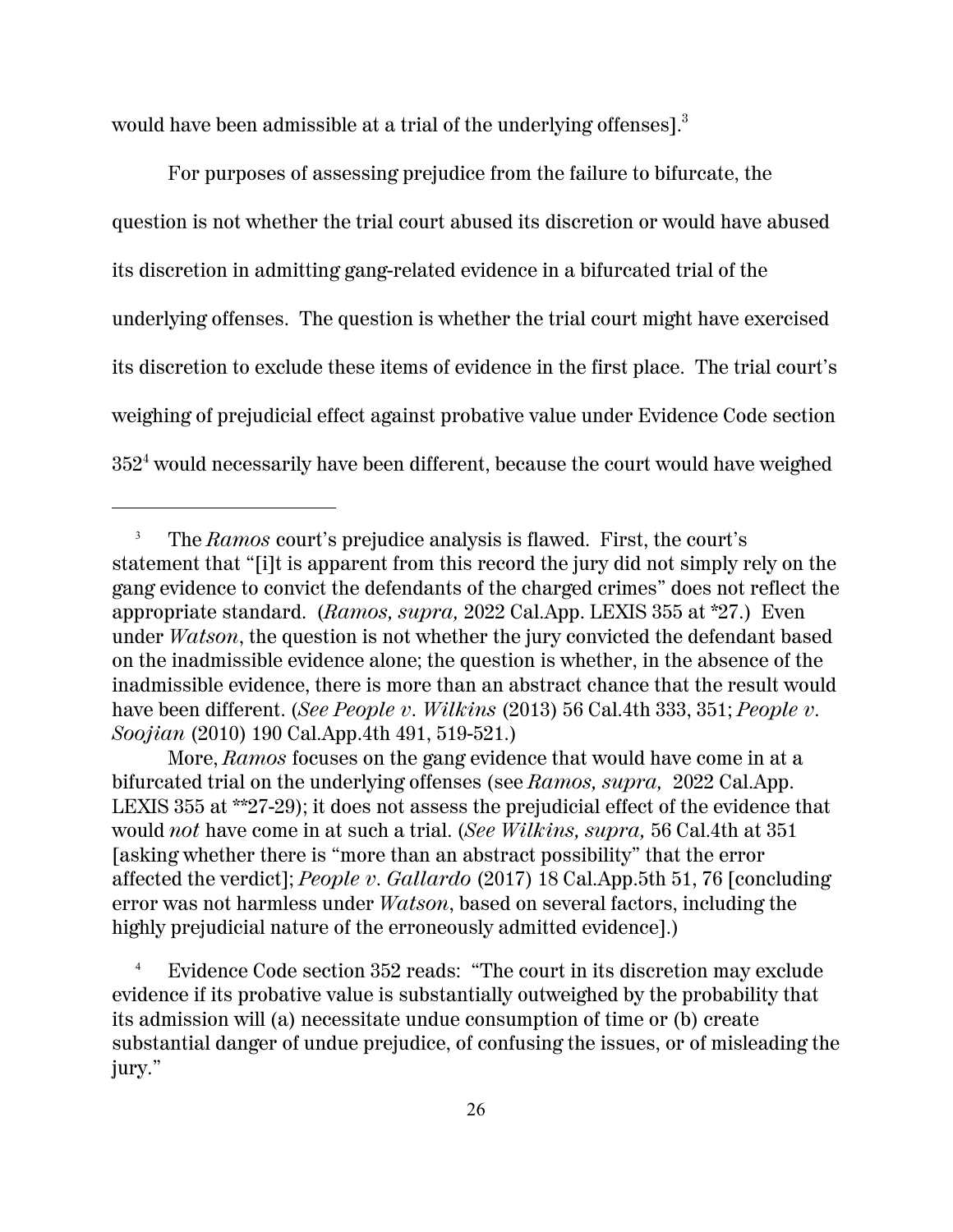would have been admissible at a trial of the underlying offenses].[3]

For purposes of assessing prejudice from the failure to bifurcate, the question is not whether the trial court abused its discretion or would have abused its discretion in admitting gang-related evidence in a bifurcated trial of the underlying offenses. The question is whether the trial court might have exercised its discretion to exclude these items of evidence in the first place. The trial court's weighing of prejudicial effect against probative value under Evidence Code section 352[4] would necessarily have been different, because the court would have weighed

---

[3] The *Ramos* court's prejudice analysis is flawed. First, the court's statement that "[i]t is apparent from this record the jury did not simply rely on the gang evidence to convict the defendants of the charged crimes" does not reflect the appropriate standard. (*Ramos, supra,* 2022 Cal.App. LEXIS 355 at *27.) Even under *Watson*, the question is not whether the jury convicted the defendant based on the inadmissible evidence alone; the question is whether, in the absence of the inadmissible evidence, there is more than an abstract chance that the result would have been different. (*See People v. Wilkins* (2013) 56 Cal.4th 333, 351; *People v. Soojian* (2010) 190 Cal.App.4th 491, 519-521.)

More, *Ramos* focuses on the gang evidence that would have come in at a bifurcated trial on the underlying offenses (see *Ramos, supra,* 2022 Cal.App. LEXIS 355 at **27-29); it does not assess the prejudicial effect of the evidence that would *not* have come in at such a trial. (*See Wilkins, supra,* 56 Cal.4th at 351 [asking whether there is "more than an abstract possibility" that the error affected the verdict]; *People v. Gallardo* (2017) 18 Cal.App.5th 51, 76 [concluding error was not harmless under *Watson*, based on several factors, including the highly prejudicial nature of the erroneously admitted evidence].)

[4] Evidence Code section 352 reads: "The court in its discretion may exclude evidence if its probative value is substantially outweighed by the probability that its admission will (a) necessitate undue consumption of time or (b) create substantial danger of undue prejudice, of confusing the issues, or of misleading the jury."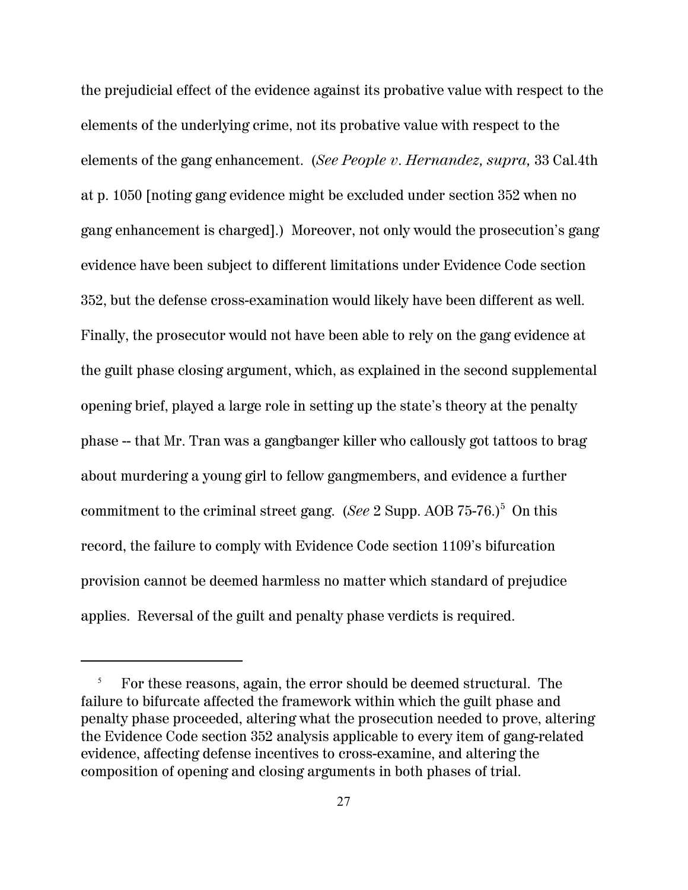the prejudicial effect of the evidence against its probative value with respect to the elements of the underlying crime, not its probative value with respect to the elements of the gang enhancement. (*See People v. Hernandez, supra,* 33 Cal.4th at p. 1050 [noting gang evidence might be excluded under section 352 when no gang enhancement is charged].) Moreover, not only would the prosecution's gang evidence have been subject to different limitations under Evidence Code section 352, but the defense cross-examination would likely have been different as well. Finally, the prosecutor would not have been able to rely on the gang evidence at the guilt phase closing argument, which, as explained in the second supplemental opening brief, played a large role in setting up the state's theory at the penalty phase -- that Mr. Tran was a gangbanger killer who callously got tattoos to brag about murdering a young girl to fellow gangmembers, and evidence a further commitment to the criminal street gang. (*See* 2 Supp. AOB 75-76.)[5] On this record, the failure to comply with Evidence Code section 1109's bifurcation provision cannot be deemed harmless no matter which standard of prejudice applies. Reversal of the guilt and penalty phase verdicts is required.

---

[5] For these reasons, again, the error should be deemed structural. The failure to bifurcate affected the framework within which the guilt phase and penalty phase proceeded, altering what the prosecution needed to prove, altering the Evidence Code section 352 analysis applicable to every item of gang-related evidence, affecting defense incentives to cross-examine, and altering the composition of opening and closing arguments in both phases of trial.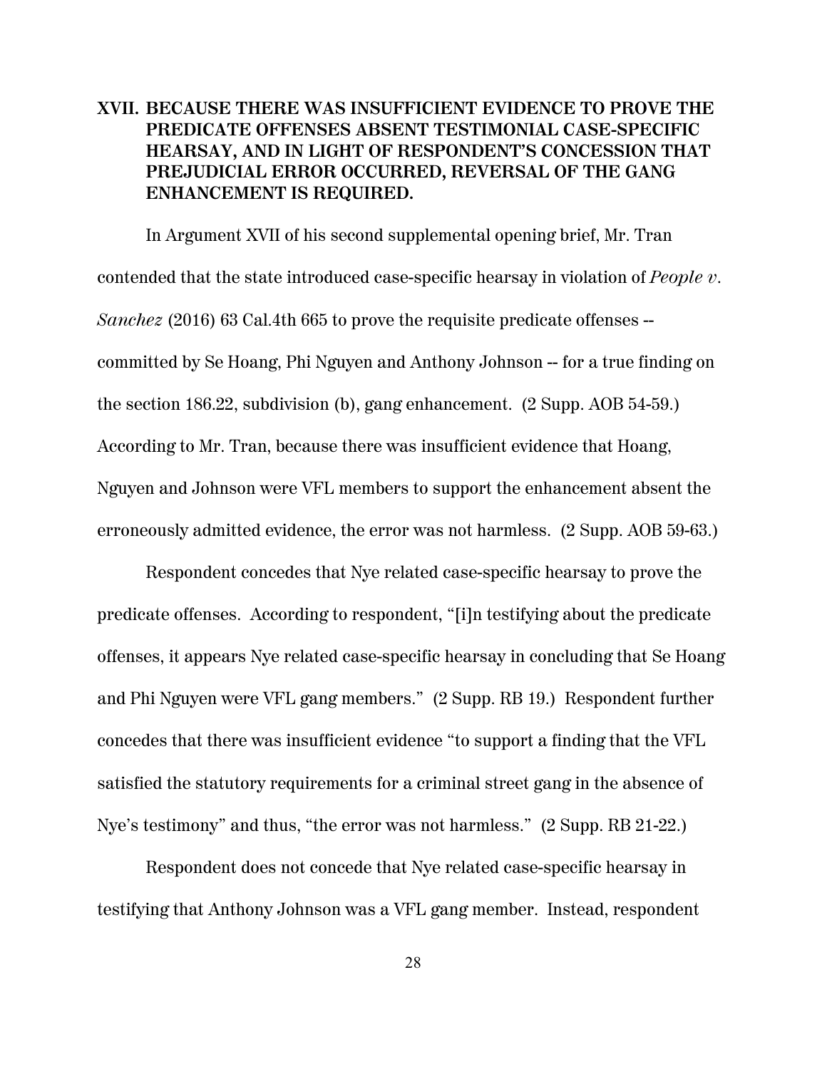## XVII. BECAUSE THERE WAS INSUFFICIENT EVIDENCE TO PROVE THE PREDICATE OFFENSES ABSENT TESTIMONIAL CASE-SPECIFIC HEARSAY, AND IN LIGHT OF RESPONDENT'S CONCESSION THAT PREJUDICIAL ERROR OCCURRED, REVERSAL OF THE GANG ENHANCEMENT IS REQUIRED.

In Argument XVII of his second supplemental opening brief, Mr. Tran contended that the state introduced case-specific hearsay in violation of *People v. Sanchez* (2016) 63 Cal.4th 665 to prove the requisite predicate offenses -- committed by Se Hoang, Phi Nguyen and Anthony Johnson -- for a true finding on the section 186.22, subdivision (b), gang enhancement. (2 Supp. AOB 54-59.) According to Mr. Tran, because there was insufficient evidence that Hoang, Nguyen and Johnson were VFL members to support the enhancement absent the erroneously admitted evidence, the error was not harmless. (2 Supp. AOB 59-63.)

Respondent concedes that Nye related case-specific hearsay to prove the predicate offenses. According to respondent, "[i]n testifying about the predicate offenses, it appears Nye related case-specific hearsay in concluding that Se Hoang and Phi Nguyen were VFL gang members." (2 Supp. RB 19.) Respondent further concedes that there was insufficient evidence "to support a finding that the VFL satisfied the statutory requirements for a criminal street gang in the absence of Nye's testimony" and thus, "the error was not harmless." (2 Supp. RB 21-22.)

Respondent does not concede that Nye related case-specific hearsay in testifying that Anthony Johnson was a VFL gang member. Instead, respondent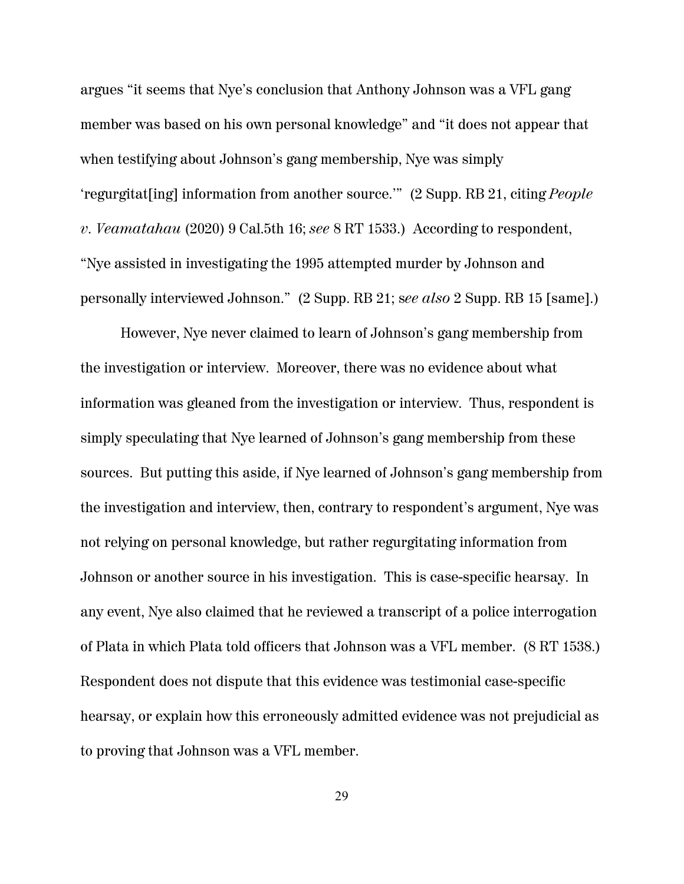argues "it seems that Nye's conclusion that Anthony Johnson was a VFL gang member was based on his own personal knowledge" and "it does not appear that when testifying about Johnson's gang membership, Nye was simply 'regurgitat[ing] information from another source.'" (2 Supp. RB 21, citing *People v. Veamatahau* (2020) 9 Cal.5th 16; *see* 8 RT 1533.) According to respondent, "Nye assisted in investigating the 1995 attempted murder by Johnson and personally interviewed Johnson." (2 Supp. RB 21; s*ee also* 2 Supp. RB 15 [same].)

However, Nye never claimed to learn of Johnson's gang membership from the investigation or interview. Moreover, there was no evidence about what information was gleaned from the investigation or interview. Thus, respondent is simply speculating that Nye learned of Johnson's gang membership from these sources. But putting this aside, if Nye learned of Johnson's gang membership from the investigation and interview, then, contrary to respondent's argument, Nye was not relying on personal knowledge, but rather regurgitating information from Johnson or another source in his investigation. This is case-specific hearsay. In any event, Nye also claimed that he reviewed a transcript of a police interrogation of Plata in which Plata told officers that Johnson was a VFL member. (8 RT 1538.) Respondent does not dispute that this evidence was testimonial case-specific hearsay, or explain how this erroneously admitted evidence was not prejudicial as to proving that Johnson was a VFL member.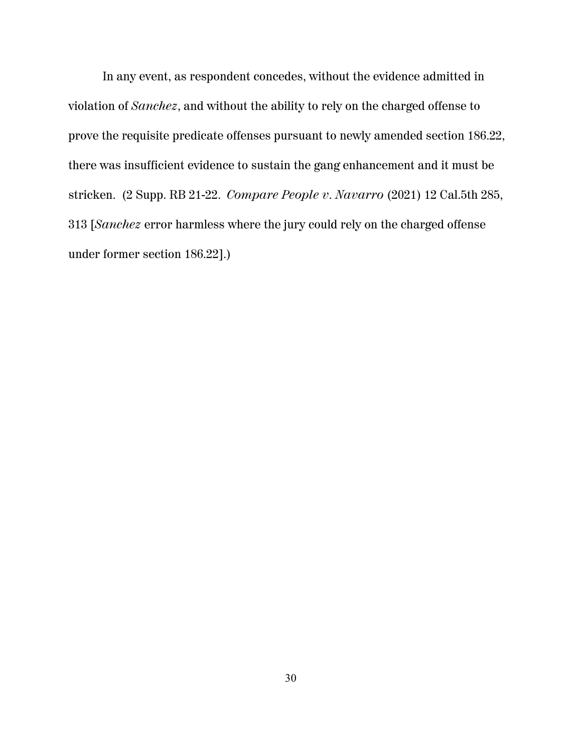In any event, as respondent concedes, without the evidence admitted in violation of *Sanchez*, and without the ability to rely on the charged offense to prove the requisite predicate offenses pursuant to newly amended section 186.22, there was insufficient evidence to sustain the gang enhancement and it must be stricken. (2 Supp. RB 21-22. *Compare People v. Navarro* (2021) 12 Cal.5th 285, 313 [*Sanchez* error harmless where the jury could rely on the charged offense under former section 186.22].)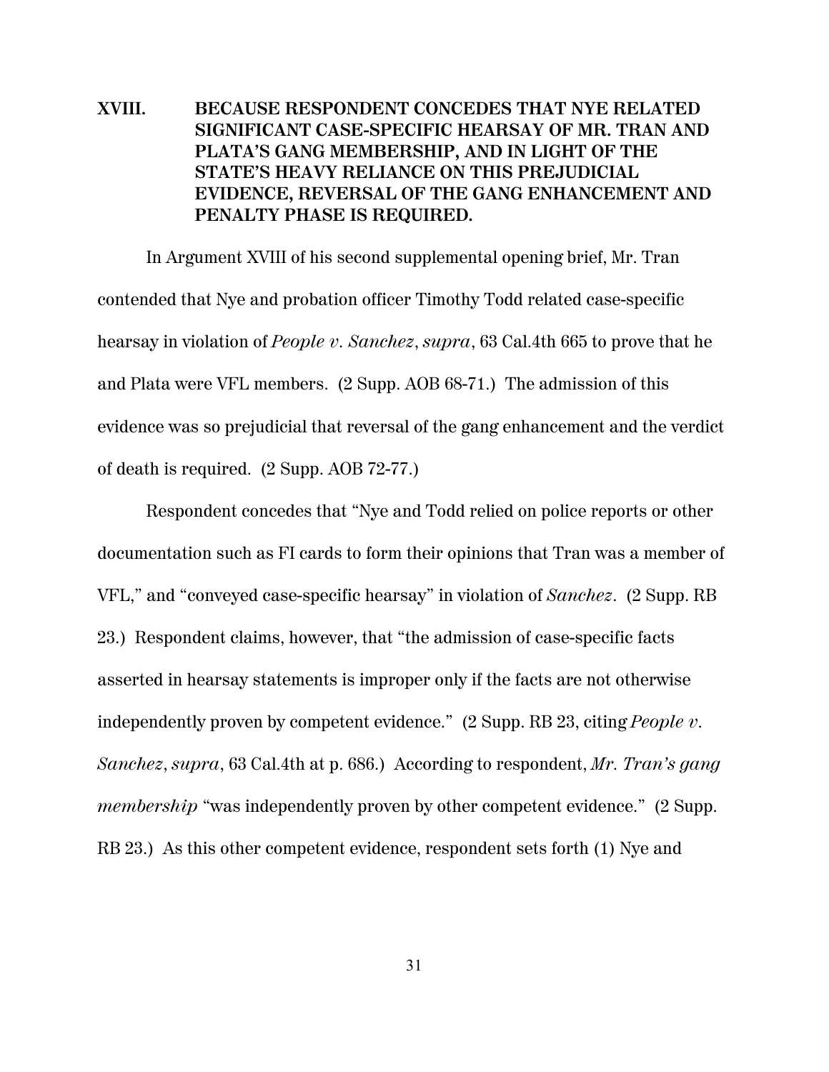## XVIII. BECAUSE RESPONDENT CONCEDES THAT NYE RELATED SIGNIFICANT CASE-SPECIFIC HEARSAY OF MR. TRAN AND PLATA'S GANG MEMBERSHIP, AND IN LIGHT OF THE STATE'S HEAVY RELIANCE ON THIS PREJUDICIAL EVIDENCE, REVERSAL OF THE GANG ENHANCEMENT AND PENALTY PHASE IS REQUIRED.

In Argument XVIII of his second supplemental opening brief, Mr. Tran contended that Nye and probation officer Timothy Todd related case-specific hearsay in violation of *People v. Sanchez*, *supra*, 63 Cal.4th 665 to prove that he and Plata were VFL members. (2 Supp. AOB 68-71.) The admission of this evidence was so prejudicial that reversal of the gang enhancement and the verdict of death is required. (2 Supp. AOB 72-77.)

Respondent concedes that "Nye and Todd relied on police reports or other documentation such as FI cards to form their opinions that Tran was a member of VFL," and "conveyed case-specific hearsay" in violation of *Sanchez*. (2 Supp. RB 23.) Respondent claims, however, that "the admission of case-specific facts asserted in hearsay statements is improper only if the facts are not otherwise independently proven by competent evidence." (2 Supp. RB 23, citing *People v. Sanchez*, *supra*, 63 Cal.4th at p. 686.) According to respondent, *Mr. Tran's gang membership* "was independently proven by other competent evidence." (2 Supp. RB 23.) As this other competent evidence, respondent sets forth (1) Nye and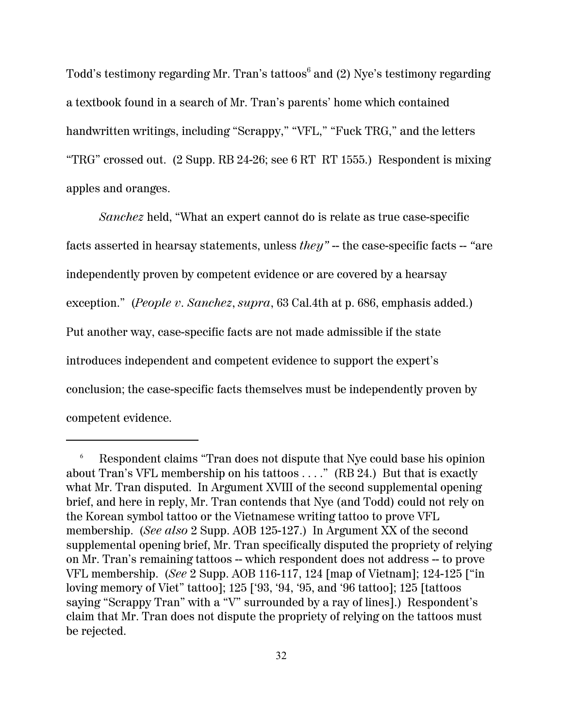Todd's testimony regarding Mr. Tran's tattoos[6] and (2) Nye's testimony regarding a textbook found in a search of Mr. Tran's parents' home which contained handwritten writings, including "Scrappy," "VFL," "Fuck TRG," and the letters "TRG" crossed out. (2 Supp. RB 24-26; see 6 RT RT 1555.) Respondent is mixing apples and oranges.

*Sanchez* held, "What an expert cannot do is relate as true case-specific facts asserted in hearsay statements, unless *they"* -- the case-specific facts -- *"*are independently proven by competent evidence or are covered by a hearsay exception." (*People v. Sanchez*, *supra*, 63 Cal.4th at p. 686, emphasis added.) Put another way, case-specific facts are not made admissible if the state introduces independent and competent evidence to support the expert's conclusion; the case-specific facts themselves must be independently proven by competent evidence.

---

[6] Respondent claims "Tran does not dispute that Nye could base his opinion about Tran's VFL membership on his tattoos . . . ." (RB 24.) But that is exactly what Mr. Tran disputed. In Argument XVIII of the second supplemental opening brief, and here in reply, Mr. Tran contends that Nye (and Todd) could not rely on the Korean symbol tattoo or the Vietnamese writing tattoo to prove VFL membership. (*See also* 2 Supp. AOB 125-127.) In Argument XX of the second supplemental opening brief, Mr. Tran specifically disputed the propriety of relying on Mr. Tran's remaining tattoos -- which respondent does not address -- to prove VFL membership. (*See* 2 Supp. AOB 116-117, 124 [map of Vietnam]; 124-125 ["in loving memory of Viet" tattoo]; 125 ['93, '94, '95, and '96 tattoo]; 125 [tattoos saying "Scrappy Tran" with a "V" surrounded by a ray of lines].) Respondent's claim that Mr. Tran does not dispute the propriety of relying on the tattoos must be rejected.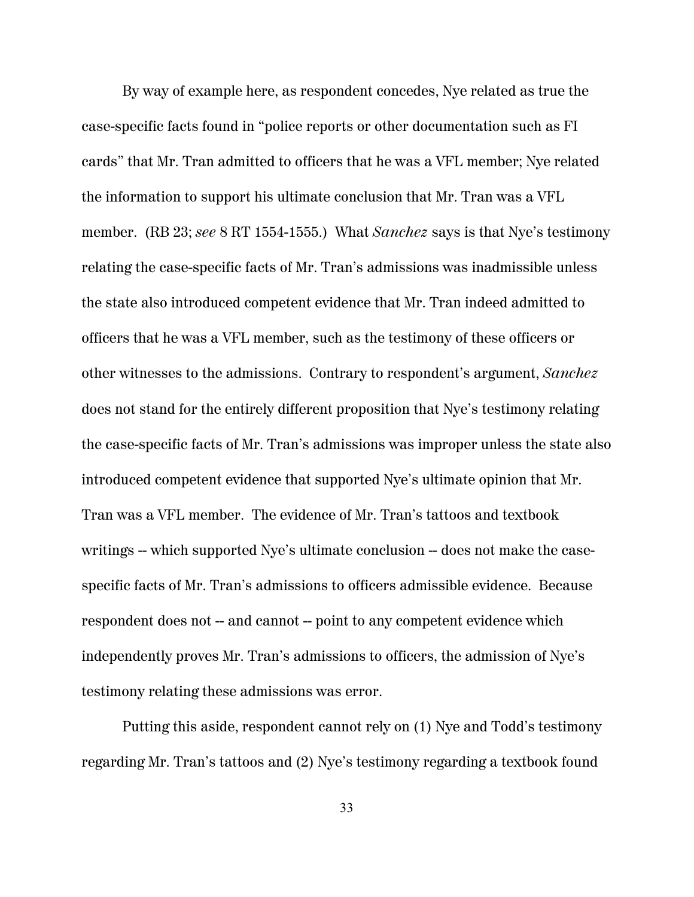By way of example here, as respondent concedes, Nye related as true the case-specific facts found in "police reports or other documentation such as FI cards" that Mr. Tran admitted to officers that he was a VFL member; Nye related the information to support his ultimate conclusion that Mr. Tran was a VFL member. (RB 23; *see* 8 RT 1554-1555.) What *Sanchez* says is that Nye's testimony relating the case-specific facts of Mr. Tran's admissions was inadmissible unless the state also introduced competent evidence that Mr. Tran indeed admitted to officers that he was a VFL member, such as the testimony of these officers or other witnesses to the admissions. Contrary to respondent's argument, *Sanchez* does not stand for the entirely different proposition that Nye's testimony relating the case-specific facts of Mr. Tran's admissions was improper unless the state also introduced competent evidence that supported Nye's ultimate opinion that Mr. Tran was a VFL member. The evidence of Mr. Tran's tattoos and textbook writings -- which supported Nye's ultimate conclusion -- does not make the case-specific facts of Mr. Tran's admissions to officers admissible evidence. Because respondent does not -- and cannot -- point to any competent evidence which independently proves Mr. Tran's admissions to officers, the admission of Nye's testimony relating these admissions was error.

Putting this aside, respondent cannot rely on (1) Nye and Todd's testimony regarding Mr. Tran's tattoos and (2) Nye's testimony regarding a textbook found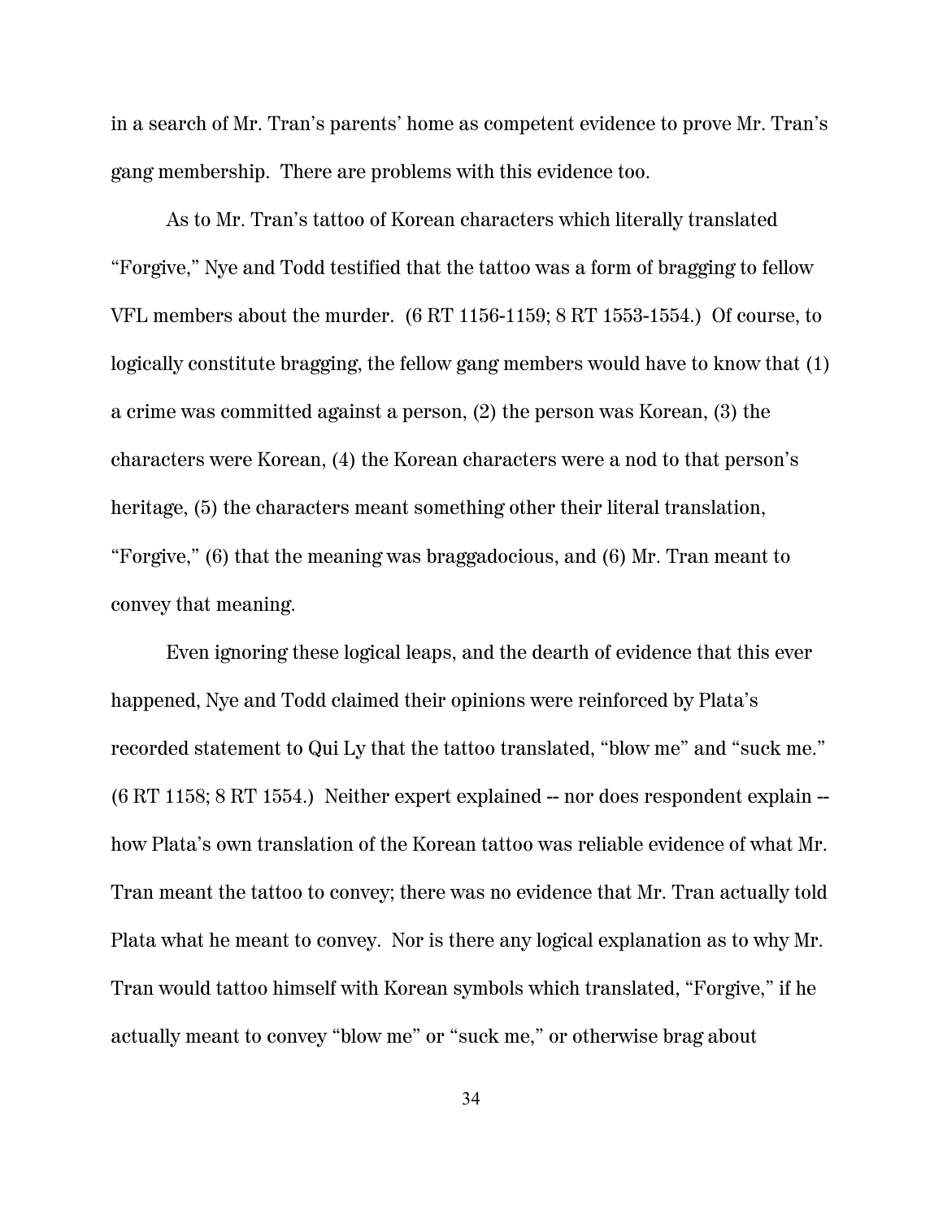in a search of Mr. Tran's parents' home as competent evidence to prove Mr. Tran's gang membership. There are problems with this evidence too.

As to Mr. Tran's tattoo of Korean characters which literally translated "Forgive," Nye and Todd testified that the tattoo was a form of bragging to fellow VFL members about the murder. (6 RT 1156-1159; 8 RT 1553-1554.) Of course, to logically constitute bragging, the fellow gang members would have to know that (1) a crime was committed against a person, (2) the person was Korean, (3) the characters were Korean, (4) the Korean characters were a nod to that person's heritage, (5) the characters meant something other their literal translation, "Forgive," (6) that the meaning was braggadocious, and (6) Mr. Tran meant to convey that meaning.

Even ignoring these logical leaps, and the dearth of evidence that this ever happened, Nye and Todd claimed their opinions were reinforced by Plata's recorded statement to Qui Ly that the tattoo translated, "blow me" and "suck me." (6 RT 1158; 8 RT 1554.) Neither expert explained -- nor does respondent explain -- how Plata's own translation of the Korean tattoo was reliable evidence of what Mr. Tran meant the tattoo to convey; there was no evidence that Mr. Tran actually told Plata what he meant to convey. Nor is there any logical explanation as to why Mr. Tran would tattoo himself with Korean symbols which translated, "Forgive," if he actually meant to convey "blow me" or "suck me," or otherwise brag about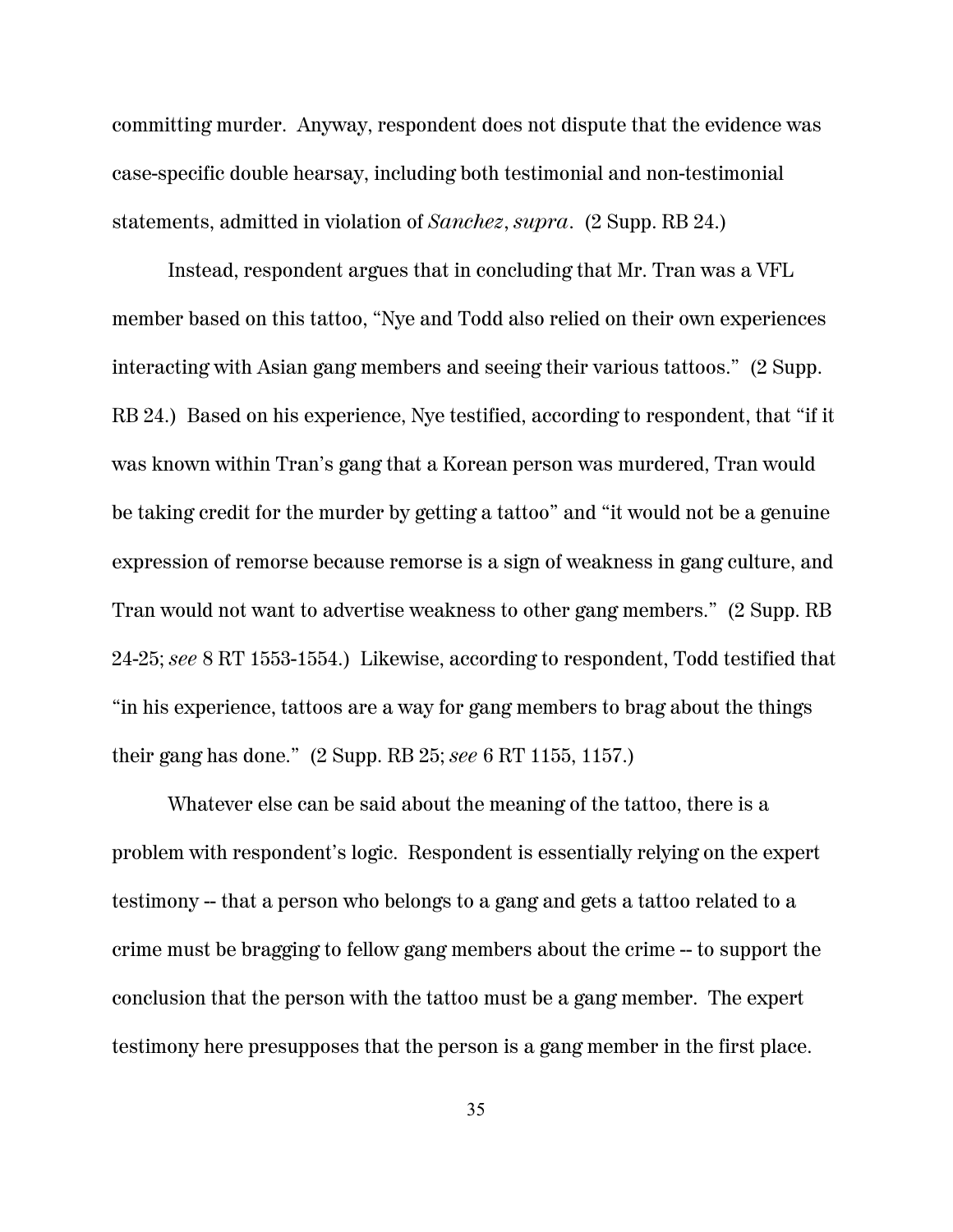committing murder. Anyway, respondent does not dispute that the evidence was case-specific double hearsay, including both testimonial and non-testimonial statements, admitted in violation of *Sanchez*, *supra*. (2 Supp. RB 24.)

Instead, respondent argues that in concluding that Mr. Tran was a VFL member based on this tattoo, "Nye and Todd also relied on their own experiences interacting with Asian gang members and seeing their various tattoos." (2 Supp. RB 24.) Based on his experience, Nye testified, according to respondent, that "if it was known within Tran's gang that a Korean person was murdered, Tran would be taking credit for the murder by getting a tattoo" and "it would not be a genuine expression of remorse because remorse is a sign of weakness in gang culture, and Tran would not want to advertise weakness to other gang members." (2 Supp. RB 24-25; *see* 8 RT 1553-1554.) Likewise, according to respondent, Todd testified that "in his experience, tattoos are a way for gang members to brag about the things their gang has done." (2 Supp. RB 25; *see* 6 RT 1155, 1157.)

Whatever else can be said about the meaning of the tattoo, there is a problem with respondent's logic. Respondent is essentially relying on the expert testimony -- that a person who belongs to a gang and gets a tattoo related to a crime must be bragging to fellow gang members about the crime -- to support the conclusion that the person with the tattoo must be a gang member. The expert testimony here presupposes that the person is a gang member in the first place.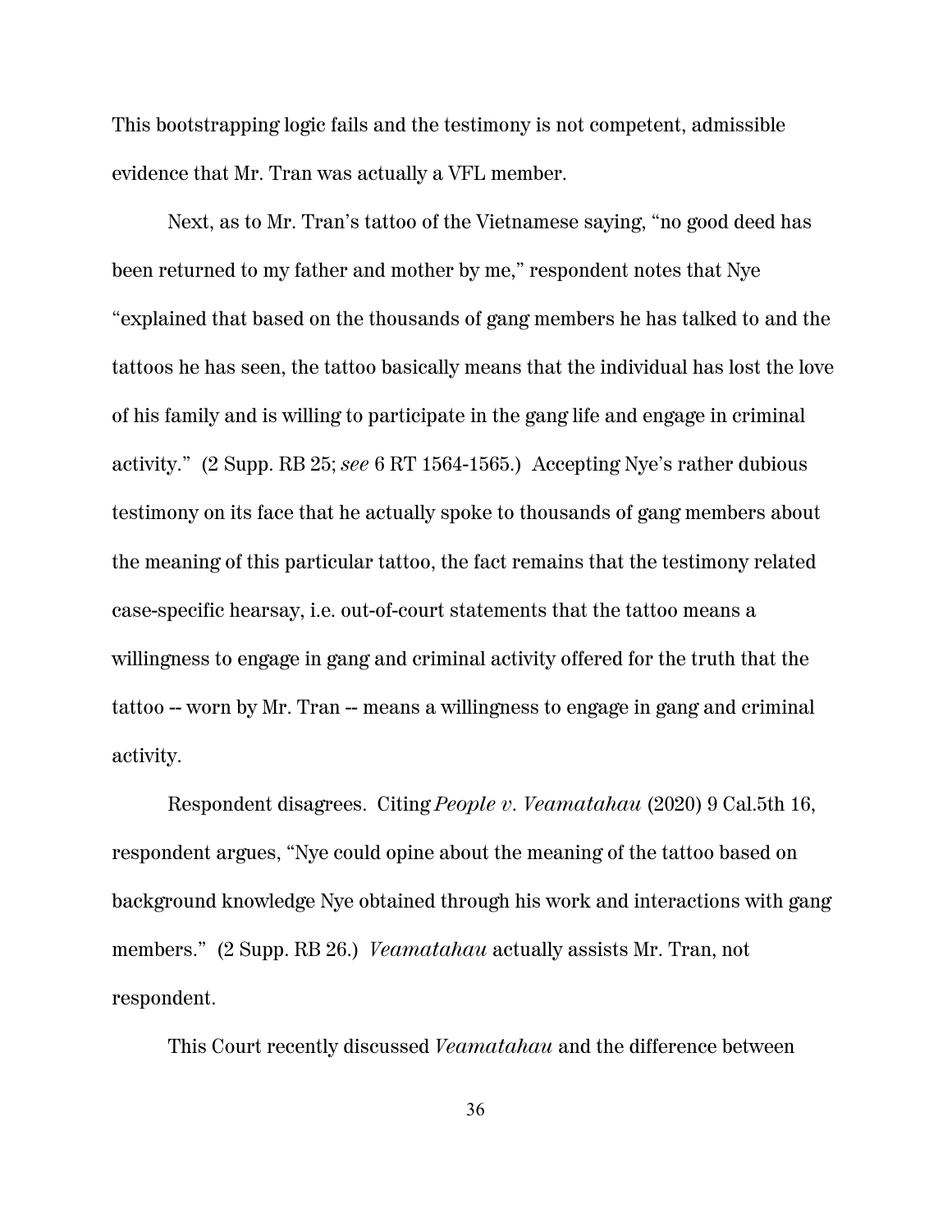This bootstrapping logic fails and the testimony is not competent, admissible evidence that Mr. Tran was actually a VFL member.

Next, as to Mr. Tran's tattoo of the Vietnamese saying, "no good deed has been returned to my father and mother by me," respondent notes that Nye "explained that based on the thousands of gang members he has talked to and the tattoos he has seen, the tattoo basically means that the individual has lost the love of his family and is willing to participate in the gang life and engage in criminal activity." (2 Supp. RB 25; *see* 6 RT 1564-1565.) Accepting Nye's rather dubious testimony on its face that he actually spoke to thousands of gang members about the meaning of this particular tattoo, the fact remains that the testimony related case-specific hearsay, i.e. out-of-court statements that the tattoo means a willingness to engage in gang and criminal activity offered for the truth that the tattoo -- worn by Mr. Tran -- means a willingness to engage in gang and criminal activity.

Respondent disagrees. Citing *People v. Veamatahau* (2020) 9 Cal.5th 16, respondent argues, "Nye could opine about the meaning of the tattoo based on background knowledge Nye obtained through his work and interactions with gang members." (2 Supp. RB 26.) *Veamatahau* actually assists Mr. Tran, not respondent.

This Court recently discussed *Veamatahau* and the difference between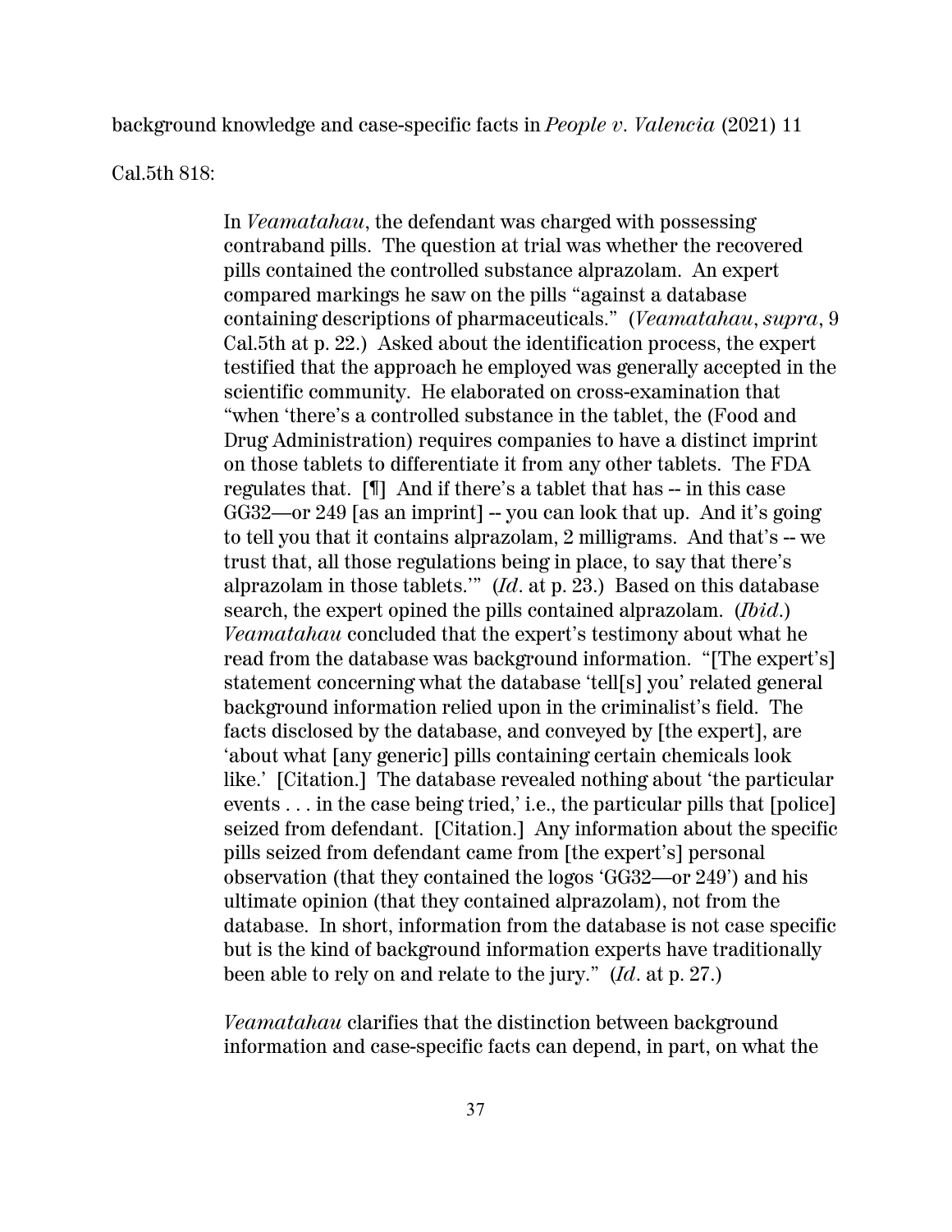background knowledge and case-specific facts in *People v. Valencia* (2021) 11 Cal.5th 818:

> In *Veamatahau*, the defendant was charged with possessing contraband pills. The question at trial was whether the recovered pills contained the controlled substance alprazolam. An expert compared markings he saw on the pills "against a database containing descriptions of pharmaceuticals." (*Veamatahau*, *supra*, 9 Cal.5th at p. 22.) Asked about the identification process, the expert testified that the approach he employed was generally accepted in the scientific community. He elaborated on cross-examination that "when 'there's a controlled substance in the tablet, the (Food and Drug Administration) requires companies to have a distinct imprint on those tablets to differentiate it from any other tablets. The FDA regulates that. [¶] And if there's a tablet that has -- in this case GG32—or 249 [as an imprint] -- you can look that up. And it's going to tell you that it contains alprazolam, 2 milligrams. And that's -- we trust that, all those regulations being in place, to say that there's alprazolam in those tablets.'" (*Id*. at p. 23.) Based on this database search, the expert opined the pills contained alprazolam. (*Ibid*.) *Veamatahau* concluded that the expert's testimony about what he read from the database was background information. "[The expert's] statement concerning what the database 'tell[s] you' related general background information relied upon in the criminalist's field. The facts disclosed by the database, and conveyed by [the expert], are 'about what [any generic] pills containing certain chemicals look like.' [Citation.] The database revealed nothing about 'the particular events . . . in the case being tried,' i.e., the particular pills that [police] seized from defendant. [Citation.] Any information about the specific pills seized from defendant came from [the expert's] personal observation (that they contained the logos 'GG32—or 249') and his ultimate opinion (that they contained alprazolam), not from the database. In short, information from the database is not case specific but is the kind of background information experts have traditionally been able to rely on and relate to the jury." (*Id*. at p. 27.)
>
> *Veamatahau* clarifies that the distinction between background information and case-specific facts can depend, in part, on what the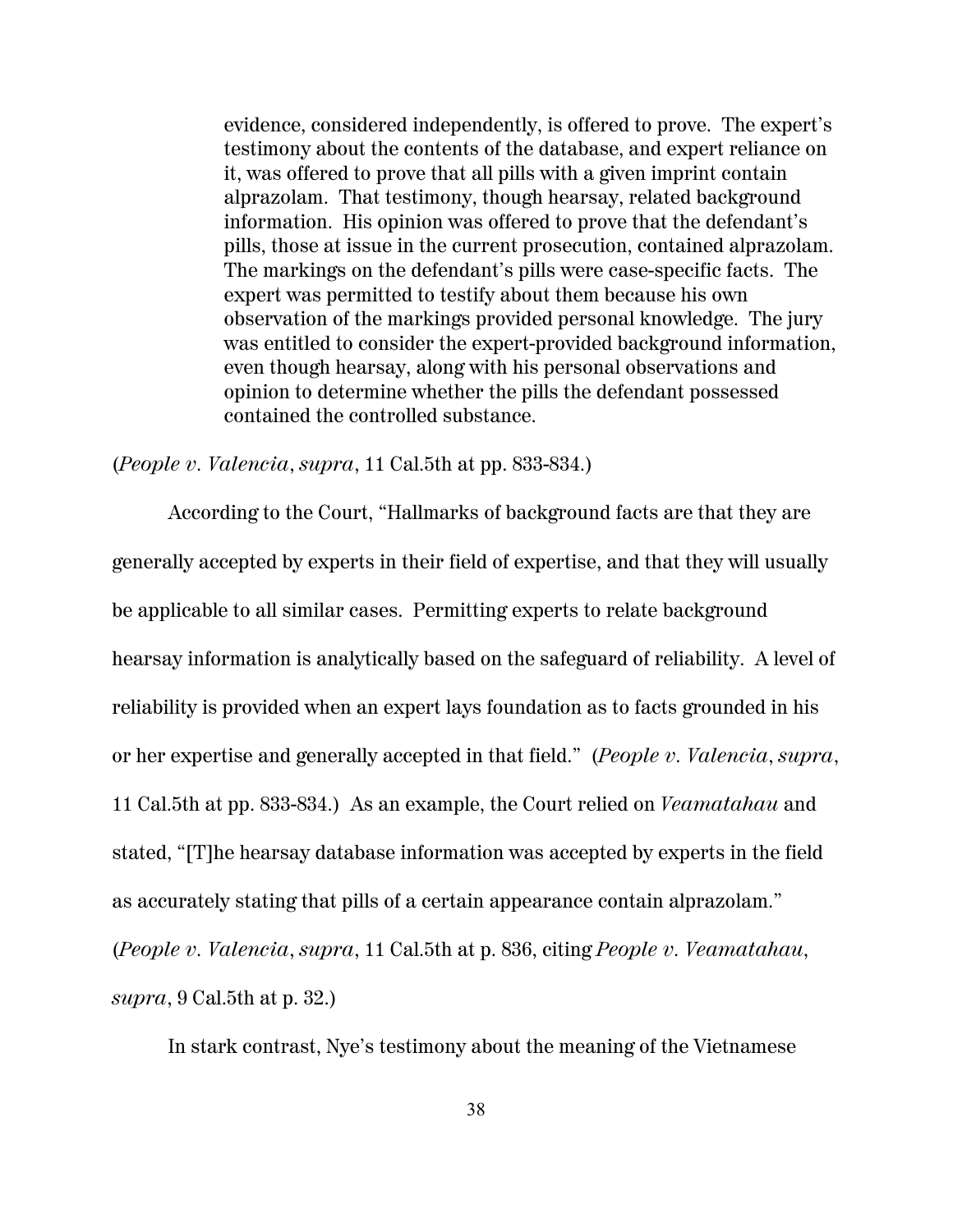> evidence, considered independently, is offered to prove. The expert's testimony about the contents of the database, and expert reliance on it, was offered to prove that all pills with a given imprint contain alprazolam. That testimony, though hearsay, related background information. His opinion was offered to prove that the defendant's pills, those at issue in the current prosecution, contained alprazolam. The markings on the defendant's pills were case-specific facts. The expert was permitted to testify about them because his own observation of the markings provided personal knowledge. The jury was entitled to consider the expert-provided background information, even though hearsay, along with his personal observations and opinion to determine whether the pills the defendant possessed contained the controlled substance.

(*People v. Valencia*, *supra*, 11 Cal.5th at pp. 833-834.)

According to the Court, "Hallmarks of background facts are that they are generally accepted by experts in their field of expertise, and that they will usually be applicable to all similar cases. Permitting experts to relate background hearsay information is analytically based on the safeguard of reliability. A level of reliability is provided when an expert lays foundation as to facts grounded in his or her expertise and generally accepted in that field." (*People v. Valencia*, *supra*, 11 Cal.5th at pp. 833-834.) As an example, the Court relied on *Veamatahau* and stated, "[T]he hearsay database information was accepted by experts in the field as accurately stating that pills of a certain appearance contain alprazolam." (*People v. Valencia*, *supra*, 11 Cal.5th at p. 836, citing *People v. Veamatahau*, *supra*, 9 Cal.5th at p. 32.)

In stark contrast, Nye's testimony about the meaning of the Vietnamese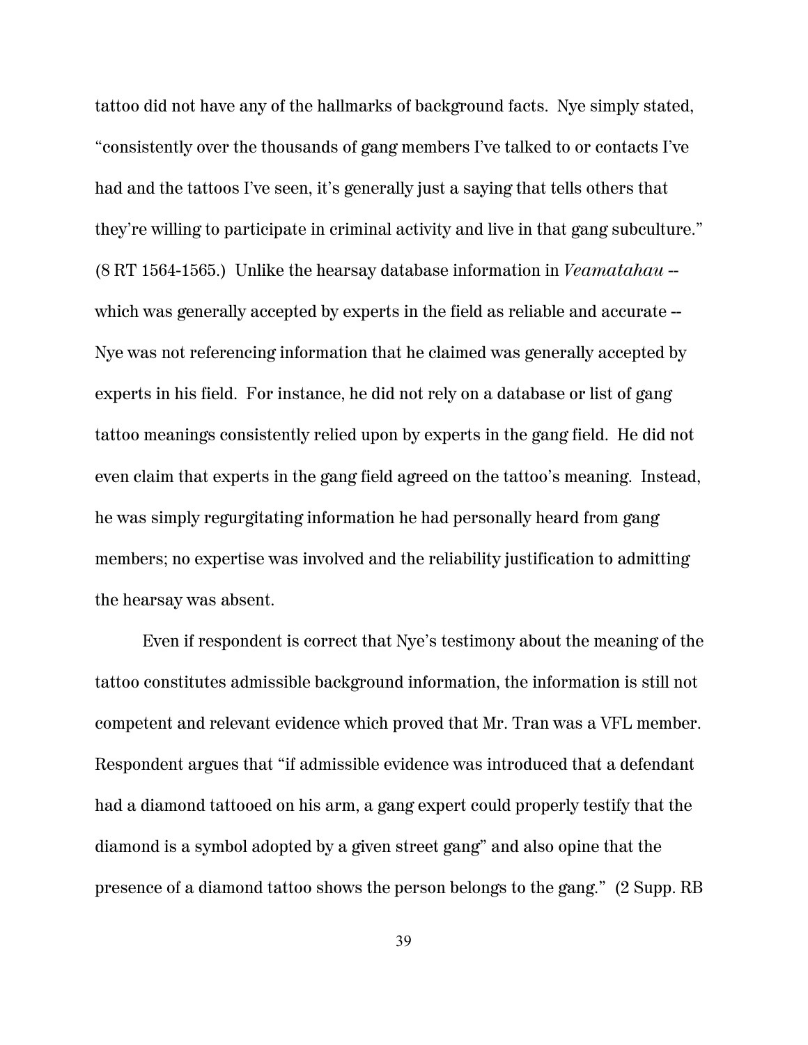tattoo did not have any of the hallmarks of background facts. Nye simply stated, "consistently over the thousands of gang members I've talked to or contacts I've had and the tattoos I've seen, it's generally just a saying that tells others that they're willing to participate in criminal activity and live in that gang subculture." (8 RT 1564-1565.) Unlike the hearsay database information in *Veamatahau* -- which was generally accepted by experts in the field as reliable and accurate -- Nye was not referencing information that he claimed was generally accepted by experts in his field. For instance, he did not rely on a database or list of gang tattoo meanings consistently relied upon by experts in the gang field. He did not even claim that experts in the gang field agreed on the tattoo's meaning. Instead, he was simply regurgitating information he had personally heard from gang members; no expertise was involved and the reliability justification to admitting the hearsay was absent.

Even if respondent is correct that Nye's testimony about the meaning of the tattoo constitutes admissible background information, the information is still not competent and relevant evidence which proved that Mr. Tran was a VFL member. Respondent argues that "if admissible evidence was introduced that a defendant had a diamond tattooed on his arm, a gang expert could properly testify that the diamond is a symbol adopted by a given street gang" and also opine that the presence of a diamond tattoo shows the person belongs to the gang." (2 Supp. RB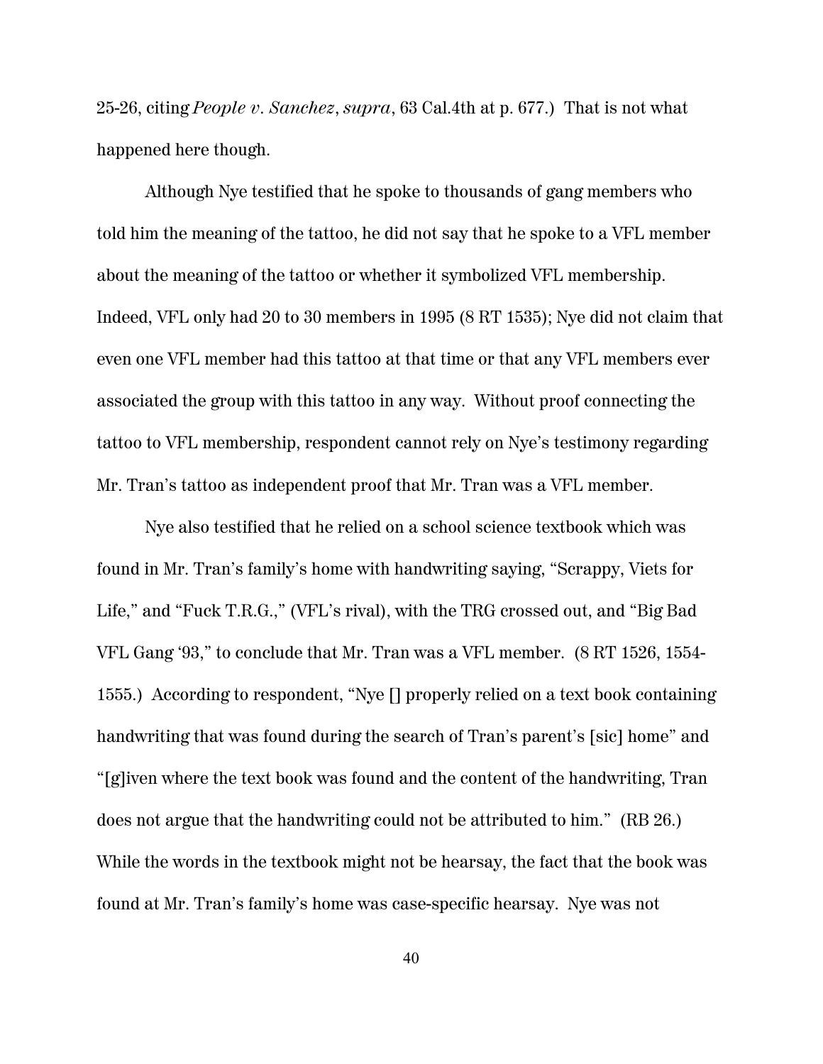25-26, citing *People v. Sanchez*, *supra*, 63 Cal.4th at p. 677.) That is not what happened here though.

Although Nye testified that he spoke to thousands of gang members who told him the meaning of the tattoo, he did not say that he spoke to a VFL member about the meaning of the tattoo or whether it symbolized VFL membership. Indeed, VFL only had 20 to 30 members in 1995 (8 RT 1535); Nye did not claim that even one VFL member had this tattoo at that time or that any VFL members ever associated the group with this tattoo in any way. Without proof connecting the tattoo to VFL membership, respondent cannot rely on Nye's testimony regarding Mr. Tran's tattoo as independent proof that Mr. Tran was a VFL member.

Nye also testified that he relied on a school science textbook which was found in Mr. Tran's family's home with handwriting saying, "Scrappy, Viets for Life," and "Fuck T.R.G.," (VFL's rival), with the TRG crossed out, and "Big Bad VFL Gang '93," to conclude that Mr. Tran was a VFL member. (8 RT 1526, 1554-1555.) According to respondent, "Nye [] properly relied on a text book containing handwriting that was found during the search of Tran's parent's [sic] home" and "[g]iven where the text book was found and the content of the handwriting, Tran does not argue that the handwriting could not be attributed to him." (RB 26.) While the words in the textbook might not be hearsay, the fact that the book was found at Mr. Tran's family's home was case-specific hearsay. Nye was not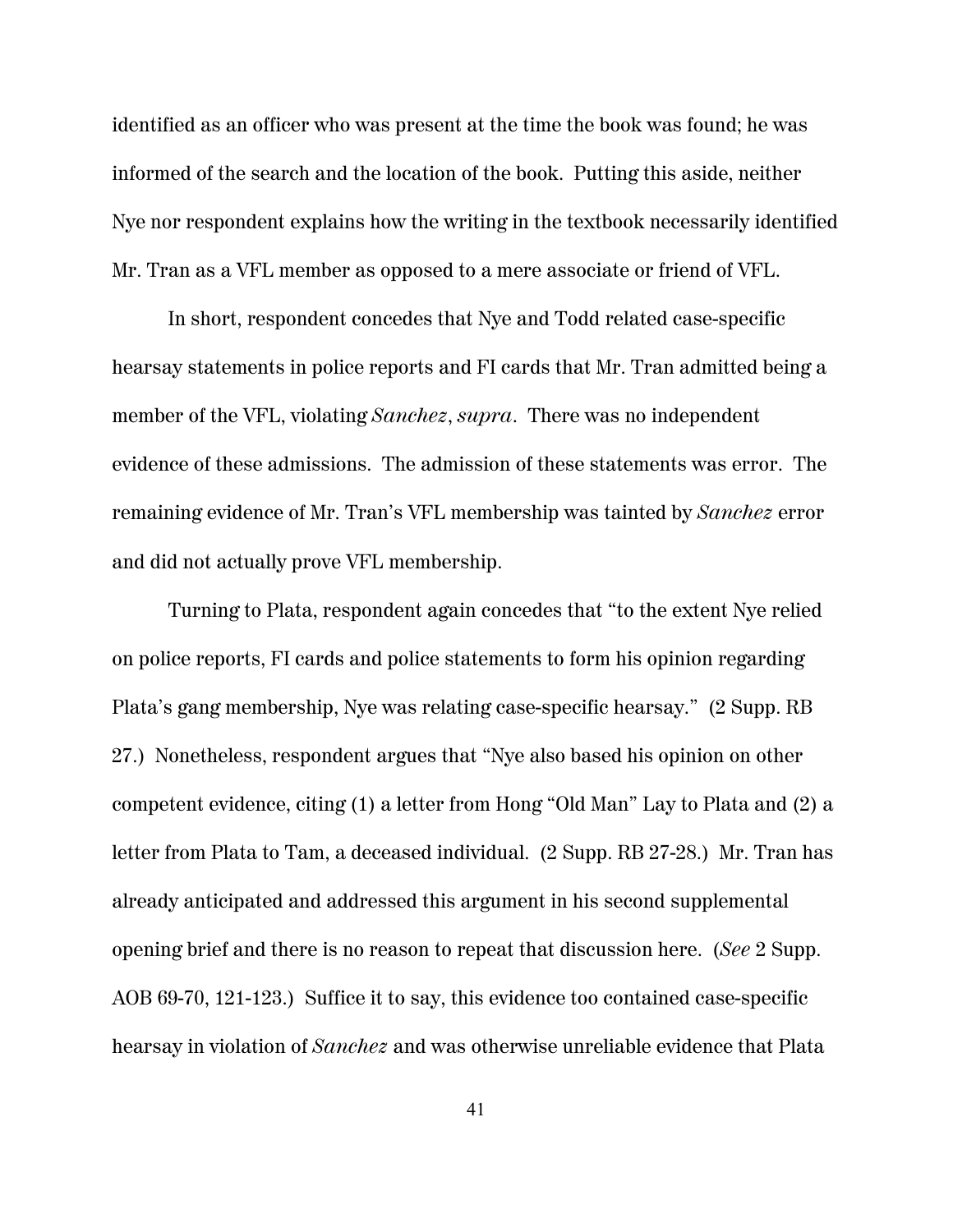identified as an officer who was present at the time the book was found; he was informed of the search and the location of the book. Putting this aside, neither Nye nor respondent explains how the writing in the textbook necessarily identified Mr. Tran as a VFL member as opposed to a mere associate or friend of VFL.

In short, respondent concedes that Nye and Todd related case-specific hearsay statements in police reports and FI cards that Mr. Tran admitted being a member of the VFL, violating *Sanchez*, *supra*. There was no independent evidence of these admissions. The admission of these statements was error. The remaining evidence of Mr. Tran's VFL membership was tainted by *Sanchez* error and did not actually prove VFL membership.

Turning to Plata, respondent again concedes that "to the extent Nye relied on police reports, FI cards and police statements to form his opinion regarding Plata's gang membership, Nye was relating case-specific hearsay." (2 Supp. RB 27.) Nonetheless, respondent argues that "Nye also based his opinion on other competent evidence, citing (1) a letter from Hong "Old Man" Lay to Plata and (2) a letter from Plata to Tam, a deceased individual. (2 Supp. RB 27-28.) Mr. Tran has already anticipated and addressed this argument in his second supplemental opening brief and there is no reason to repeat that discussion here. (*See* 2 Supp. AOB 69-70, 121-123.) Suffice it to say, this evidence too contained case-specific hearsay in violation of *Sanchez* and was otherwise unreliable evidence that Plata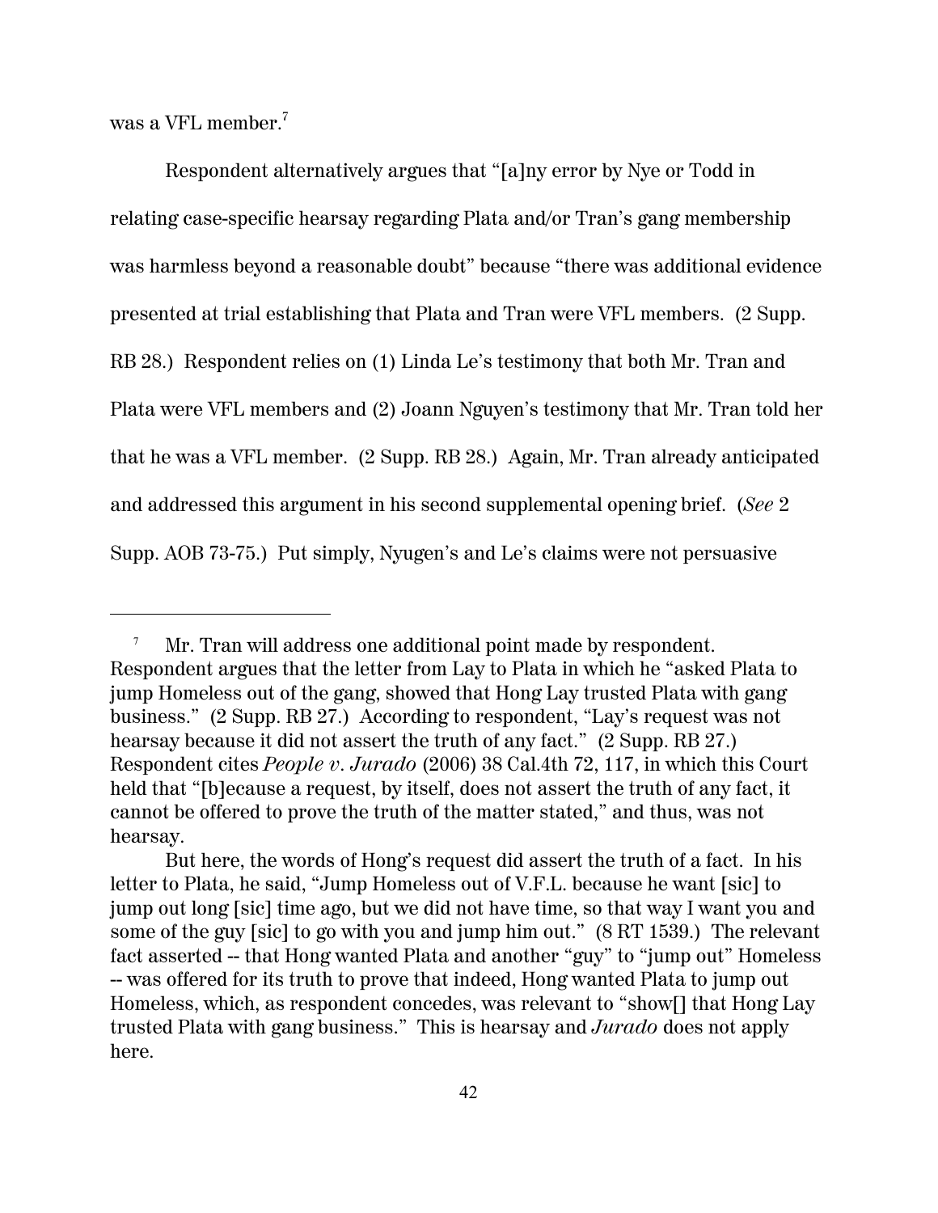was a VFL member.[7]

Respondent alternatively argues that "[a]ny error by Nye or Todd in relating case-specific hearsay regarding Plata and/or Tran's gang membership was harmless beyond a reasonable doubt" because "there was additional evidence presented at trial establishing that Plata and Tran were VFL members. (2 Supp. RB 28.) Respondent relies on (1) Linda Le's testimony that both Mr. Tran and Plata were VFL members and (2) Joann Nguyen's testimony that Mr. Tran told her that he was a VFL member. (2 Supp. RB 28.) Again, Mr. Tran already anticipated and addressed this argument in his second supplemental opening brief. (*See* 2 Supp. AOB 73-75.) Put simply, Nyugen's and Le's claims were not persuasive

---

[7] Mr. Tran will address one additional point made by respondent. Respondent argues that the letter from Lay to Plata in which he "asked Plata to jump Homeless out of the gang, showed that Hong Lay trusted Plata with gang business." (2 Supp. RB 27.) According to respondent, "Lay's request was not hearsay because it did not assert the truth of any fact." (2 Supp. RB 27.) Respondent cites *People v. Jurado* (2006) 38 Cal.4th 72, 117, in which this Court held that "[b]ecause a request, by itself, does not assert the truth of any fact, it cannot be offered to prove the truth of the matter stated," and thus, was not hearsay.

But here, the words of Hong's request did assert the truth of a fact. In his letter to Plata, he said, "Jump Homeless out of V.F.L. because he want [sic] to jump out long [sic] time ago, but we did not have time, so that way I want you and some of the guy [sic] to go with you and jump him out." (8 RT 1539.) The relevant fact asserted -- that Hong wanted Plata and another "guy" to "jump out" Homeless -- was offered for its truth to prove that indeed, Hong wanted Plata to jump out Homeless, which, as respondent concedes, was relevant to "show[] that Hong Lay trusted Plata with gang business." This is hearsay and *Jurado* does not apply here.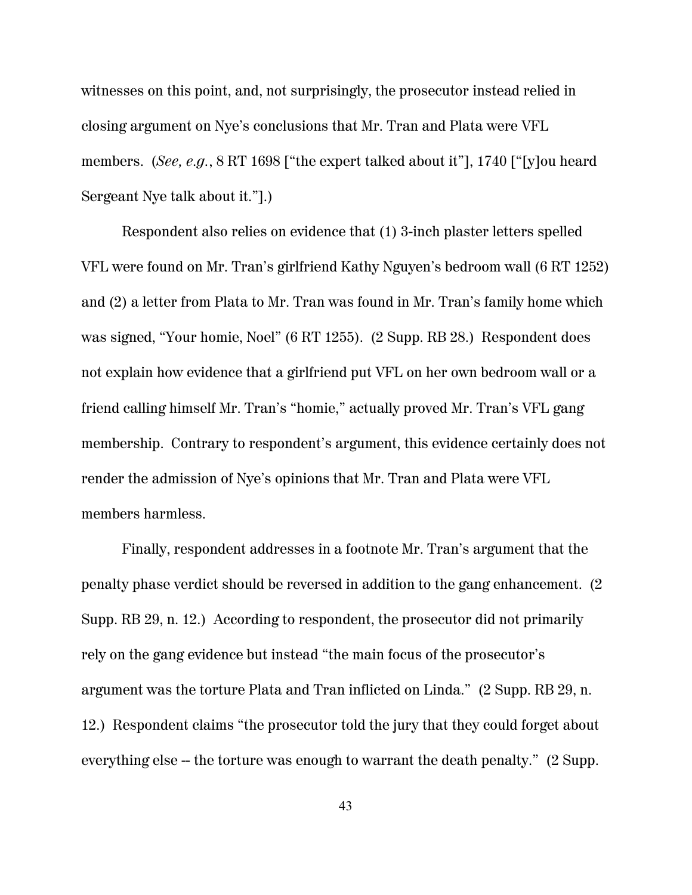witnesses on this point, and, not surprisingly, the prosecutor instead relied in closing argument on Nye's conclusions that Mr. Tran and Plata were VFL members. (*See, e.g.*, 8 RT 1698 ["the expert talked about it"], 1740 ["[y]ou heard Sergeant Nye talk about it."].)

Respondent also relies on evidence that (1) 3-inch plaster letters spelled VFL were found on Mr. Tran's girlfriend Kathy Nguyen's bedroom wall (6 RT 1252) and (2) a letter from Plata to Mr. Tran was found in Mr. Tran's family home which was signed, "Your homie, Noel" (6 RT 1255). (2 Supp. RB 28.) Respondent does not explain how evidence that a girlfriend put VFL on her own bedroom wall or a friend calling himself Mr. Tran's "homie," actually proved Mr. Tran's VFL gang membership. Contrary to respondent's argument, this evidence certainly does not render the admission of Nye's opinions that Mr. Tran and Plata were VFL members harmless.

Finally, respondent addresses in a footnote Mr. Tran's argument that the penalty phase verdict should be reversed in addition to the gang enhancement. (2 Supp. RB 29, n. 12.) According to respondent, the prosecutor did not primarily rely on the gang evidence but instead "the main focus of the prosecutor's argument was the torture Plata and Tran inflicted on Linda." (2 Supp. RB 29, n. 12.) Respondent claims "the prosecutor told the jury that they could forget about everything else -- the torture was enough to warrant the death penalty." (2 Supp.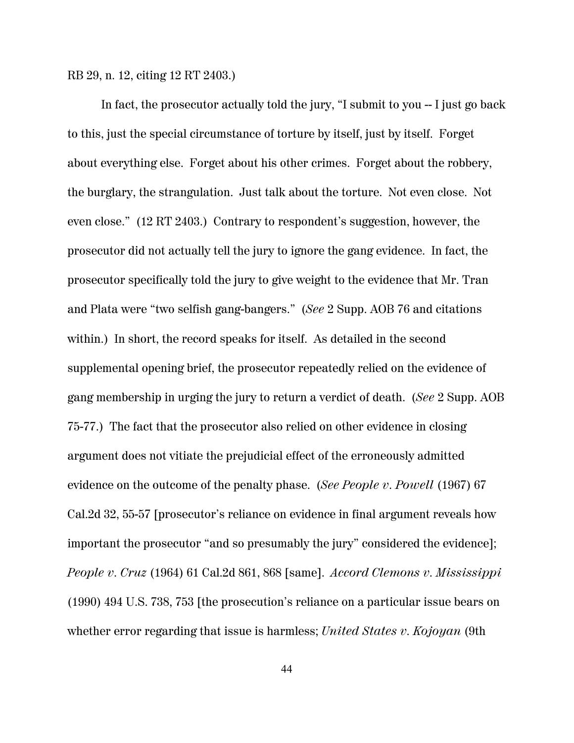RB 29, n. 12, citing 12 RT 2403.)

In fact, the prosecutor actually told the jury, "I submit to you -- I just go back to this, just the special circumstance of torture by itself, just by itself. Forget about everything else. Forget about his other crimes. Forget about the robbery, the burglary, the strangulation. Just talk about the torture. Not even close. Not even close." (12 RT 2403.) Contrary to respondent's suggestion, however, the prosecutor did not actually tell the jury to ignore the gang evidence. In fact, the prosecutor specifically told the jury to give weight to the evidence that Mr. Tran and Plata were "two selfish gang-bangers." (*See* 2 Supp. AOB 76 and citations within.) In short, the record speaks for itself. As detailed in the second supplemental opening brief, the prosecutor repeatedly relied on the evidence of gang membership in urging the jury to return a verdict of death. (*See* 2 Supp. AOB 75-77.) The fact that the prosecutor also relied on other evidence in closing argument does not vitiate the prejudicial effect of the erroneously admitted evidence on the outcome of the penalty phase. (*See People v. Powell* (1967) 67 Cal.2d 32, 55-57 [prosecutor's reliance on evidence in final argument reveals how important the prosecutor "and so presumably the jury" considered the evidence]; *People v. Cruz* (1964) 61 Cal.2d 861, 868 [same]. *Accord Clemons v. Mississippi* (1990) 494 U.S. 738, 753 [the prosecution's reliance on a particular issue bears on whether error regarding that issue is harmless; *United States v. Kojoyan* (9th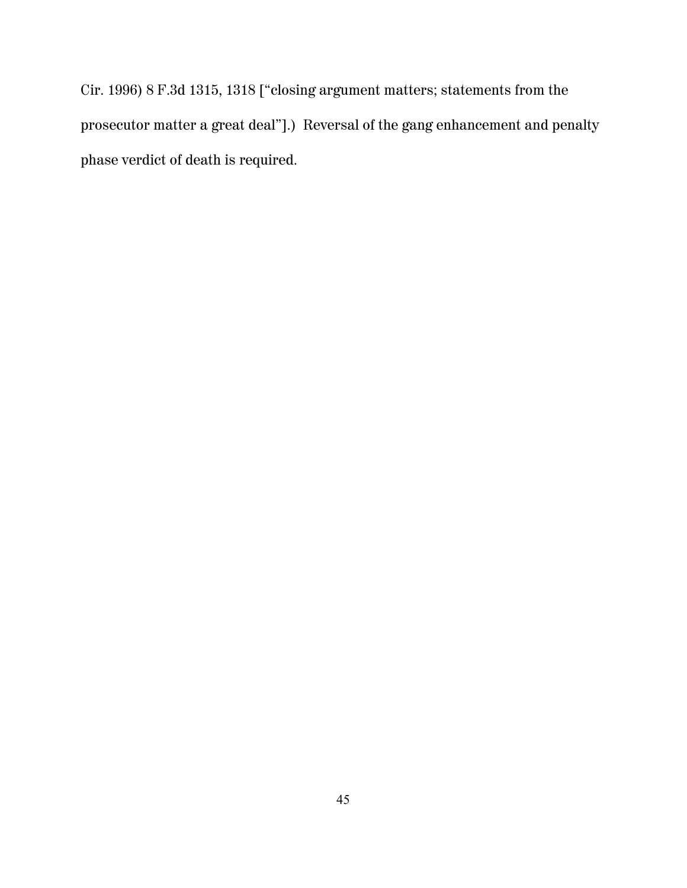Cir. 1996) 8 F.3d 1315, 1318 ["closing argument matters; statements from the prosecutor matter a great deal"].) Reversal of the gang enhancement and penalty phase verdict of death is required.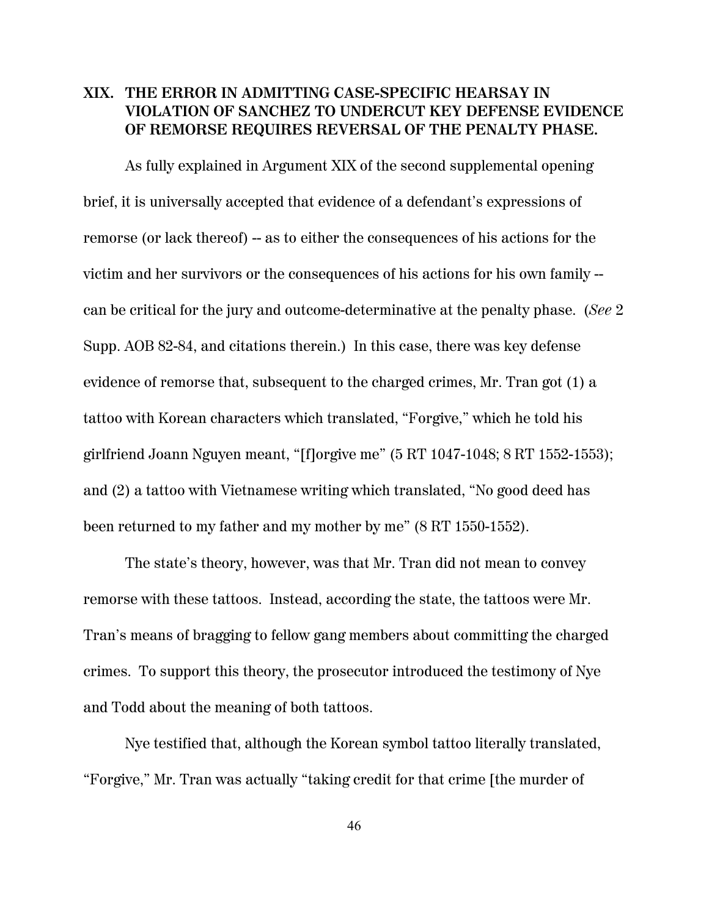## XIX. THE ERROR IN ADMITTING CASE-SPECIFIC HEARSAY IN VIOLATION OF SANCHEZ TO UNDERCUT KEY DEFENSE EVIDENCE OF REMORSE REQUIRES REVERSAL OF THE PENALTY PHASE.

As fully explained in Argument XIX of the second supplemental opening brief, it is universally accepted that evidence of a defendant's expressions of remorse (or lack thereof) -- as to either the consequences of his actions for the victim and her survivors or the consequences of his actions for his own family -- can be critical for the jury and outcome-determinative at the penalty phase. (*See* 2 Supp. AOB 82-84, and citations therein.) In this case, there was key defense evidence of remorse that, subsequent to the charged crimes, Mr. Tran got (1) a tattoo with Korean characters which translated, "Forgive," which he told his girlfriend Joann Nguyen meant, "[f]orgive me" (5 RT 1047-1048; 8 RT 1552-1553); and (2) a tattoo with Vietnamese writing which translated, "No good deed has been returned to my father and my mother by me" (8 RT 1550-1552).

The state's theory, however, was that Mr. Tran did not mean to convey remorse with these tattoos. Instead, according the state, the tattoos were Mr. Tran's means of bragging to fellow gang members about committing the charged crimes. To support this theory, the prosecutor introduced the testimony of Nye and Todd about the meaning of both tattoos.

Nye testified that, although the Korean symbol tattoo literally translated, "Forgive," Mr. Tran was actually "taking credit for that crime [the murder of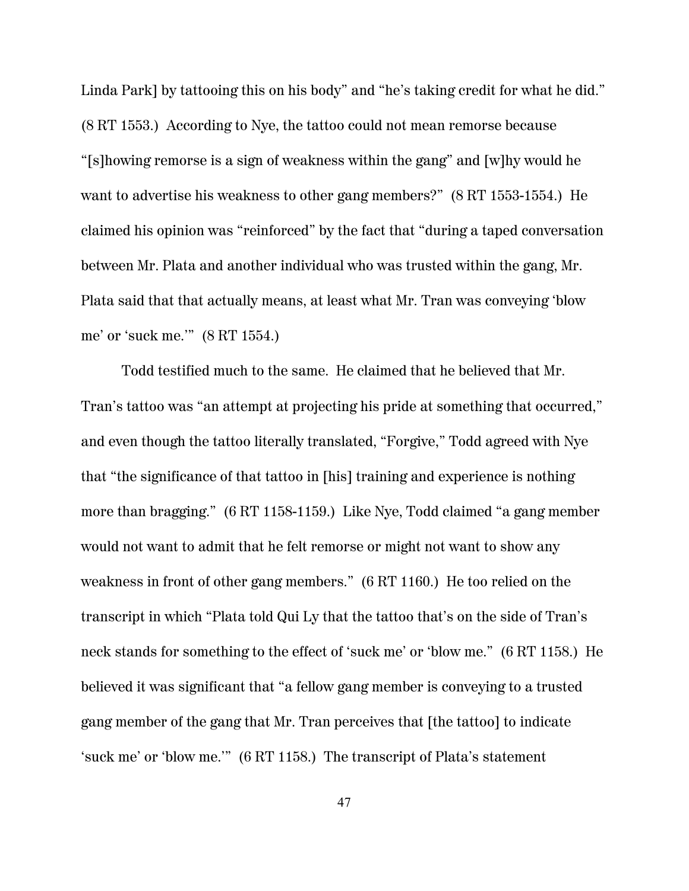Linda Park] by tattooing this on his body" and "he's taking credit for what he did." (8 RT 1553.) According to Nye, the tattoo could not mean remorse because "[s]howing remorse is a sign of weakness within the gang" and [w]hy would he want to advertise his weakness to other gang members?" (8 RT 1553-1554.) He claimed his opinion was "reinforced" by the fact that "during a taped conversation between Mr. Plata and another individual who was trusted within the gang, Mr. Plata said that that actually means, at least what Mr. Tran was conveying 'blow me' or 'suck me.'" (8 RT 1554.)

Todd testified much to the same. He claimed that he believed that Mr. Tran's tattoo was "an attempt at projecting his pride at something that occurred," and even though the tattoo literally translated, "Forgive," Todd agreed with Nye that "the significance of that tattoo in [his] training and experience is nothing more than bragging." (6 RT 1158-1159.) Like Nye, Todd claimed "a gang member would not want to admit that he felt remorse or might not want to show any weakness in front of other gang members." (6 RT 1160.) He too relied on the transcript in which "Plata told Qui Ly that the tattoo that's on the side of Tran's neck stands for something to the effect of 'suck me' or 'blow me." (6 RT 1158.) He believed it was significant that "a fellow gang member is conveying to a trusted gang member of the gang that Mr. Tran perceives that [the tattoo] to indicate 'suck me' or 'blow me.'" (6 RT 1158.) The transcript of Plata's statement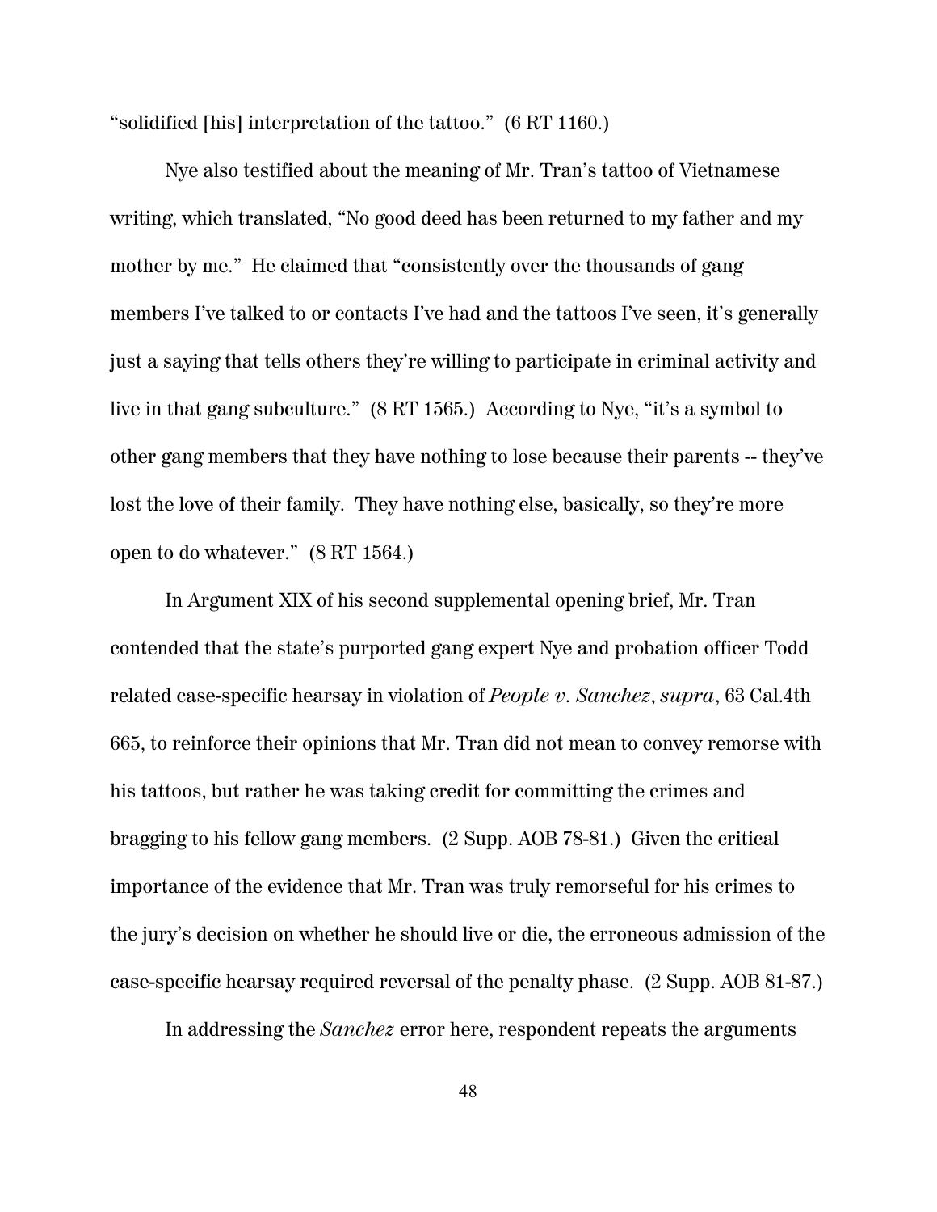"solidified [his] interpretation of the tattoo." (6 RT 1160.)

Nye also testified about the meaning of Mr. Tran's tattoo of Vietnamese writing, which translated, "No good deed has been returned to my father and my mother by me." He claimed that "consistently over the thousands of gang members I've talked to or contacts I've had and the tattoos I've seen, it's generally just a saying that tells others they're willing to participate in criminal activity and live in that gang subculture." (8 RT 1565.) According to Nye, "it's a symbol to other gang members that they have nothing to lose because their parents -- they've lost the love of their family. They have nothing else, basically, so they're more open to do whatever." (8 RT 1564.)

In Argument XIX of his second supplemental opening brief, Mr. Tran contended that the state's purported gang expert Nye and probation officer Todd related case-specific hearsay in violation of *People v. Sanchez*, *supra*, 63 Cal.4th 665, to reinforce their opinions that Mr. Tran did not mean to convey remorse with his tattoos, but rather he was taking credit for committing the crimes and bragging to his fellow gang members. (2 Supp. AOB 78-81.) Given the critical importance of the evidence that Mr. Tran was truly remorseful for his crimes to the jury's decision on whether he should live or die, the erroneous admission of the case-specific hearsay required reversal of the penalty phase. (2 Supp. AOB 81-87.)

In addressing the *Sanchez* error here, respondent repeats the arguments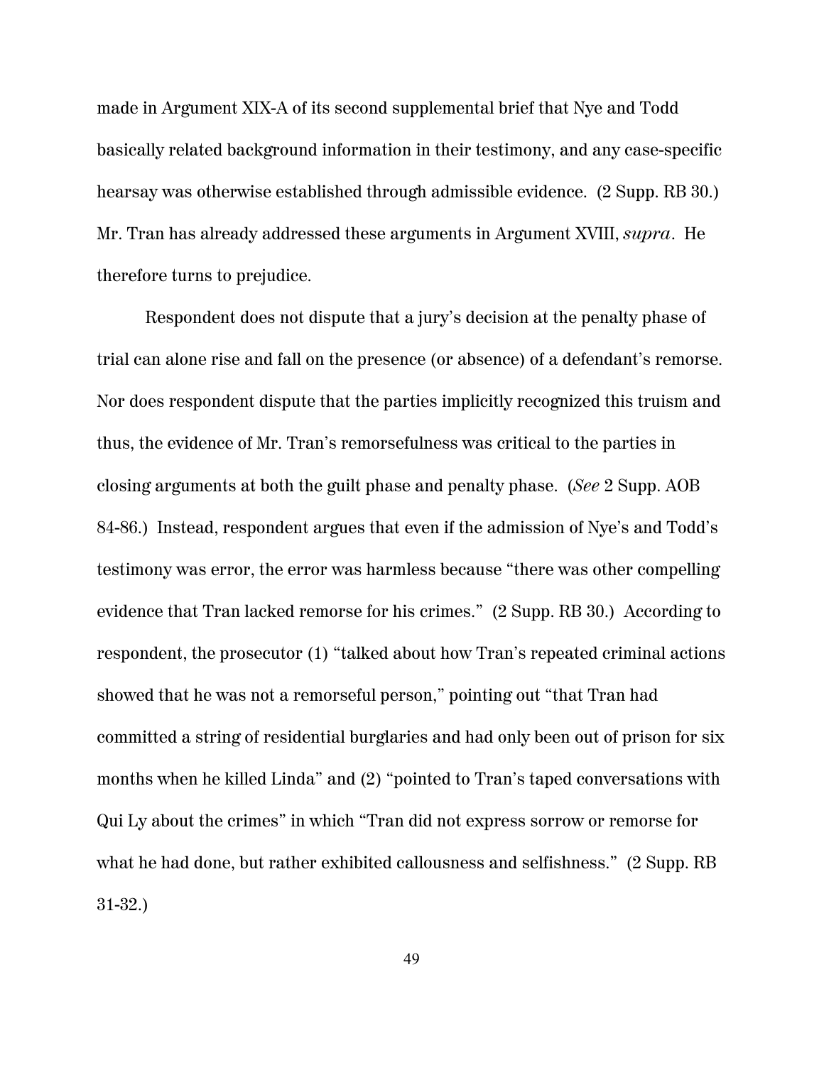made in Argument XIX-A of its second supplemental brief that Nye and Todd basically related background information in their testimony, and any case-specific hearsay was otherwise established through admissible evidence. (2 Supp. RB 30.) Mr. Tran has already addressed these arguments in Argument XVIII, *supra*. He therefore turns to prejudice.

Respondent does not dispute that a jury's decision at the penalty phase of trial can alone rise and fall on the presence (or absence) of a defendant's remorse. Nor does respondent dispute that the parties implicitly recognized this truism and thus, the evidence of Mr. Tran's remorsefulness was critical to the parties in closing arguments at both the guilt phase and penalty phase. (*See* 2 Supp. AOB 84-86.) Instead, respondent argues that even if the admission of Nye's and Todd's testimony was error, the error was harmless because "there was other compelling evidence that Tran lacked remorse for his crimes." (2 Supp. RB 30.) According to respondent, the prosecutor (1) "talked about how Tran's repeated criminal actions showed that he was not a remorseful person," pointing out "that Tran had committed a string of residential burglaries and had only been out of prison for six months when he killed Linda" and (2) "pointed to Tran's taped conversations with Qui Ly about the crimes" in which "Tran did not express sorrow or remorse for what he had done, but rather exhibited callousness and selfishness." (2 Supp. RB 31-32.)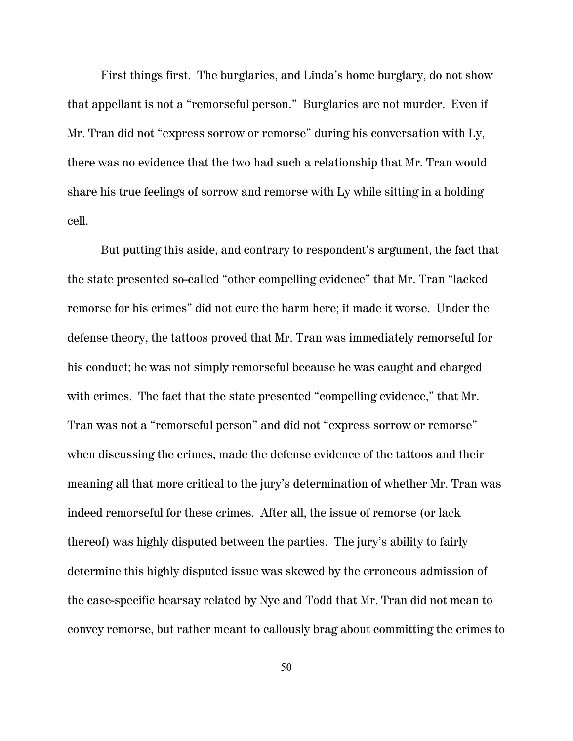First things first. The burglaries, and Linda's home burglary, do not show that appellant is not a "remorseful person." Burglaries are not murder. Even if Mr. Tran did not "express sorrow or remorse" during his conversation with Ly, there was no evidence that the two had such a relationship that Mr. Tran would share his true feelings of sorrow and remorse with Ly while sitting in a holding cell.

But putting this aside, and contrary to respondent's argument, the fact that the state presented so-called "other compelling evidence" that Mr. Tran "lacked remorse for his crimes" did not cure the harm here; it made it worse. Under the defense theory, the tattoos proved that Mr. Tran was immediately remorseful for his conduct; he was not simply remorseful because he was caught and charged with crimes. The fact that the state presented "compelling evidence," that Mr. Tran was not a "remorseful person" and did not "express sorrow or remorse" when discussing the crimes, made the defense evidence of the tattoos and their meaning all that more critical to the jury's determination of whether Mr. Tran was indeed remorseful for these crimes. After all, the issue of remorse (or lack thereof) was highly disputed between the parties. The jury's ability to fairly determine this highly disputed issue was skewed by the erroneous admission of the case-specific hearsay related by Nye and Todd that Mr. Tran did not mean to convey remorse, but rather meant to callously brag about committing the crimes to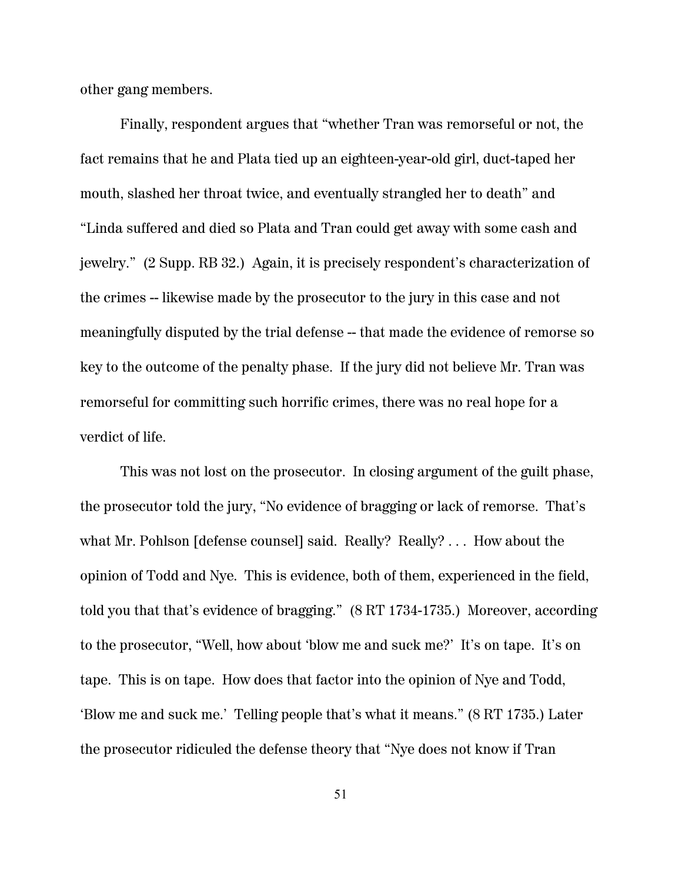other gang members.

Finally, respondent argues that "whether Tran was remorseful or not, the fact remains that he and Plata tied up an eighteen-year-old girl, duct-taped her mouth, slashed her throat twice, and eventually strangled her to death" and "Linda suffered and died so Plata and Tran could get away with some cash and jewelry." (2 Supp. RB 32.) Again, it is precisely respondent's characterization of the crimes -- likewise made by the prosecutor to the jury in this case and not meaningfully disputed by the trial defense -- that made the evidence of remorse so key to the outcome of the penalty phase. If the jury did not believe Mr. Tran was remorseful for committing such horrific crimes, there was no real hope for a verdict of life.

This was not lost on the prosecutor. In closing argument of the guilt phase, the prosecutor told the jury, "No evidence of bragging or lack of remorse. That's what Mr. Pohlson [defense counsel] said. Really? Really? . . . How about the opinion of Todd and Nye. This is evidence, both of them, experienced in the field, told you that that's evidence of bragging." (8 RT 1734-1735.) Moreover, according to the prosecutor, "Well, how about 'blow me and suck me?' It's on tape. It's on tape. This is on tape. How does that factor into the opinion of Nye and Todd, 'Blow me and suck me.' Telling people that's what it means." (8 RT 1735.) Later the prosecutor ridiculed the defense theory that "Nye does not know if Tran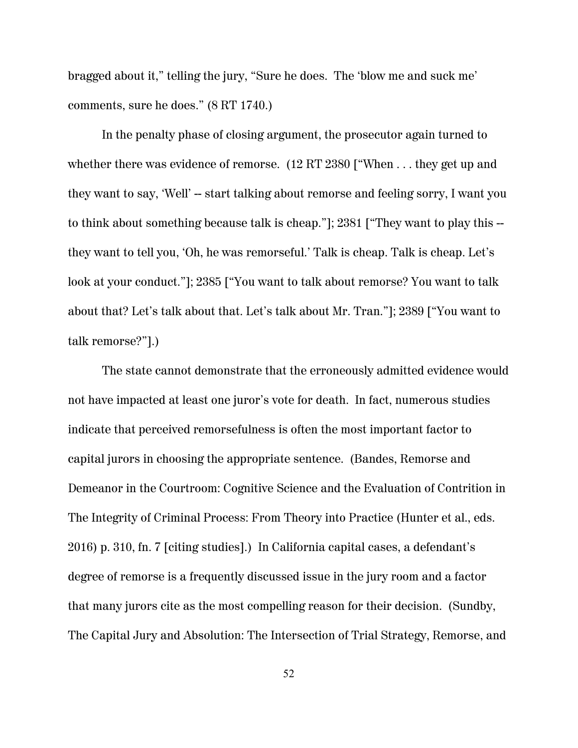bragged about it," telling the jury, "Sure he does. The 'blow me and suck me' comments, sure he does." (8 RT 1740.)

In the penalty phase of closing argument, the prosecutor again turned to whether there was evidence of remorse. (12 RT 2380 ["When . . . they get up and they want to say, 'Well' -- start talking about remorse and feeling sorry, I want you to think about something because talk is cheap."]; 2381 ["They want to play this -- they want to tell you, 'Oh, he was remorseful.' Talk is cheap. Talk is cheap. Let's look at your conduct."]; 2385 ["You want to talk about remorse? You want to talk about that? Let's talk about that. Let's talk about Mr. Tran."]; 2389 ["You want to talk remorse?"].)

The state cannot demonstrate that the erroneously admitted evidence would not have impacted at least one juror's vote for death. In fact, numerous studies indicate that perceived remorsefulness is often the most important factor to capital jurors in choosing the appropriate sentence. (Bandes, Remorse and Demeanor in the Courtroom: Cognitive Science and the Evaluation of Contrition in The Integrity of Criminal Process: From Theory into Practice (Hunter et al., eds. 2016) p. 310, fn. 7 [citing studies].) In California capital cases, a defendant's degree of remorse is a frequently discussed issue in the jury room and a factor that many jurors cite as the most compelling reason for their decision. (Sundby, The Capital Jury and Absolution: The Intersection of Trial Strategy, Remorse, and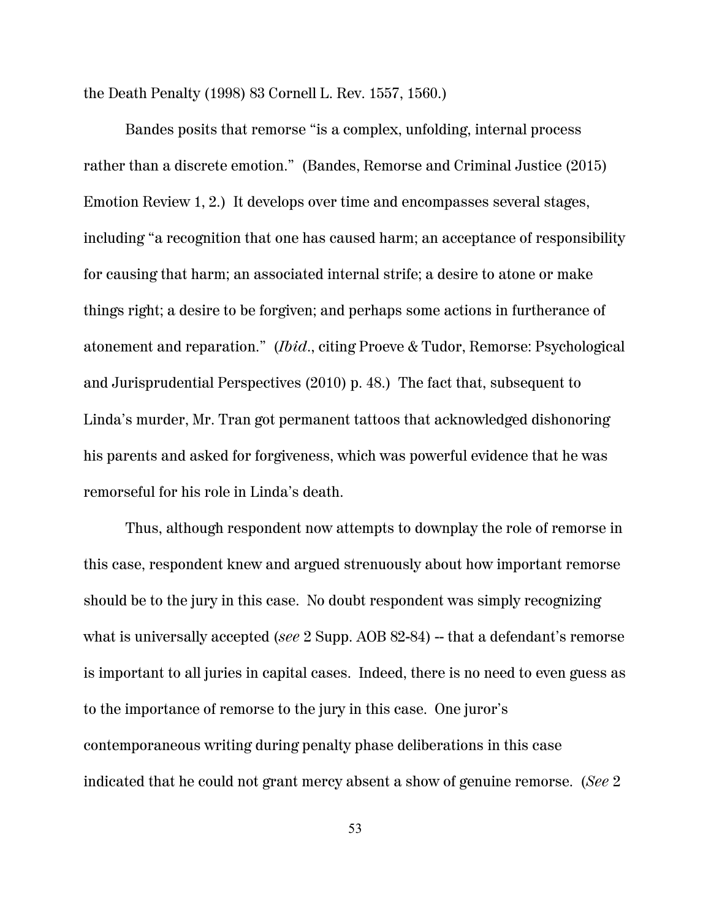the Death Penalty (1998) 83 Cornell L. Rev. 1557, 1560.)

Bandes posits that remorse "is a complex, unfolding, internal process rather than a discrete emotion." (Bandes, Remorse and Criminal Justice (2015) Emotion Review 1, 2.) It develops over time and encompasses several stages, including "a recognition that one has caused harm; an acceptance of responsibility for causing that harm; an associated internal strife; a desire to atone or make things right; a desire to be forgiven; and perhaps some actions in furtherance of atonement and reparation." (*Ibid*., citing Proeve & Tudor, Remorse: Psychological and Jurisprudential Perspectives (2010) p. 48.) The fact that, subsequent to Linda's murder, Mr. Tran got permanent tattoos that acknowledged dishonoring his parents and asked for forgiveness, which was powerful evidence that he was remorseful for his role in Linda's death.

Thus, although respondent now attempts to downplay the role of remorse in this case, respondent knew and argued strenuously about how important remorse should be to the jury in this case. No doubt respondent was simply recognizing what is universally accepted (*see* 2 Supp. AOB 82-84) -- that a defendant's remorse is important to all juries in capital cases. Indeed, there is no need to even guess as to the importance of remorse to the jury in this case. One juror's contemporaneous writing during penalty phase deliberations in this case indicated that he could not grant mercy absent a show of genuine remorse. (*See* 2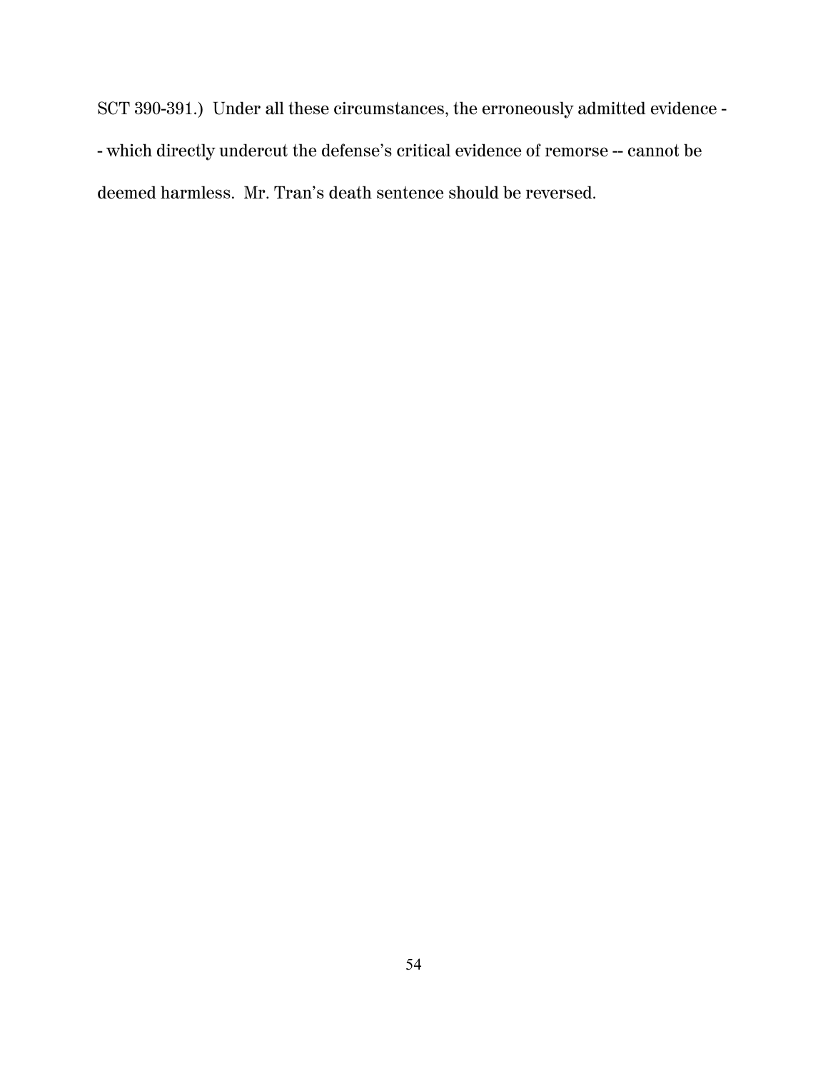SCT 390-391.) Under all these circumstances, the erroneously admitted evidence -- which directly undercut the defense's critical evidence of remorse -- cannot be deemed harmless. Mr. Tran's death sentence should be reversed.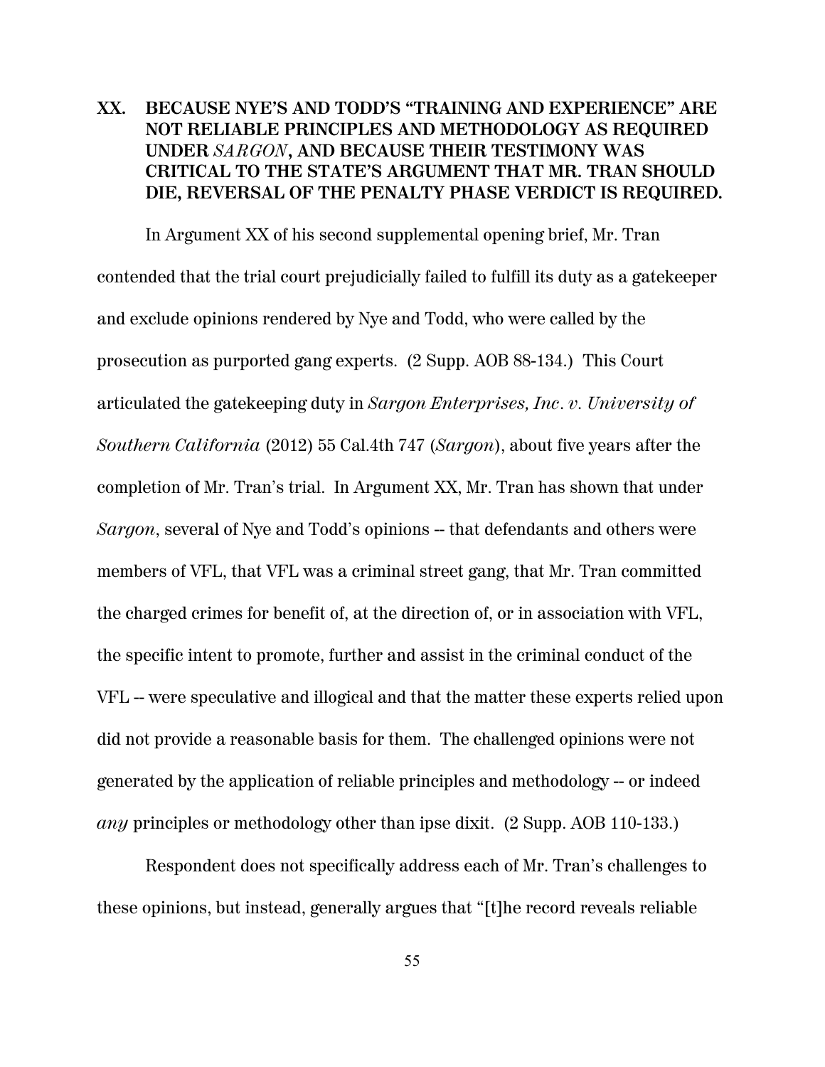## XX. BECAUSE NYE'S AND TODD'S "TRAINING AND EXPERIENCE" ARE NOT RELIABLE PRINCIPLES AND METHODOLOGY AS REQUIRED UNDER *SARGON*, AND BECAUSE THEIR TESTIMONY WAS CRITICAL TO THE STATE'S ARGUMENT THAT MR. TRAN SHOULD DIE, REVERSAL OF THE PENALTY PHASE VERDICT IS REQUIRED.

In Argument XX of his second supplemental opening brief, Mr. Tran contended that the trial court prejudicially failed to fulfill its duty as a gatekeeper and exclude opinions rendered by Nye and Todd, who were called by the prosecution as purported gang experts. (2 Supp. AOB 88-134.) This Court articulated the gatekeeping duty in *Sargon Enterprises, Inc. v. University of Southern California* (2012) 55 Cal.4th 747 (*Sargon*), about five years after the completion of Mr. Tran's trial. In Argument XX, Mr. Tran has shown that under *Sargon*, several of Nye and Todd's opinions -- that defendants and others were members of VFL, that VFL was a criminal street gang, that Mr. Tran committed the charged crimes for benefit of, at the direction of, or in association with VFL, the specific intent to promote, further and assist in the criminal conduct of the VFL -- were speculative and illogical and that the matter these experts relied upon did not provide a reasonable basis for them. The challenged opinions were not generated by the application of reliable principles and methodology -- or indeed *any* principles or methodology other than ipse dixit. (2 Supp. AOB 110-133.)

Respondent does not specifically address each of Mr. Tran's challenges to these opinions, but instead, generally argues that "[t]he record reveals reliable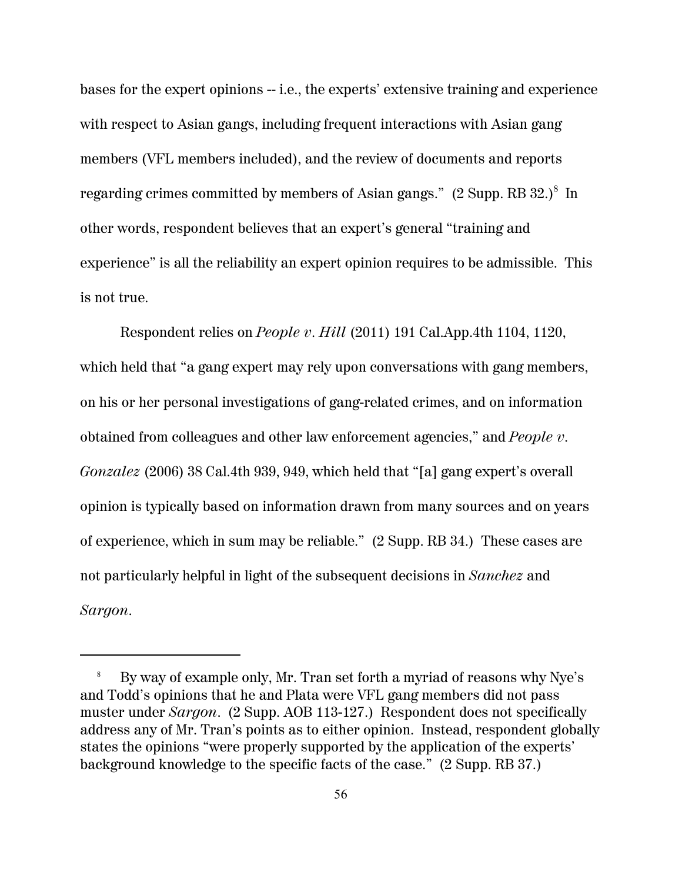bases for the expert opinions -- i.e., the experts' extensive training and experience with respect to Asian gangs, including frequent interactions with Asian gang members (VFL members included), and the review of documents and reports regarding crimes committed by members of Asian gangs." (2 Supp. RB 32.)[8] In other words, respondent believes that an expert's general "training and experience" is all the reliability an expert opinion requires to be admissible. This is not true.

Respondent relies on *People v. Hill* (2011) 191 Cal.App.4th 1104, 1120, which held that "a gang expert may rely upon conversations with gang members, on his or her personal investigations of gang-related crimes, and on information obtained from colleagues and other law enforcement agencies," and *People v. Gonzalez* (2006) 38 Cal.4th 939, 949, which held that "[a] gang expert's overall opinion is typically based on information drawn from many sources and on years of experience, which in sum may be reliable." (2 Supp. RB 34.) These cases are not particularly helpful in light of the subsequent decisions in *Sanchez* and *Sargon*.

---

[8] By way of example only, Mr. Tran set forth a myriad of reasons why Nye's and Todd's opinions that he and Plata were VFL gang members did not pass muster under *Sargon*. (2 Supp. AOB 113-127.) Respondent does not specifically address any of Mr. Tran's points as to either opinion. Instead, respondent globally states the opinions "were properly supported by the application of the experts' background knowledge to the specific facts of the case." (2 Supp. RB 37.)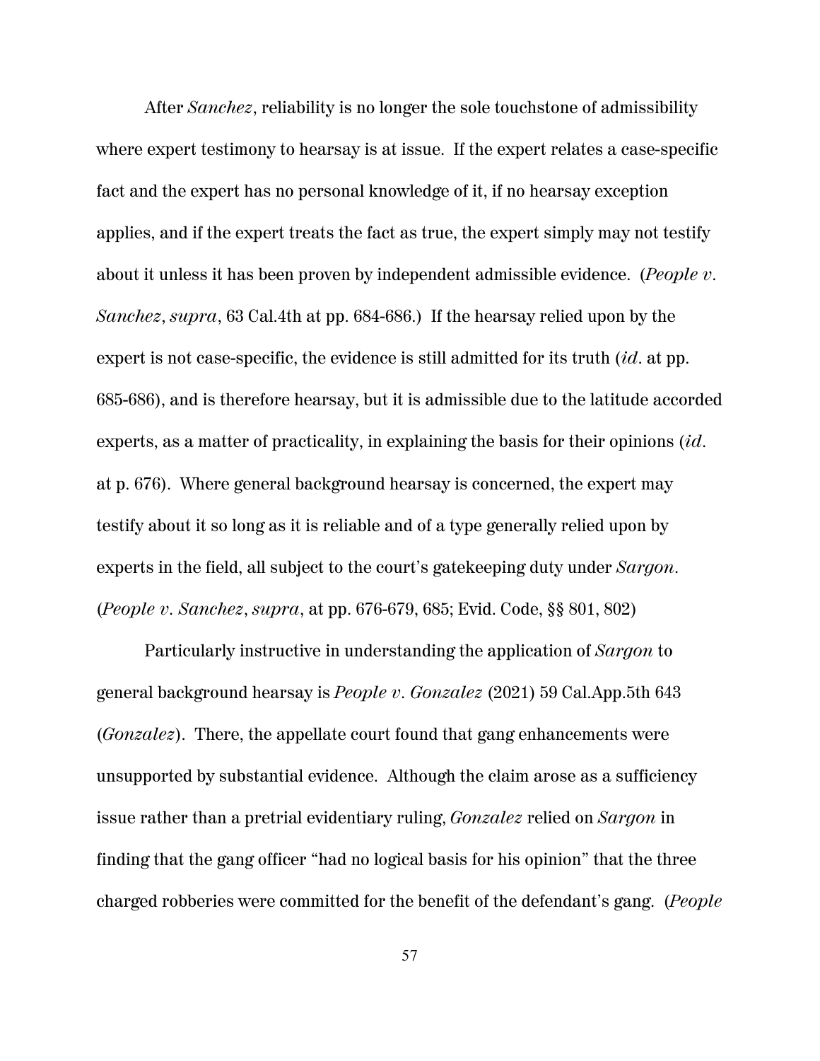After *Sanchez*, reliability is no longer the sole touchstone of admissibility where expert testimony to hearsay is at issue. If the expert relates a case-specific fact and the expert has no personal knowledge of it, if no hearsay exception applies, and if the expert treats the fact as true, the expert simply may not testify about it unless it has been proven by independent admissible evidence. (*People v. Sanchez*, *supra*, 63 Cal.4th at pp. 684-686.) If the hearsay relied upon by the expert is not case-specific, the evidence is still admitted for its truth (*id*. at pp. 685-686), and is therefore hearsay, but it is admissible due to the latitude accorded experts, as a matter of practicality, in explaining the basis for their opinions (*id*. at p. 676). Where general background hearsay is concerned, the expert may testify about it so long as it is reliable and of a type generally relied upon by experts in the field, all subject to the court's gatekeeping duty under *Sargon*. (*People v. Sanchez*, *supra*, at pp. 676-679, 685; Evid. Code, §§ 801, 802)

Particularly instructive in understanding the application of *Sargon* to general background hearsay is *People v. Gonzalez* (2021) 59 Cal.App.5th 643 (*Gonzalez*). There, the appellate court found that gang enhancements were unsupported by substantial evidence. Although the claim arose as a sufficiency issue rather than a pretrial evidentiary ruling, *Gonzalez* relied on *Sargon* in finding that the gang officer "had no logical basis for his opinion" that the three charged robberies were committed for the benefit of the defendant's gang. (*People*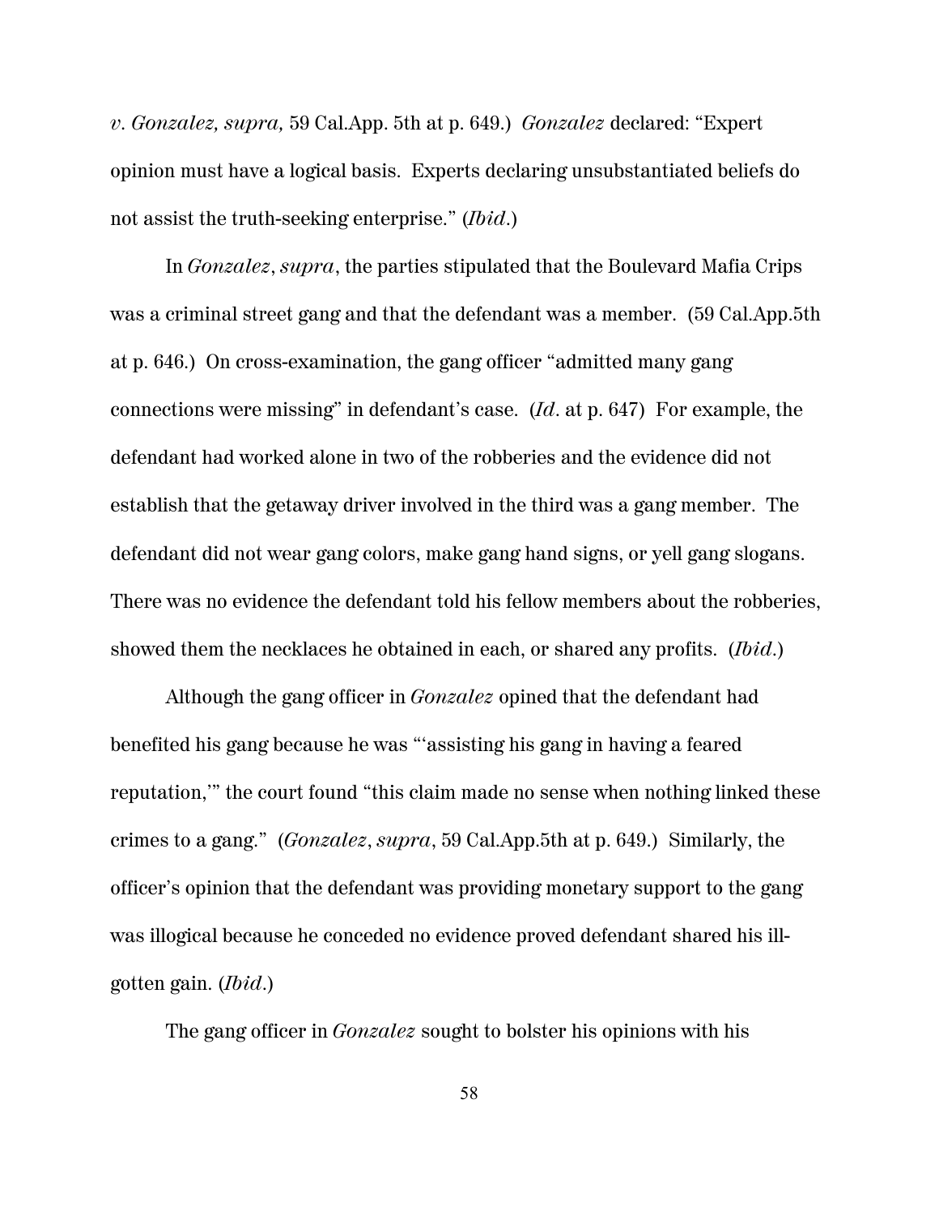*v. Gonzalez, supra,* 59 Cal.App. 5th at p. 649.) *Gonzalez* declared: "Expert opinion must have a logical basis. Experts declaring unsubstantiated beliefs do not assist the truth-seeking enterprise." (*Ibid*.)

In *Gonzalez*, *supra*, the parties stipulated that the Boulevard Mafia Crips was a criminal street gang and that the defendant was a member. (59 Cal.App.5th at p. 646.) On cross-examination, the gang officer "admitted many gang connections were missing" in defendant's case. (*Id*. at p. 647) For example, the defendant had worked alone in two of the robberies and the evidence did not establish that the getaway driver involved in the third was a gang member. The defendant did not wear gang colors, make gang hand signs, or yell gang slogans. There was no evidence the defendant told his fellow members about the robberies, showed them the necklaces he obtained in each, or shared any profits. (*Ibid*.)

Although the gang officer in *Gonzalez* opined that the defendant had benefited his gang because he was "'assisting his gang in having a feared reputation,'" the court found "this claim made no sense when nothing linked these crimes to a gang." (*Gonzalez*, *supra*, 59 Cal.App.5th at p. 649.) Similarly, the officer's opinion that the defendant was providing monetary support to the gang was illogical because he conceded no evidence proved defendant shared his ill-gotten gain. (*Ibid*.)

The gang officer in *Gonzalez* sought to bolster his opinions with his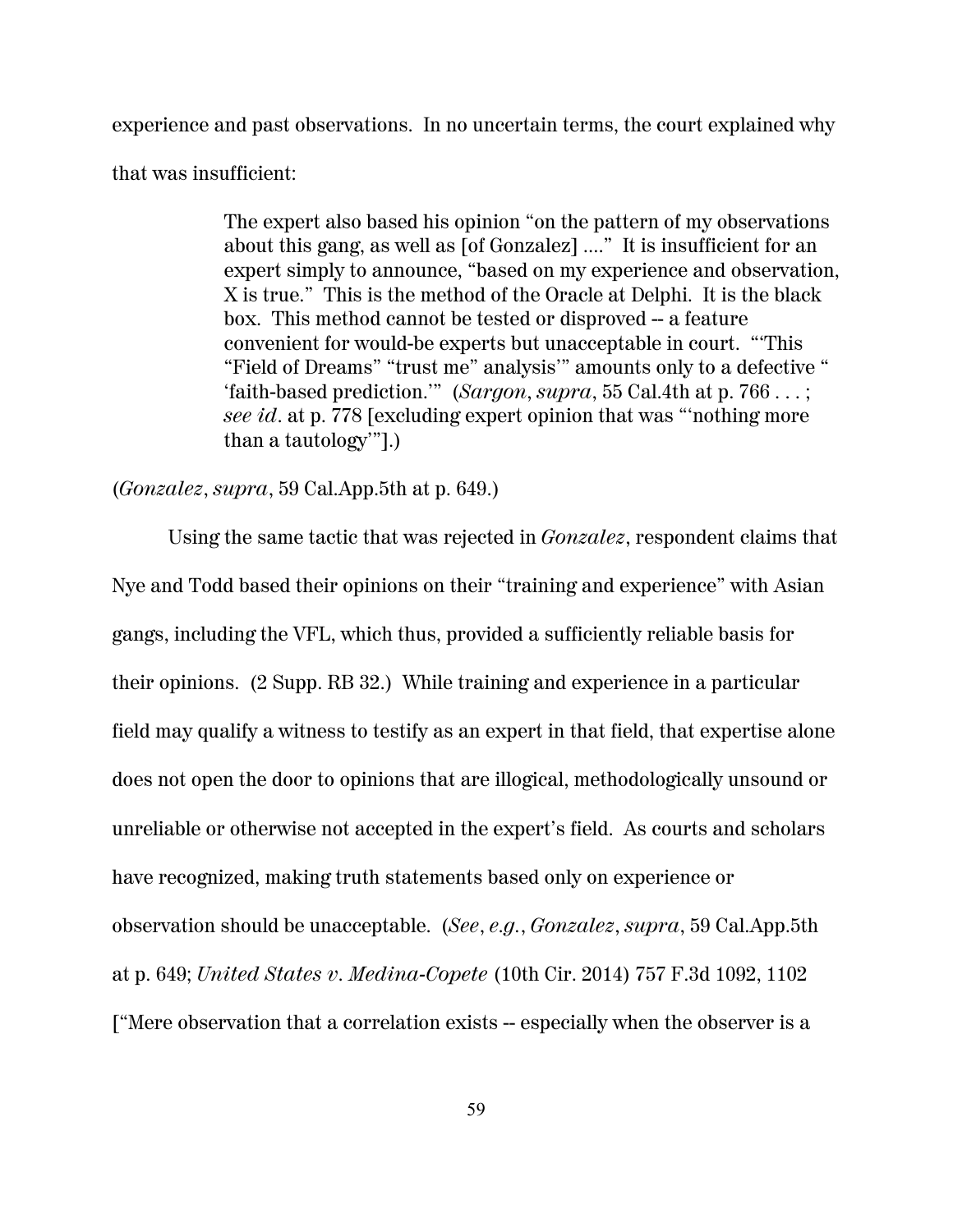experience and past observations. In no uncertain terms, the court explained why that was insufficient:

> The expert also based his opinion "on the pattern of my observations about this gang, as well as [of Gonzalez] ...." It is insufficient for an expert simply to announce, "based on my experience and observation, X is true." This is the method of the Oracle at Delphi. It is the black box. This method cannot be tested or disproved -- a feature convenient for would-be experts but unacceptable in court. "'This "Field of Dreams" "trust me" analysis'" amounts only to a defective " 'faith-based prediction.'" (*Sargon*, *supra*, 55 Cal.4th at p. 766 . . . ; *see id*. at p. 778 [excluding expert opinion that was "'nothing more than a tautology'"].)

(*Gonzalez*, *supra*, 59 Cal.App.5th at p. 649.)

Using the same tactic that was rejected in *Gonzalez*, respondent claims that Nye and Todd based their opinions on their "training and experience" with Asian gangs, including the VFL, which thus, provided a sufficiently reliable basis for their opinions. (2 Supp. RB 32.) While training and experience in a particular field may qualify a witness to testify as an expert in that field, that expertise alone does not open the door to opinions that are illogical, methodologically unsound or unreliable or otherwise not accepted in the expert's field. As courts and scholars have recognized, making truth statements based only on experience or observation should be unacceptable. (*See*, *e.g.*, *Gonzalez*, *supra*, 59 Cal.App.5th at p. 649; *United States v. Medina-Copete* (10th Cir. 2014) 757 F.3d 1092, 1102 ["Mere observation that a correlation exists -- especially when the observer is a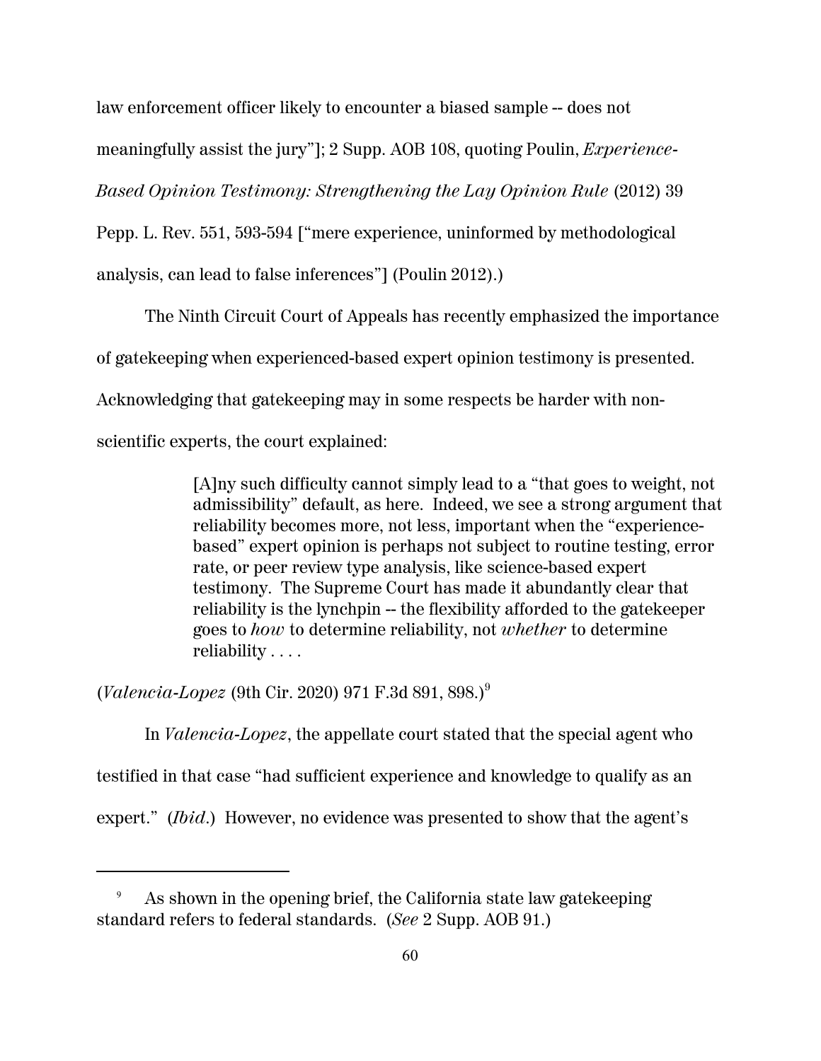law enforcement officer likely to encounter a biased sample -- does not meaningfully assist the jury"]; 2 Supp. AOB 108, quoting Poulin, *Experience-Based Opinion Testimony: Strengthening the Lay Opinion Rule* (2012) 39 Pepp. L. Rev. 551, 593-594 ["mere experience, uninformed by methodological analysis, can lead to false inferences"] (Poulin 2012).)

The Ninth Circuit Court of Appeals has recently emphasized the importance of gatekeeping when experienced-based expert opinion testimony is presented. Acknowledging that gatekeeping may in some respects be harder with non-scientific experts, the court explained:

> [A]ny such difficulty cannot simply lead to a "that goes to weight, not admissibility" default, as here. Indeed, we see a strong argument that reliability becomes more, not less, important when the "experience-based" expert opinion is perhaps not subject to routine testing, error rate, or peer review type analysis, like science-based expert testimony. The Supreme Court has made it abundantly clear that reliability is the lynchpin -- the flexibility afforded to the gatekeeper goes to *how* to determine reliability, not *whether* to determine reliability . . . .

(*Valencia-Lopez* (9th Cir. 2020) 971 F.3d 891, 898.)[9]

In *Valencia-Lopez*, the appellate court stated that the special agent who testified in that case "had sufficient experience and knowledge to qualify as an expert." (*Ibid*.) However, no evidence was presented to show that the agent's

---

[9] As shown in the opening brief, the California state law gatekeeping standard refers to federal standards. (*See* 2 Supp. AOB 91.)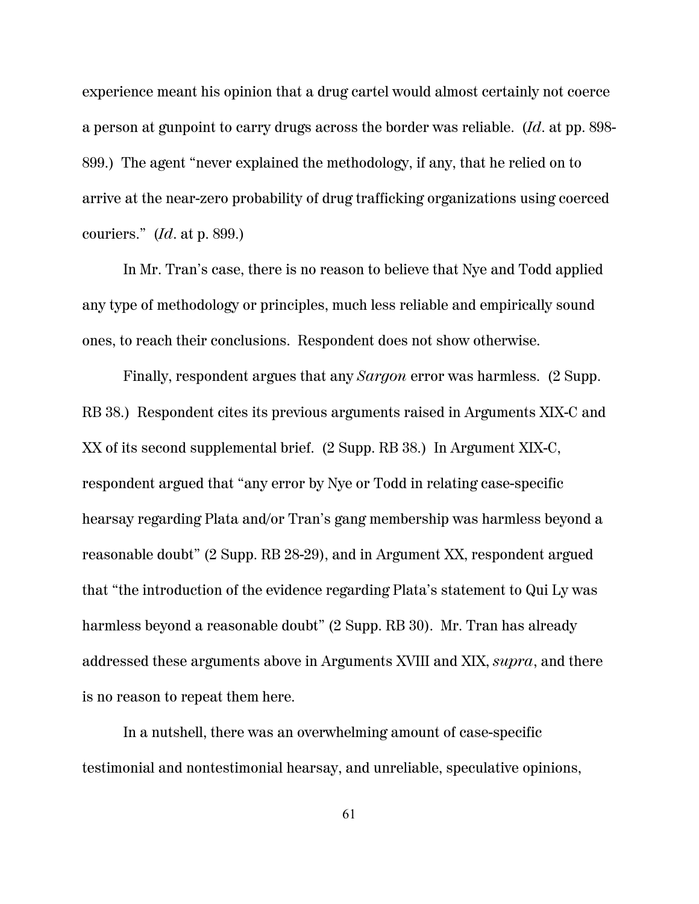experience meant his opinion that a drug cartel would almost certainly not coerce a person at gunpoint to carry drugs across the border was reliable. (*Id*. at pp. 898-899.) The agent "never explained the methodology, if any, that he relied on to arrive at the near-zero probability of drug trafficking organizations using coerced couriers." (*Id*. at p. 899.)

In Mr. Tran's case, there is no reason to believe that Nye and Todd applied any type of methodology or principles, much less reliable and empirically sound ones, to reach their conclusions. Respondent does not show otherwise.

Finally, respondent argues that any *Sargon* error was harmless. (2 Supp. RB 38.) Respondent cites its previous arguments raised in Arguments XIX-C and XX of its second supplemental brief. (2 Supp. RB 38.) In Argument XIX-C, respondent argued that "any error by Nye or Todd in relating case-specific hearsay regarding Plata and/or Tran's gang membership was harmless beyond a reasonable doubt" (2 Supp. RB 28-29), and in Argument XX, respondent argued that "the introduction of the evidence regarding Plata's statement to Qui Ly was harmless beyond a reasonable doubt" (2 Supp. RB 30). Mr. Tran has already addressed these arguments above in Arguments XVIII and XIX, *supra*, and there is no reason to repeat them here.

In a nutshell, there was an overwhelming amount of case-specific testimonial and nontestimonial hearsay, and unreliable, speculative opinions,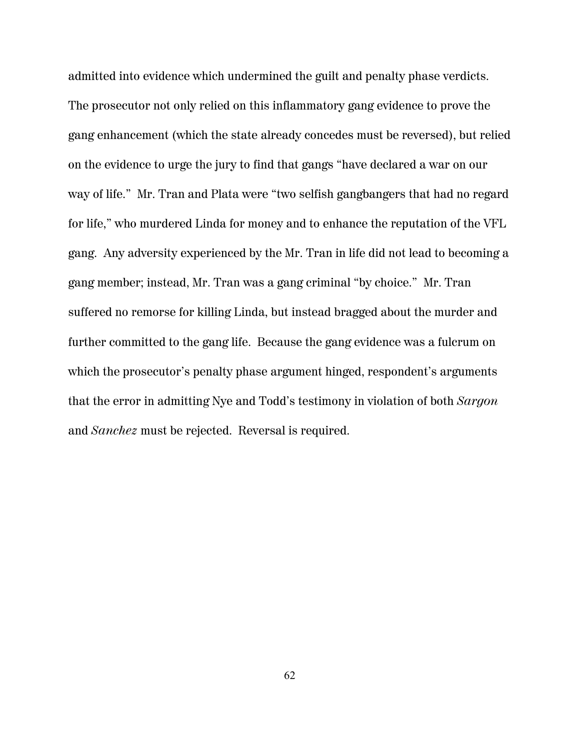admitted into evidence which undermined the guilt and penalty phase verdicts. The prosecutor not only relied on this inflammatory gang evidence to prove the gang enhancement (which the state already concedes must be reversed), but relied on the evidence to urge the jury to find that gangs "have declared a war on our way of life." Mr. Tran and Plata were "two selfish gangbangers that had no regard for life," who murdered Linda for money and to enhance the reputation of the VFL gang. Any adversity experienced by the Mr. Tran in life did not lead to becoming a gang member; instead, Mr. Tran was a gang criminal "by choice." Mr. Tran suffered no remorse for killing Linda, but instead bragged about the murder and further committed to the gang life. Because the gang evidence was a fulcrum on which the prosecutor's penalty phase argument hinged, respondent's arguments that the error in admitting Nye and Todd's testimony in violation of both *Sargon* and *Sanchez* must be rejected. Reversal is required.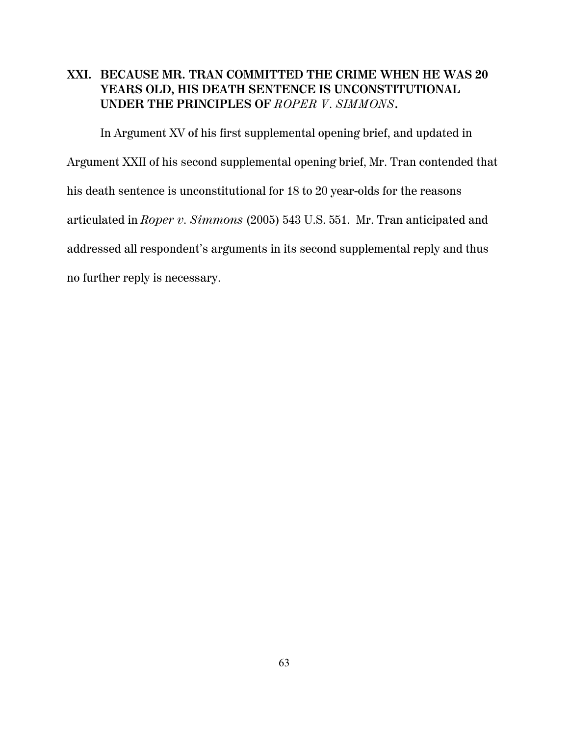## XXI. BECAUSE MR. TRAN COMMITTED THE CRIME WHEN HE WAS 20 YEARS OLD, HIS DEATH SENTENCE IS UNCONSTITUTIONAL UNDER THE PRINCIPLES OF *ROPER V. SIMMONS*.

In Argument XV of his first supplemental opening brief, and updated in Argument XXII of his second supplemental opening brief, Mr. Tran contended that his death sentence is unconstitutional for 18 to 20 year-olds for the reasons articulated in *Roper v. Simmons* (2005) 543 U.S. 551. Mr. Tran anticipated and addressed all respondent's arguments in its second supplemental reply and thus no further reply is necessary.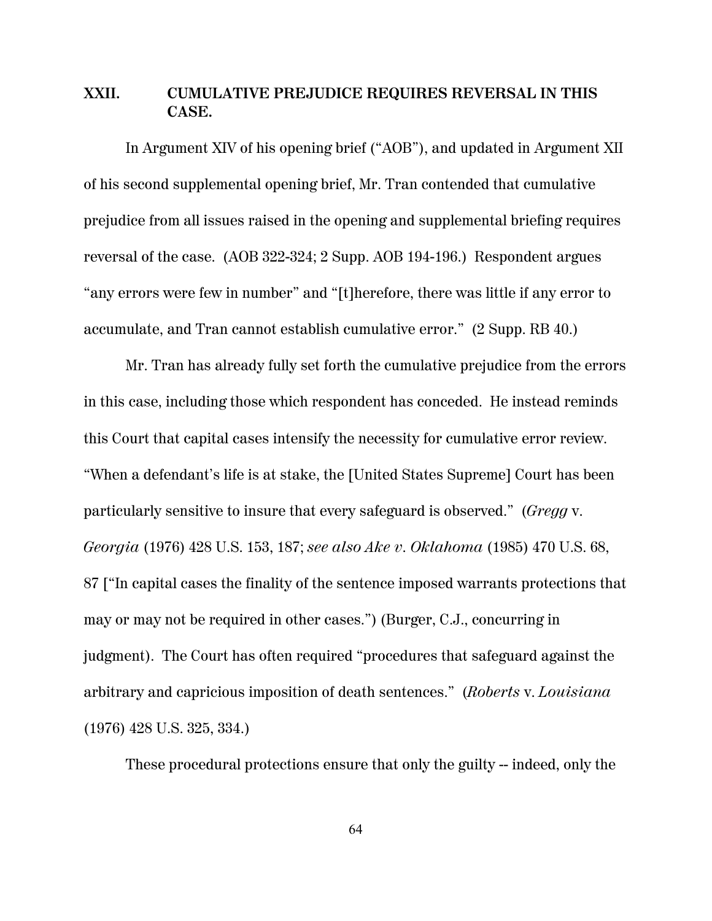## XXII. CUMULATIVE PREJUDICE REQUIRES REVERSAL IN THIS CASE.

In Argument XIV of his opening brief ("AOB"), and updated in Argument XII of his second supplemental opening brief, Mr. Tran contended that cumulative prejudice from all issues raised in the opening and supplemental briefing requires reversal of the case. (AOB 322-324; 2 Supp. AOB 194-196.) Respondent argues "any errors were few in number" and "[t]herefore, there was little if any error to accumulate, and Tran cannot establish cumulative error." (2 Supp. RB 40.)

Mr. Tran has already fully set forth the cumulative prejudice from the errors in this case, including those which respondent has conceded. He instead reminds this Court that capital cases intensify the necessity for cumulative error review. "When a defendant's life is at stake, the [United States Supreme] Court has been particularly sensitive to insure that every safeguard is observed." (*Gregg* v. *Georgia* (1976) 428 U.S. 153, 187; *see also Ake v. Oklahoma* (1985) 470 U.S. 68, 87 ["In capital cases the finality of the sentence imposed warrants protections that may or may not be required in other cases.") (Burger, C.J., concurring in judgment). The Court has often required "procedures that safeguard against the arbitrary and capricious imposition of death sentences." (*Roberts* v. *Louisiana* (1976) 428 U.S. 325, 334.)

These procedural protections ensure that only the guilty -- indeed, only the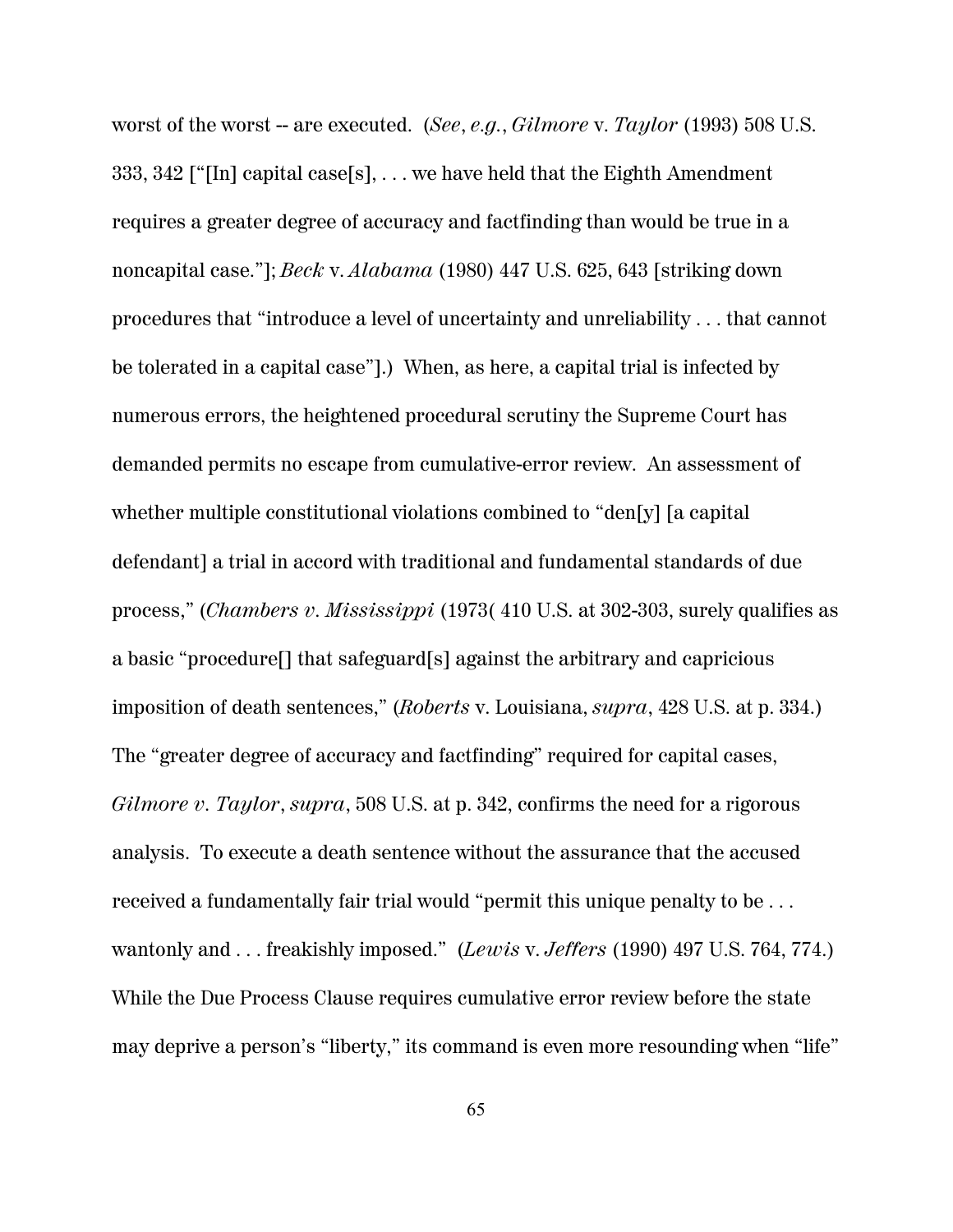worst of the worst -- are executed. (*See*, *e.g.*, *Gilmore* v. *Taylor* (1993) 508 U.S. 333, 342 ["[In] capital case[s], . . . we have held that the Eighth Amendment requires a greater degree of accuracy and factfinding than would be true in a noncapital case."]; *Beck* v. *Alabama* (1980) 447 U.S. 625, 643 [striking down procedures that "introduce a level of uncertainty and unreliability . . . that cannot be tolerated in a capital case"].) When, as here, a capital trial is infected by numerous errors, the heightened procedural scrutiny the Supreme Court has demanded permits no escape from cumulative-error review. An assessment of whether multiple constitutional violations combined to "den[y] [a capital defendant] a trial in accord with traditional and fundamental standards of due process," (*Chambers v. Mississippi* (1973( 410 U.S. at 302-303, surely qualifies as a basic "procedure[] that safeguard[s] against the arbitrary and capricious imposition of death sentences," (*Roberts* v. Louisiana, *supra*, 428 U.S. at p. 334.) The "greater degree of accuracy and factfinding" required for capital cases, *Gilmore v. Taylor*, *supra*, 508 U.S. at p. 342, confirms the need for a rigorous analysis. To execute a death sentence without the assurance that the accused received a fundamentally fair trial would "permit this unique penalty to be . . . wantonly and . . . freakishly imposed." (*Lewis* v. *Jeffers* (1990) 497 U.S. 764, 774.) While the Due Process Clause requires cumulative error review before the state may deprive a person's "liberty," its command is even more resounding when "life"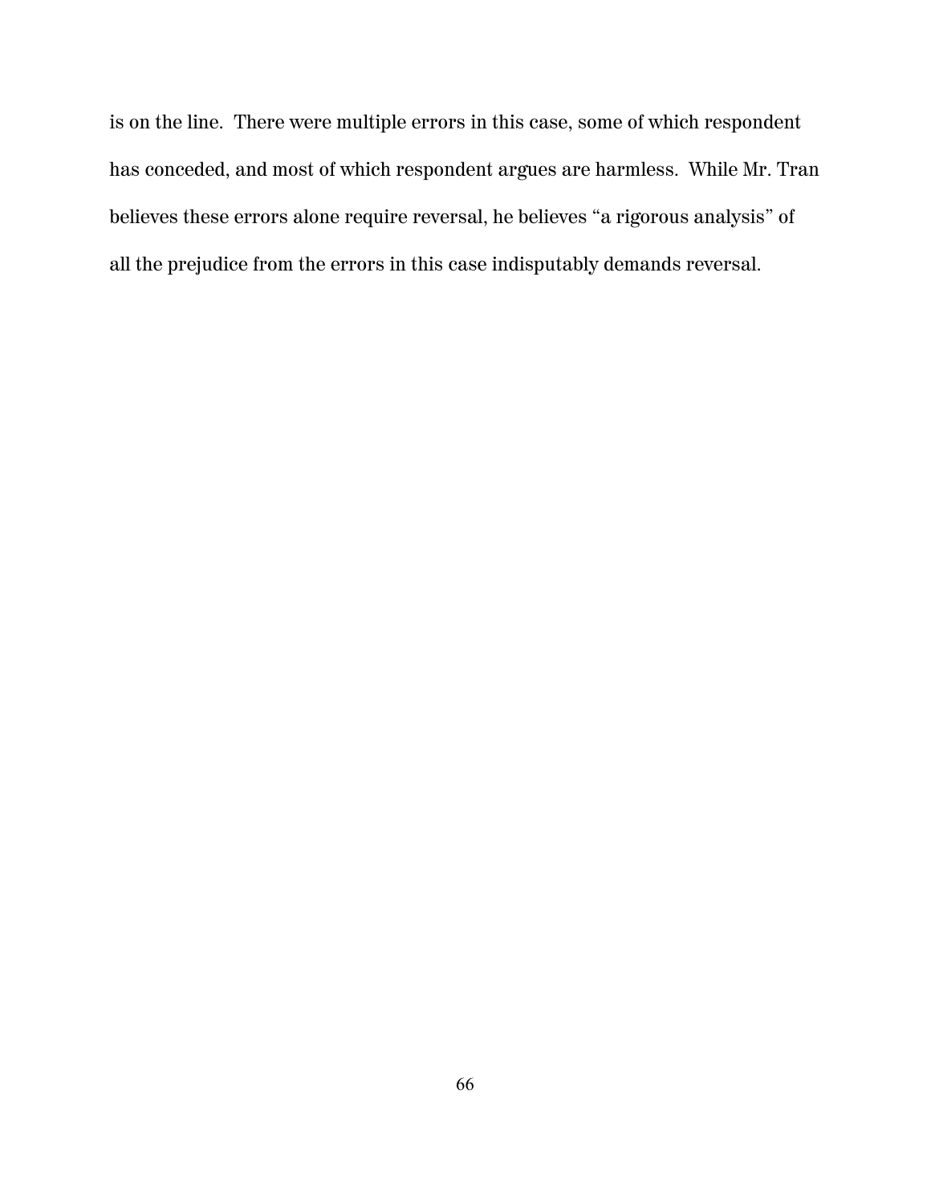is on the line. There were multiple errors in this case, some of which respondent has conceded, and most of which respondent argues are harmless. While Mr. Tran believes these errors alone require reversal, he believes "a rigorous analysis" of all the prejudice from the errors in this case indisputably demands reversal.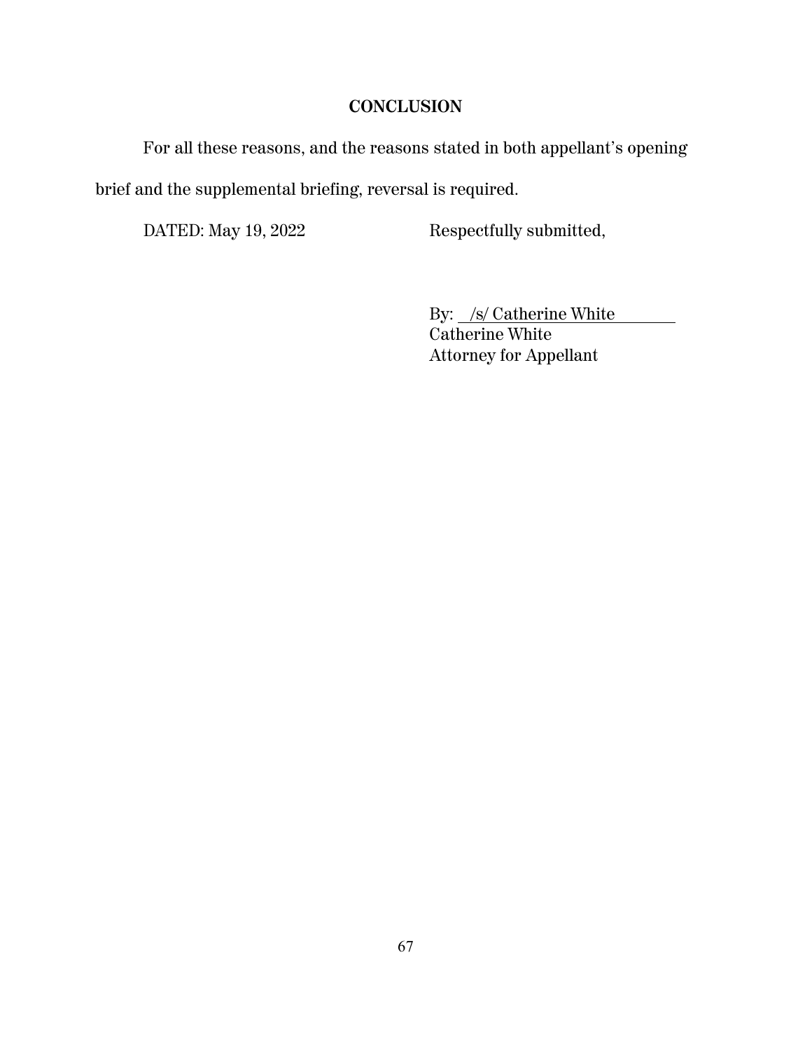## CONCLUSION

For all these reasons, and the reasons stated in both appellant's opening brief and the supplemental briefing, reversal is required.

DATED: May 19, 2022

Respectfully submitted,

By: /s/ Catherine White
Catherine White
Attorney for Appellant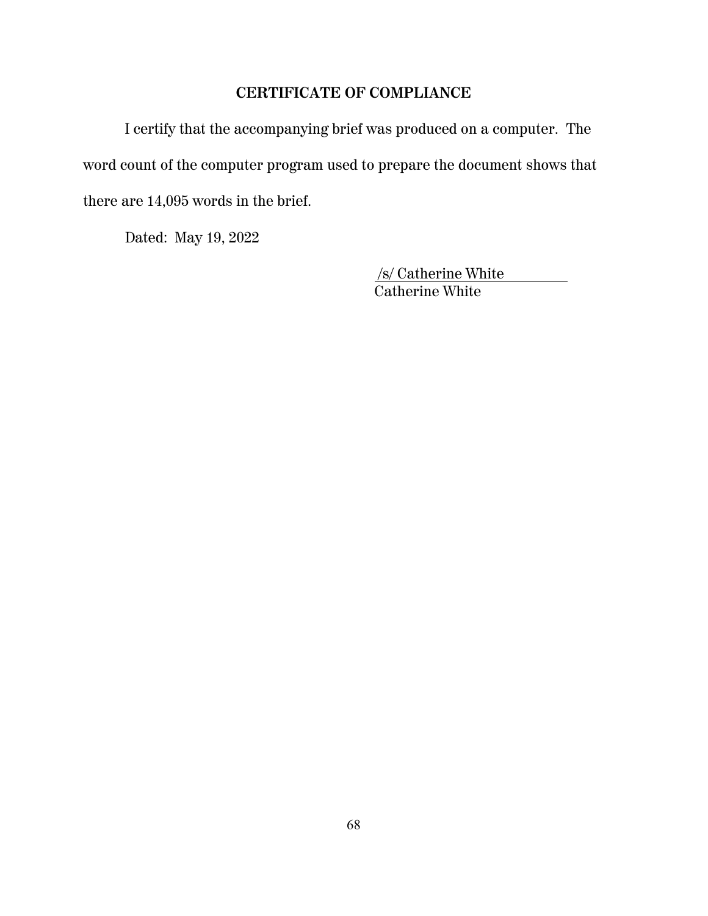## CERTIFICATE OF COMPLIANCE

I certify that the accompanying brief was produced on a computer. The word count of the computer program used to prepare the document shows that there are 14,095 words in the brief.

Dated: May 19, 2022

/s/ Catherine White
Catherine White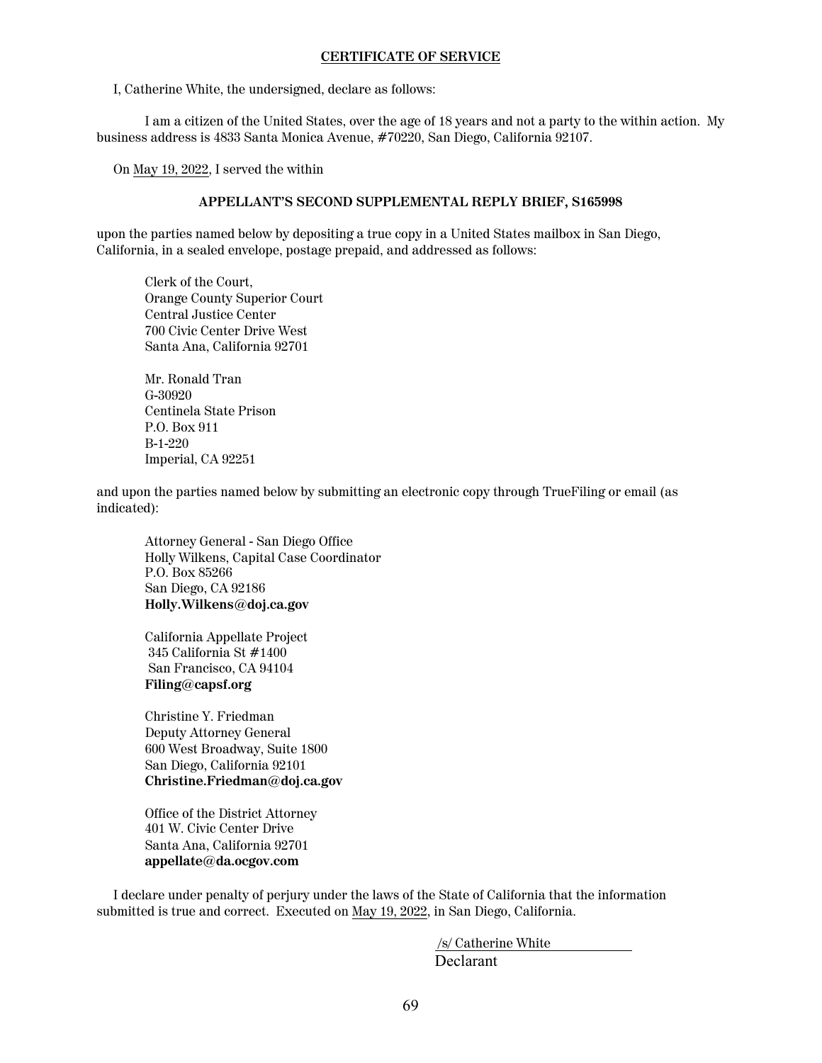**CERTIFICATE OF SERVICE**

I, Catherine White, the undersigned, declare as follows:

I am a citizen of the United States, over the age of 18 years and not a party to the within action. My business address is 4833 Santa Monica Avenue, #70220, San Diego, California 92107.

On May 19, 2022, I served the within

**APPELLANT'S SECOND SUPPLEMENTAL REPLY BRIEF, S165998**

upon the parties named below by depositing a true copy in a United States mailbox in San Diego, California, in a sealed envelope, postage prepaid, and addressed as follows:

Clerk of the Court,
Orange County Superior Court
Central Justice Center
700 Civic Center Drive West
Santa Ana, California 92701

Mr. Ronald Tran
G-30920
Centinela State Prison
P.O. Box 911
B-1-220
Imperial, CA 92251

and upon the parties named below by submitting an electronic copy through TrueFiling or email (as indicated):

Attorney General - San Diego Office
Holly Wilkens, Capital Case Coordinator
P.O. Box 85266
San Diego, CA 92186
**Holly.Wilkens@doj.ca.gov**

California Appellate Project
345 California St #1400
San Francisco, CA 94104
**Filing@capsf.org**

Christine Y. Friedman
Deputy Attorney General
600 West Broadway, Suite 1800
San Diego, California 92101
**Christine.Friedman@doj.ca.gov**

Office of the District Attorney
401 W. Civic Center Drive
Santa Ana, California 92701
**appellate@da.ocgov.com**

I declare under penalty of perjury under the laws of the State of California that the information submitted is true and correct. Executed on May 19, 2022, in San Diego, California.

/s/ Catherine White
Declarant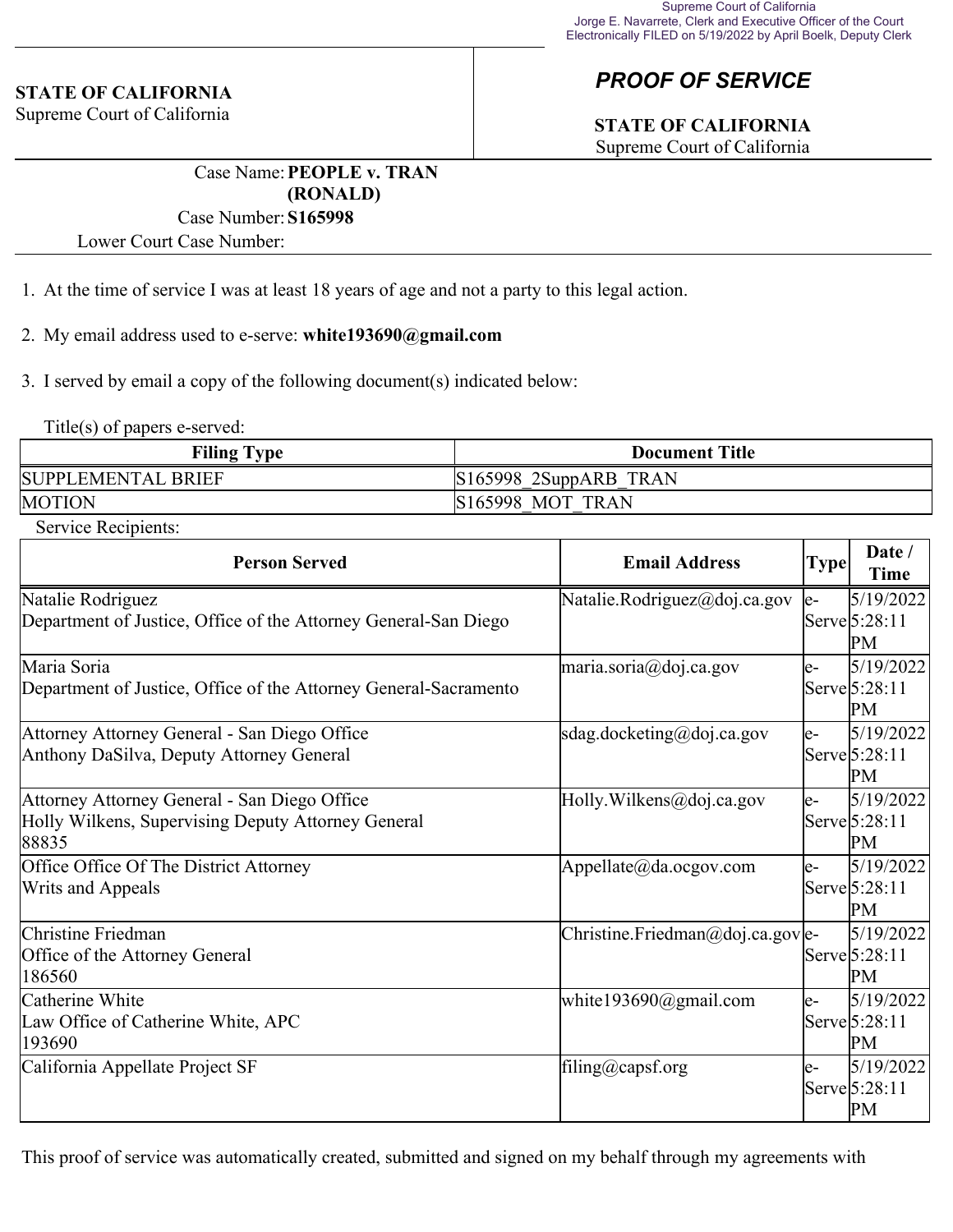Supreme Court of California
Jorge E. Navarrete, Clerk and Executive Officer of the Court
Electronically FILED on 5/19/2022 by April Boelk, Deputy Clerk

**STATE OF CALIFORNIA**
Supreme Court of California

## *PROOF OF SERVICE*

**STATE OF CALIFORNIA**
Supreme Court of California

Case Name: **PEOPLE v. TRAN (RONALD)**
Case Number: **S165998**
Lower Court Case Number:

1. At the time of service I was at least 18 years of age and not a party to this legal action.

2. My email address used to e-serve: **white193690@gmail.com**

3. I served by email a copy of the following document(s) indicated below:

Title(s) of papers e-served:

| Filing Type | Document Title |
|---|---|
| SUPPLEMENTAL BRIEF | S165998_2SuppARB_TRAN |
| MOTION | S165998_MOT_TRAN |

Service Recipients:

| Person Served | Email Address | Type | Date / Time |
|---|---|---|---|
| Natalie Rodriguez<br>Department of Justice, Office of the Attorney General-San Diego | Natalie.Rodriguez@doj.ca.gov | e-Serve | 5/19/2022 5:28:11 PM |
| Maria Soria<br>Department of Justice, Office of the Attorney General-Sacramento | maria.soria@doj.ca.gov | e-Serve | 5/19/2022 5:28:11 PM |
| Attorney Attorney General - San Diego Office<br>Anthony DaSilva, Deputy Attorney General | sdag.docketing@doj.ca.gov | e-Serve | 5/19/2022 5:28:11 PM |
| Attorney Attorney General - San Diego Office<br>Holly Wilkens, Supervising Deputy Attorney General<br>88835 | Holly.Wilkens@doj.ca.gov | e-Serve | 5/19/2022 5:28:11 PM |
| Office Office Of The District Attorney<br>Writs and Appeals | Appellate@da.ocgov.com | e-Serve | 5/19/2022 5:28:11 PM |
| Christine Friedman<br>Office of the Attorney General<br>186560 | Christine.Friedman@doj.ca.gov | e-Serve | 5/19/2022 5:28:11 PM |
| Catherine White<br>Law Office of Catherine White, APC<br>193690 | white193690@gmail.com | e-Serve | 5/19/2022 5:28:11 PM |
| California Appellate Project SF | filing@capsf.org | e-Serve | 5/19/2022 5:28:11 PM |

This proof of service was automatically created, submitted and signed on my behalf through my agreements with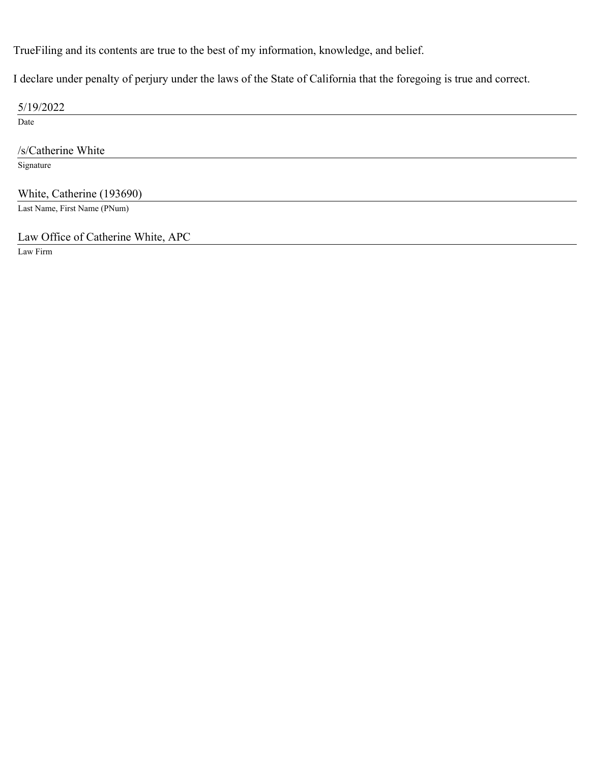TrueFiling and its contents are true to the best of my information, knowledge, and belief.

I declare under penalty of perjury under the laws of the State of California that the foregoing is true and correct.

5/19/2022

Date

/s/Catherine White

Signature

White, Catherine (193690)

Last Name, First Name (PNum)

Law Office of Catherine White, APC

Law Firm